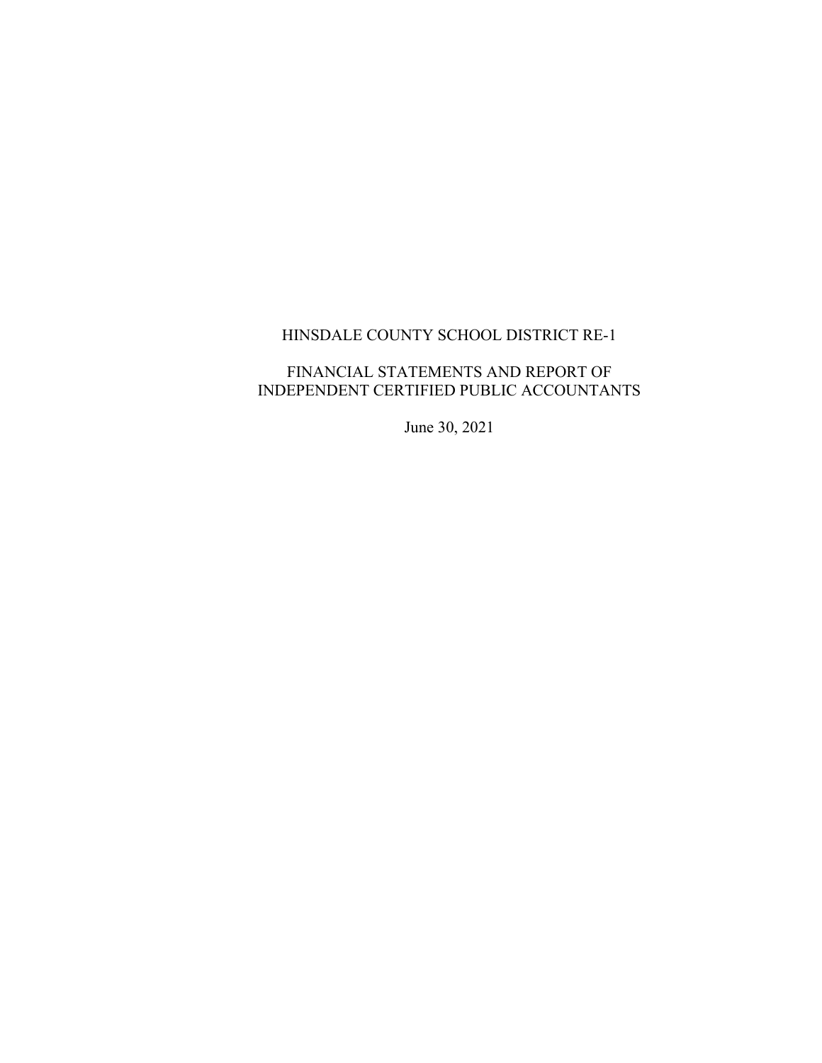# HINSDALE COUNTY SCHOOL DISTRICT RE-1

## FINANCIAL STATEMENTS AND REPORT OF INDEPENDENT CERTIFIED PUBLIC ACCOUNTANTS

June 30, 2021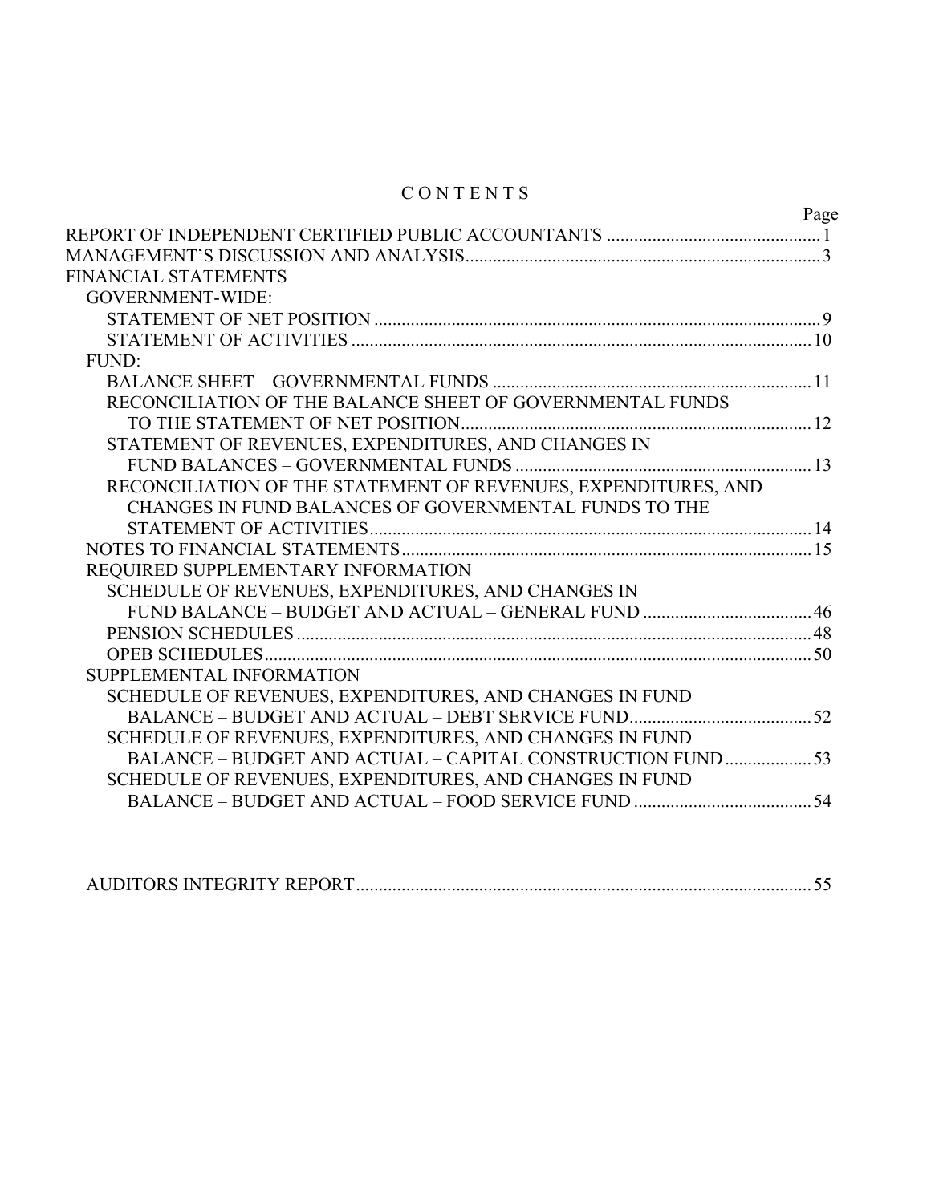# CONTENTS

| | Page |
|---|---|
| REPORT OF INDEPENDENT CERTIFIED PUBLIC ACCOUNTANTS | 1 |
| MANAGEMENT'S DISCUSSION AND ANALYSIS | 3 |
| FINANCIAL STATEMENTS | |
| GOVERNMENT-WIDE: | |
| STATEMENT OF NET POSITION | 9 |
| STATEMENT OF ACTIVITIES | 10 |
| FUND: | |
| BALANCE SHEET – GOVERNMENTAL FUNDS | 11 |
| RECONCILIATION OF THE BALANCE SHEET OF GOVERNMENTAL FUNDS TO THE STATEMENT OF NET POSITION | 12 |
| STATEMENT OF REVENUES, EXPENDITURES, AND CHANGES IN FUND BALANCES – GOVERNMENTAL FUNDS | 13 |
| RECONCILIATION OF THE STATEMENT OF REVENUES, EXPENDITURES, AND CHANGES IN FUND BALANCES OF GOVERNMENTAL FUNDS TO THE STATEMENT OF ACTIVITIES | 14 |
| NOTES TO FINANCIAL STATEMENTS | 15 |
| REQUIRED SUPPLEMENTARY INFORMATION | |
| SCHEDULE OF REVENUES, EXPENDITURES, AND CHANGES IN FUND BALANCE – BUDGET AND ACTUAL – GENERAL FUND | 46 |
| PENSION SCHEDULES | 48 |
| OPEB SCHEDULES | 50 |
| SUPPLEMENTAL INFORMATION | |
| SCHEDULE OF REVENUES, EXPENDITURES, AND CHANGES IN FUND BALANCE – BUDGET AND ACTUAL – DEBT SERVICE FUND | 52 |
| SCHEDULE OF REVENUES, EXPENDITURES, AND CHANGES IN FUND BALANCE – BUDGET AND ACTUAL – CAPITAL CONSTRUCTION FUND | 53 |
| SCHEDULE OF REVENUES, EXPENDITURES, AND CHANGES IN FUND BALANCE – BUDGET AND ACTUAL – FOOD SERVICE FUND | 54 |
| AUDITORS INTEGRITY REPORT | 55 |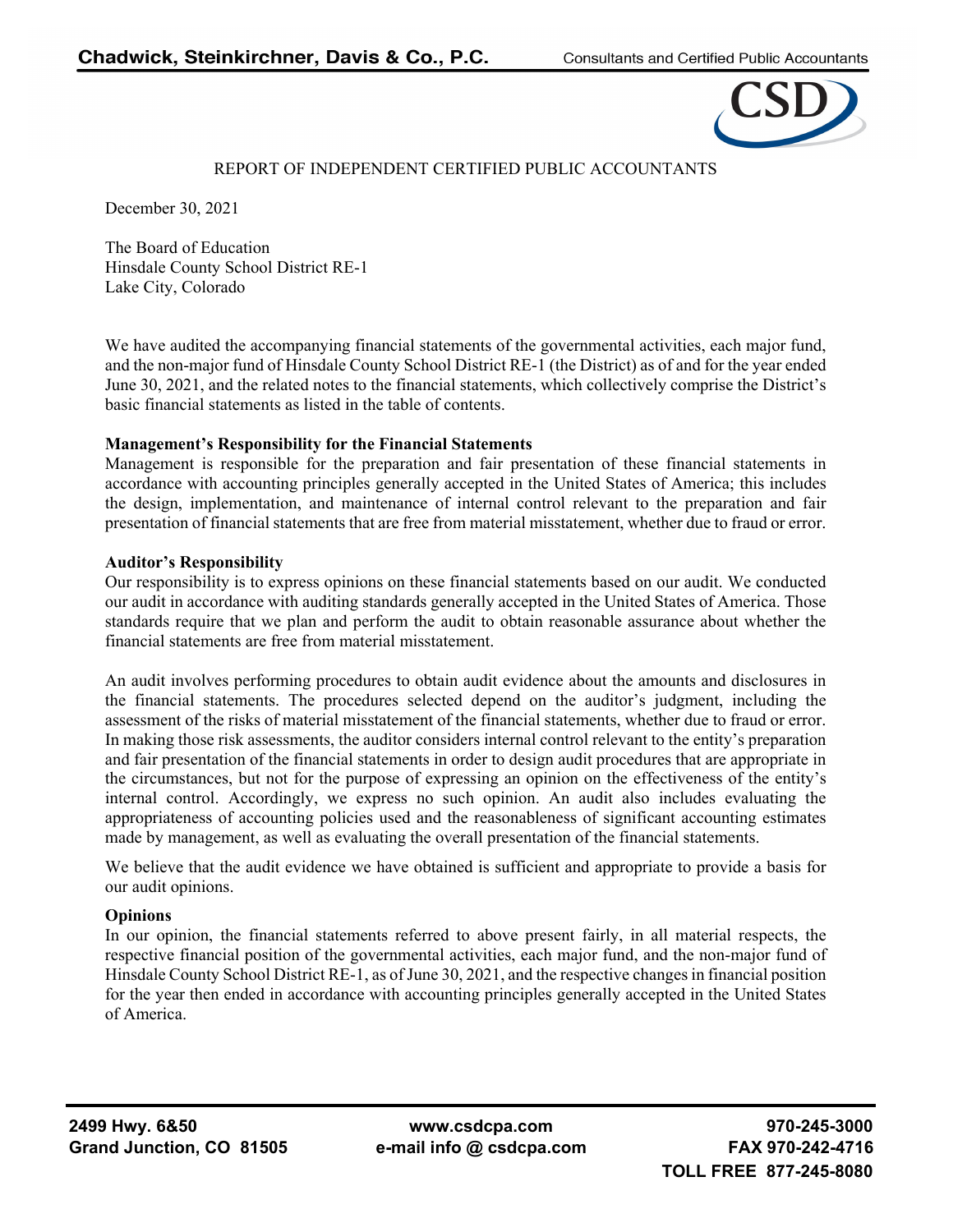# REPORT OF INDEPENDENT CERTIFIED PUBLIC ACCOUNTANTS

December 30, 2021

The Board of Education
Hinsdale County School District RE-1
Lake City, Colorado

We have audited the accompanying financial statements of the governmental activities, each major fund, and the non-major fund of Hinsdale County School District RE-1 (the District) as of and for the year ended June 30, 2021, and the related notes to the financial statements, which collectively comprise the District's basic financial statements as listed in the table of contents.

**Management's Responsibility for the Financial Statements**

Management is responsible for the preparation and fair presentation of these financial statements in accordance with accounting principles generally accepted in the United States of America; this includes the design, implementation, and maintenance of internal control relevant to the preparation and fair presentation of financial statements that are free from material misstatement, whether due to fraud or error.

**Auditor's Responsibility**

Our responsibility is to express opinions on these financial statements based on our audit. We conducted our audit in accordance with auditing standards generally accepted in the United States of America. Those standards require that we plan and perform the audit to obtain reasonable assurance about whether the financial statements are free from material misstatement.

An audit involves performing procedures to obtain audit evidence about the amounts and disclosures in the financial statements. The procedures selected depend on the auditor's judgment, including the assessment of the risks of material misstatement of the financial statements, whether due to fraud or error. In making those risk assessments, the auditor considers internal control relevant to the entity's preparation and fair presentation of the financial statements in order to design audit procedures that are appropriate in the circumstances, but not for the purpose of expressing an opinion on the effectiveness of the entity's internal control. Accordingly, we express no such opinion. An audit also includes evaluating the appropriateness of accounting policies used and the reasonableness of significant accounting estimates made by management, as well as evaluating the overall presentation of the financial statements.

We believe that the audit evidence we have obtained is sufficient and appropriate to provide a basis for our audit opinions.

**Opinions**

In our opinion, the financial statements referred to above present fairly, in all material respects, the respective financial position of the governmental activities, each major fund, and the non-major fund of Hinsdale County School District RE-1, as of June 30, 2021, and the respective changes in financial position for the year then ended in accordance with accounting principles generally accepted in the United States of America.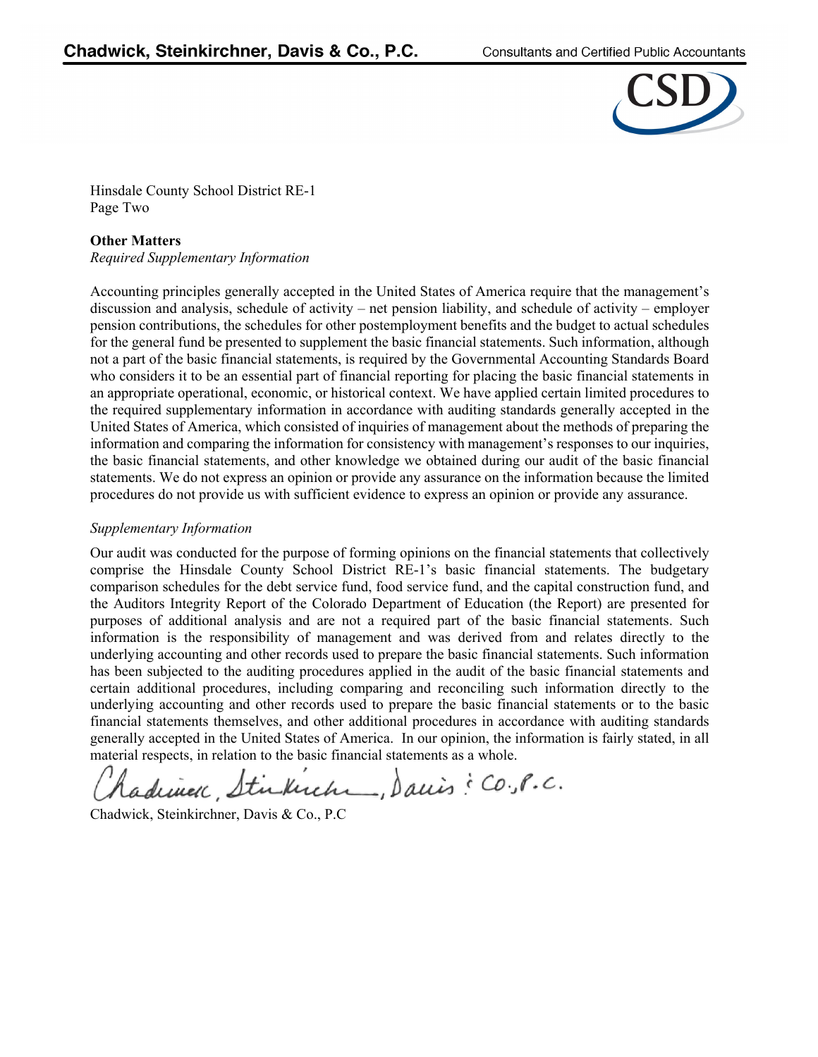Hinsdale County School District RE-1
Page Two

**Other Matters**
*Required Supplementary Information*

Accounting principles generally accepted in the United States of America require that the management's discussion and analysis, schedule of activity – net pension liability, and schedule of activity – employer pension contributions, the schedules for other postemployment benefits and the budget to actual schedules for the general fund be presented to supplement the basic financial statements. Such information, although not a part of the basic financial statements, is required by the Governmental Accounting Standards Board who considers it to be an essential part of financial reporting for placing the basic financial statements in an appropriate operational, economic, or historical context. We have applied certain limited procedures to the required supplementary information in accordance with auditing standards generally accepted in the United States of America, which consisted of inquiries of management about the methods of preparing the information and comparing the information for consistency with management's responses to our inquiries, the basic financial statements, and other knowledge we obtained during our audit of the basic financial statements. We do not express an opinion or provide any assurance on the information because the limited procedures do not provide us with sufficient evidence to express an opinion or provide any assurance.

*Supplementary Information*

Our audit was conducted for the purpose of forming opinions on the financial statements that collectively comprise the Hinsdale County School District RE-1's basic financial statements. The budgetary comparison schedules for the debt service fund, food service fund, and the capital construction fund, and the Auditors Integrity Report of the Colorado Department of Education (the Report) are presented for purposes of additional analysis and are not a required part of the basic financial statements. Such information is the responsibility of management and was derived from and relates directly to the underlying accounting and other records used to prepare the basic financial statements. Such information has been subjected to the auditing procedures applied in the audit of the basic financial statements and certain additional procedures, including comparing and reconciling such information directly to the underlying accounting and other records used to prepare the basic financial statements or to the basic financial statements themselves, and other additional procedures in accordance with auditing standards generally accepted in the United States of America. In our opinion, the information is fairly stated, in all material respects, in relation to the basic financial statements as a whole.

Chadwick, Steinkirchner, Davis & Co., P.C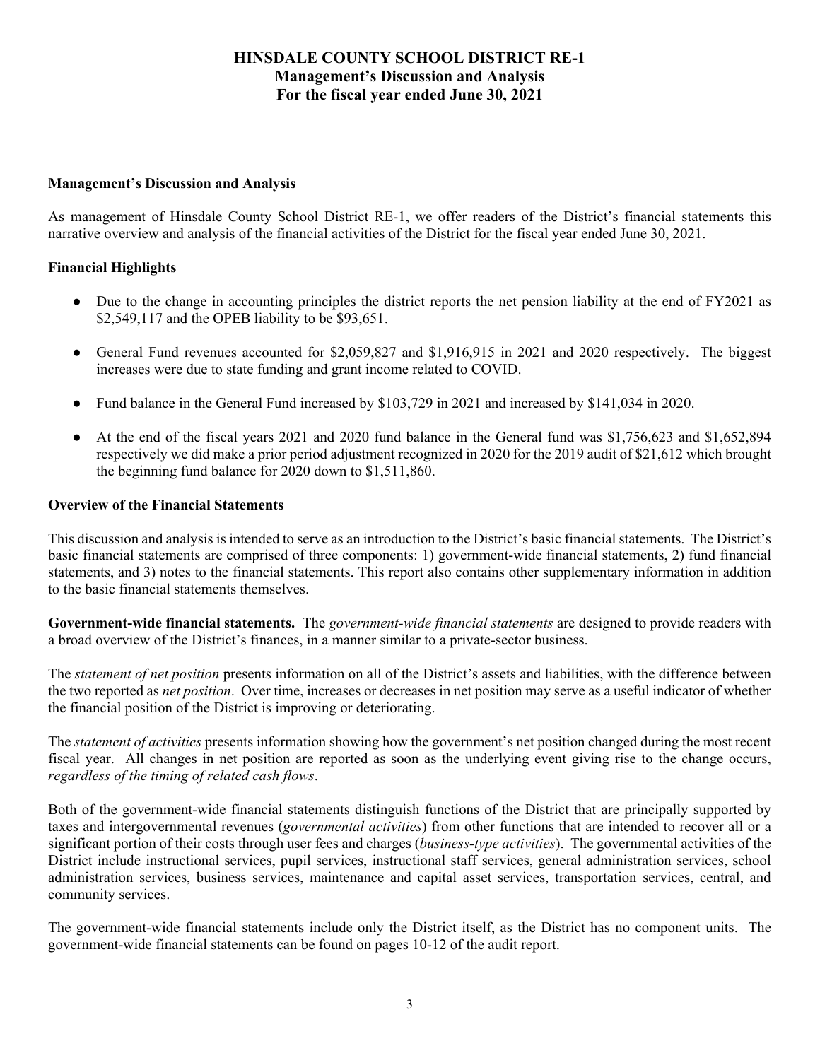# HINSDALE COUNTY SCHOOL DISTRICT RE-1
## Management's Discussion and Analysis
## For the fiscal year ended June 30, 2021

### Management's Discussion and Analysis

As management of Hinsdale County School District RE-1, we offer readers of the District's financial statements this narrative overview and analysis of the financial activities of the District for the fiscal year ended June 30, 2021.

### Financial Highlights

- Due to the change in accounting principles the district reports the net pension liability at the end of FY2021 as \$2,549,117 and the OPEB liability to be \$93,651.
- General Fund revenues accounted for \$2,059,827 and \$1,916,915 in 2021 and 2020 respectively. The biggest increases were due to state funding and grant income related to COVID.
- Fund balance in the General Fund increased by \$103,729 in 2021 and increased by \$141,034 in 2020.
- At the end of the fiscal years 2021 and 2020 fund balance in the General fund was \$1,756,623 and \$1,652,894 respectively we did make a prior period adjustment recognized in 2020 for the 2019 audit of \$21,612 which brought the beginning fund balance for 2020 down to \$1,511,860.

### Overview of the Financial Statements

This discussion and analysis is intended to serve as an introduction to the District's basic financial statements. The District's basic financial statements are comprised of three components: 1) government-wide financial statements, 2) fund financial statements, and 3) notes to the financial statements. This report also contains other supplementary information in addition to the basic financial statements themselves.

**Government-wide financial statements.** The *government-wide financial statements* are designed to provide readers with a broad overview of the District's finances, in a manner similar to a private-sector business.

The *statement of net position* presents information on all of the District's assets and liabilities, with the difference between the two reported as *net position*. Over time, increases or decreases in net position may serve as a useful indicator of whether the financial position of the District is improving or deteriorating.

The *statement of activities* presents information showing how the government's net position changed during the most recent fiscal year. All changes in net position are reported as soon as the underlying event giving rise to the change occurs, *regardless of the timing of related cash flows*.

Both of the government-wide financial statements distinguish functions of the District that are principally supported by taxes and intergovernmental revenues (*governmental activities*) from other functions that are intended to recover all or a significant portion of their costs through user fees and charges (*business-type activities*). The governmental activities of the District include instructional services, pupil services, instructional staff services, general administration services, school administration services, business services, maintenance and capital asset services, transportation services, central, and community services.

The government-wide financial statements include only the District itself, as the District has no component units. The government-wide financial statements can be found on pages 10-12 of the audit report.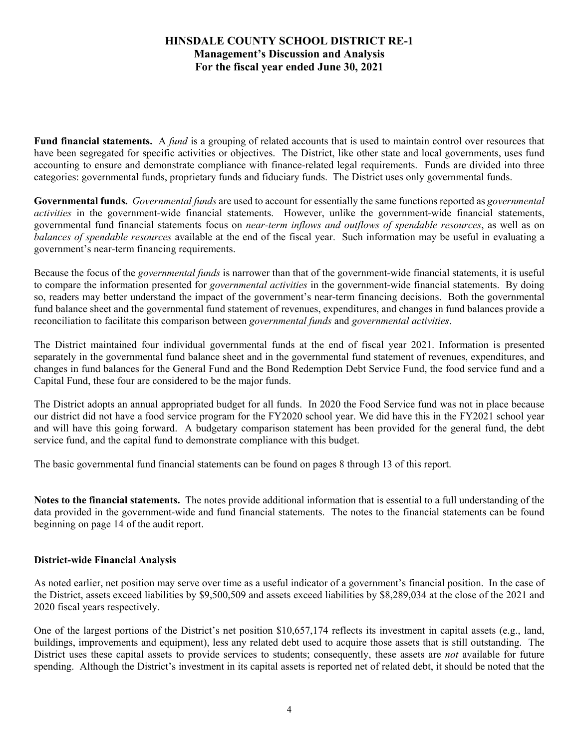**Fund financial statements.** A *fund* is a grouping of related accounts that is used to maintain control over resources that have been segregated for specific activities or objectives. The District, like other state and local governments, uses fund accounting to ensure and demonstrate compliance with finance-related legal requirements. Funds are divided into three categories: governmental funds, proprietary funds and fiduciary funds. The District uses only governmental funds.

**Governmental funds.** *Governmental funds* are used to account for essentially the same functions reported as *governmental activities* in the government-wide financial statements. However, unlike the government-wide financial statements, governmental fund financial statements focus on *near-term inflows and outflows of spendable resources*, as well as on *balances of spendable resources* available at the end of the fiscal year. Such information may be useful in evaluating a government's near-term financing requirements.

Because the focus of the *governmental funds* is narrower than that of the government-wide financial statements, it is useful to compare the information presented for *governmental activities* in the government-wide financial statements. By doing so, readers may better understand the impact of the government's near-term financing decisions. Both the governmental fund balance sheet and the governmental fund statement of revenues, expenditures, and changes in fund balances provide a reconciliation to facilitate this comparison between *governmental funds* and *governmental activities*.

The District maintained four individual governmental funds at the end of fiscal year 2021. Information is presented separately in the governmental fund balance sheet and in the governmental fund statement of revenues, expenditures, and changes in fund balances for the General Fund and the Bond Redemption Debt Service Fund, the food service fund and a Capital Fund, these four are considered to be the major funds.

The District adopts an annual appropriated budget for all funds. In 2020 the Food Service fund was not in place because our district did not have a food service program for the FY2020 school year. We did have this in the FY2021 school year and will have this going forward. A budgetary comparison statement has been provided for the general fund, the debt service fund, and the capital fund to demonstrate compliance with this budget.

The basic governmental fund financial statements can be found on pages 8 through 13 of this report.

**Notes to the financial statements.** The notes provide additional information that is essential to a full understanding of the data provided in the government-wide and fund financial statements. The notes to the financial statements can be found beginning on page 14 of the audit report.

## District-wide Financial Analysis

As noted earlier, net position may serve over time as a useful indicator of a government's financial position. In the case of the District, assets exceed liabilities by $9,500,509 and assets exceed liabilities by $8,289,034 at the close of the 2021 and 2020 fiscal years respectively.

One of the largest portions of the District's net position $10,657,174 reflects its investment in capital assets (e.g., land, buildings, improvements and equipment), less any related debt used to acquire those assets that is still outstanding. The District uses these capital assets to provide services to students; consequently, these assets are *not* available for future spending. Although the District's investment in its capital assets is reported net of related debt, it should be noted that the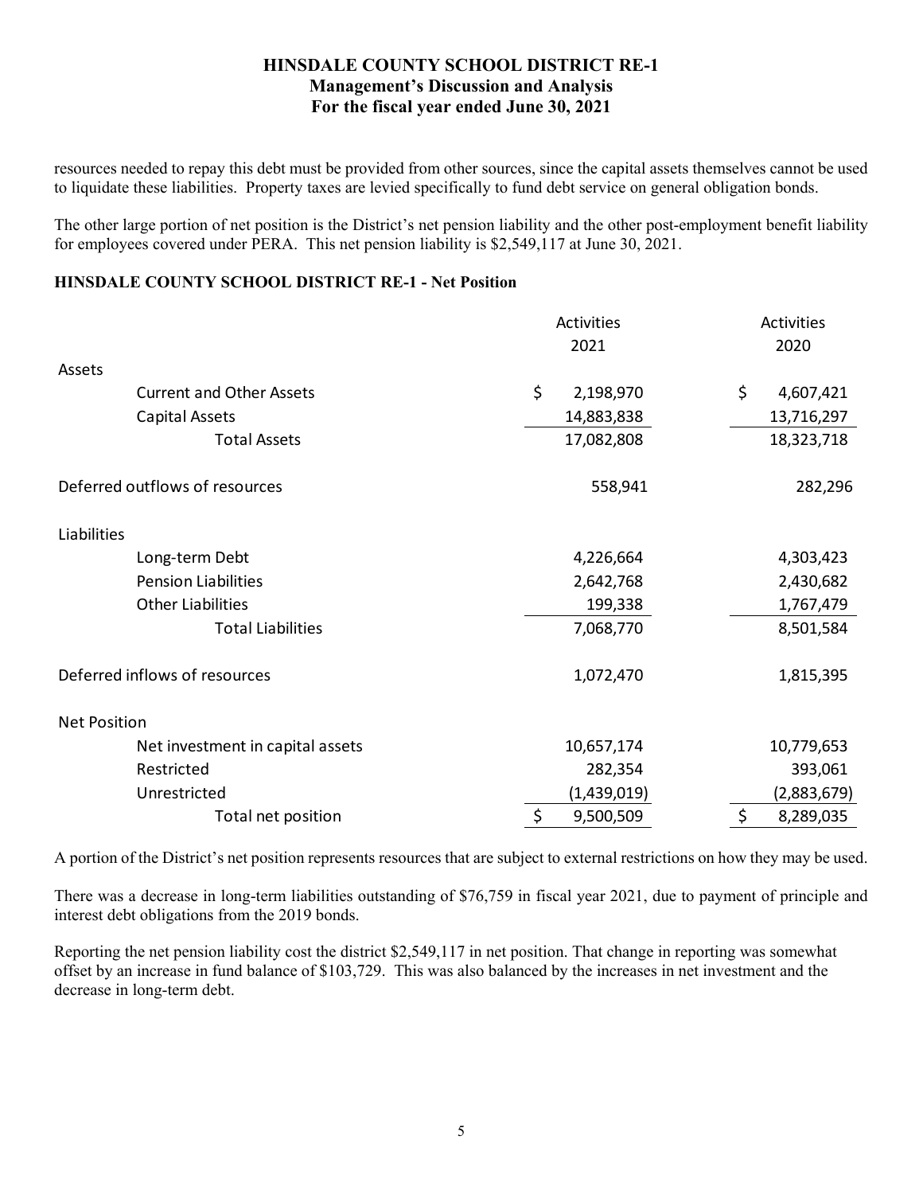resources needed to repay this debt must be provided from other sources, since the capital assets themselves cannot be used to liquidate these liabilities. Property taxes are levied specifically to fund debt service on general obligation bonds.

The other large portion of net position is the District's net pension liability and the other post-employment benefit liability for employees covered under PERA. This net pension liability is $2,549,117 at June 30, 2021.

**HINSDALE COUNTY SCHOOL DISTRICT RE-1 - Net Position**

| | Activities 2021 | Activities 2020 |
|---|---|---|
| **Assets** | | |
| Current and Other Assets | $ 2,198,970 | $ 4,607,421 |
| Capital Assets | 14,883,838 | 13,716,297 |
| Total Assets | 17,082,808 | 18,323,718 |
| Deferred outflows of resources | 558,941 | 282,296 |
| **Liabilities** | | |
| Long-term Debt | 4,226,664 | 4,303,423 |
| Pension Liabilities | 2,642,768 | 2,430,682 |
| Other Liabilities | 199,338 | 1,767,479 |
| Total Liabilities | 7,068,770 | 8,501,584 |
| Deferred inflows of resources | 1,072,470 | 1,815,395 |
| **Net Position** | | |
| Net investment in capital assets | 10,657,174 | 10,779,653 |
| Restricted | 282,354 | 393,061 |
| Unrestricted | (1,439,019) | (2,883,679) |
| Total net position | $ 9,500,509 | $ 8,289,035 |

A portion of the District's net position represents resources that are subject to external restrictions on how they may be used.

There was a decrease in long-term liabilities outstanding of $76,759 in fiscal year 2021, due to payment of principle and interest debt obligations from the 2019 bonds.

Reporting the net pension liability cost the district $2,549,117 in net position. That change in reporting was somewhat offset by an increase in fund balance of $103,729. This was also balanced by the increases in net investment and the decrease in long-term debt.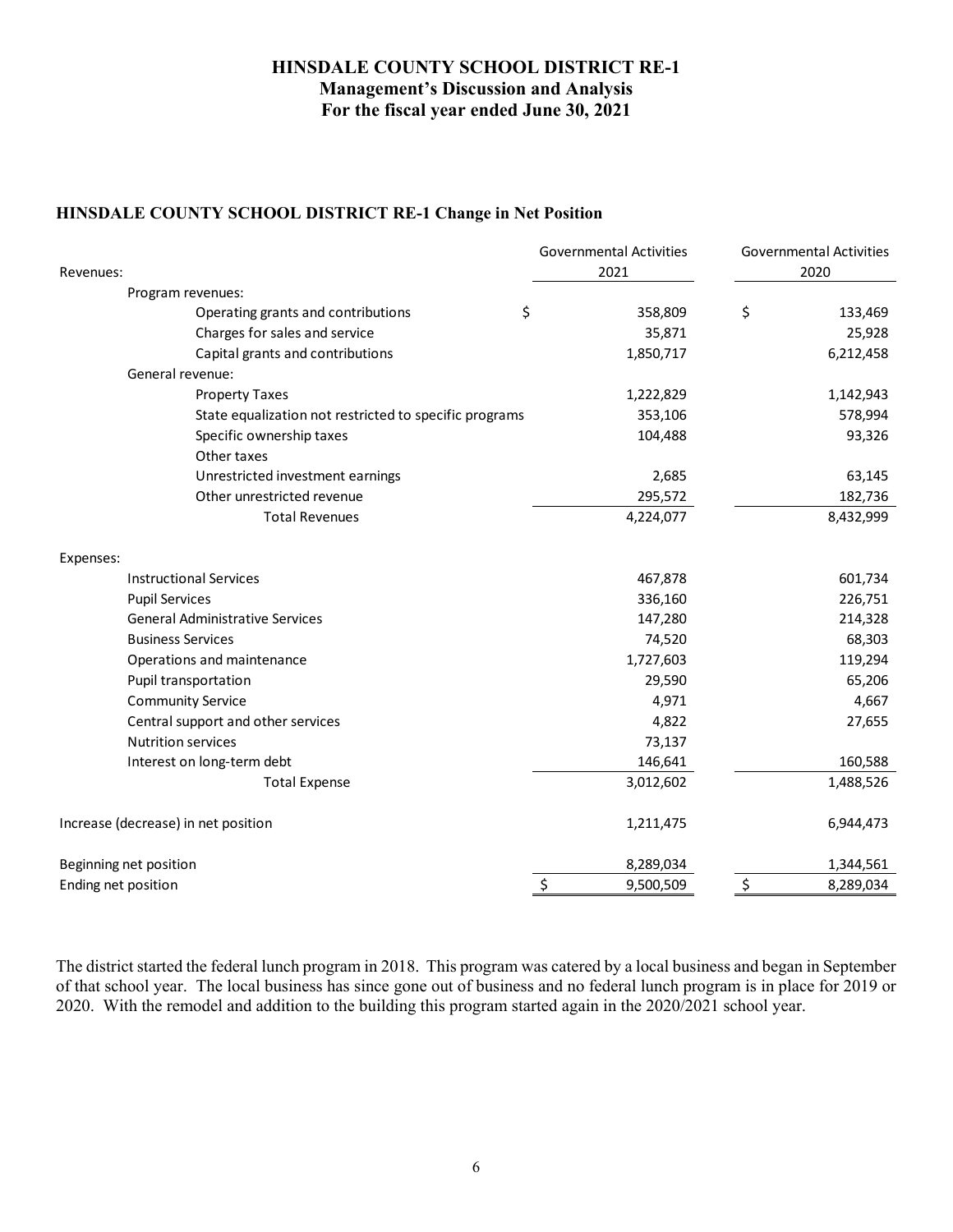# HINSDALE COUNTY SCHOOL DISTRICT RE-1
## Management's Discussion and Analysis
## For the fiscal year ended June 30, 2021

### HINSDALE COUNTY SCHOOL DISTRICT RE-1 Change in Net Position

| | Governmental Activities 2021 | Governmental Activities 2020 |
|---|---|---|
| Revenues: | | |
| Program revenues: | | |
| Operating grants and contributions | $ 358,809 | $ 133,469 |
| Charges for sales and service | 35,871 | 25,928 |
| Capital grants and contributions | 1,850,717 | 6,212,458 |
| General revenue: | | |
| Property Taxes | 1,222,829 | 1,142,943 |
| State equalization not restricted to specific programs | 353,106 | 578,994 |
| Specific ownership taxes | 104,488 | 93,326 |
| Other taxes | | |
| Unrestricted investment earnings | 2,685 | 63,145 |
| Other unrestricted revenue | 295,572 | 182,736 |
| Total Revenues | 4,224,077 | 8,432,999 |
| Expenses: | | |
| Instructional Services | 467,878 | 601,734 |
| Pupil Services | 336,160 | 226,751 |
| General Administrative Services | 147,280 | 214,328 |
| Business Services | 74,520 | 68,303 |
| Operations and maintenance | 1,727,603 | 119,294 |
| Pupil transportation | 29,590 | 65,206 |
| Community Service | 4,971 | 4,667 |
| Central support and other services | 4,822 | 27,655 |
| Nutrition services | 73,137 | |
| Interest on long-term debt | 146,641 | 160,588 |
| Total Expense | 3,012,602 | 1,488,526 |
| Increase (decrease) in net position | 1,211,475 | 6,944,473 |
| Beginning net position | 8,289,034 | 1,344,561 |
| Ending net position | $ 9,500,509 | $ 8,289,034 |

The district started the federal lunch program in 2018. This program was catered by a local business and began in September of that school year. The local business has since gone out of business and no federal lunch program is in place for 2019 or 2020. With the remodel and addition to the building this program started again in the 2020/2021 school year.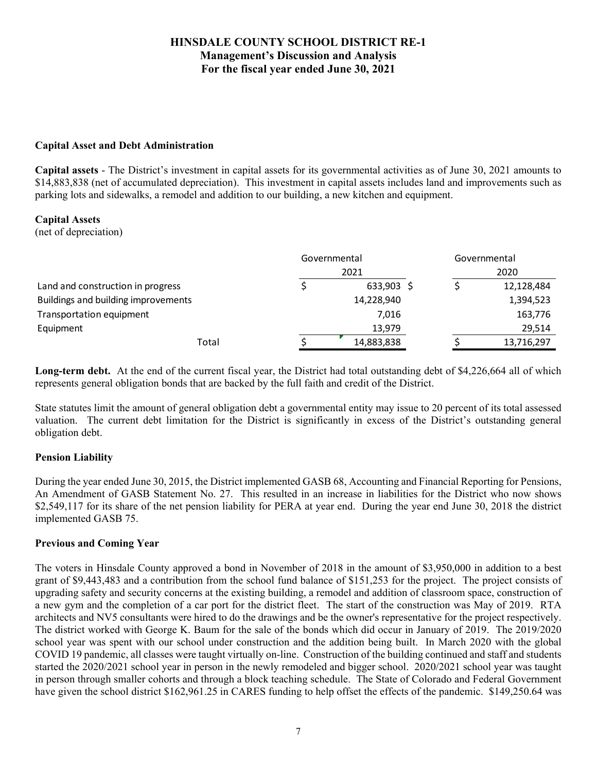# HINSDALE COUNTY SCHOOL DISTRICT RE-1
## Management's Discussion and Analysis
## For the fiscal year ended June 30, 2021

### Capital Asset and Debt Administration

**Capital assets** - The District's investment in capital assets for its governmental activities as of June 30, 2021 amounts to $14,883,838 (net of accumulated depreciation). This investment in capital assets includes land and improvements such as parking lots and sidewalks, a remodel and addition to our building, a new kitchen and equipment.

**Capital Assets**
(net of depreciation)

| | Governmental 2021 | Governmental 2020 |
|---|---|---|
| Land and construction in progress | $ 633,903 | $ 12,128,484 |
| Buildings and building improvements | 14,228,940 | 1,394,523 |
| Transportation equipment | 7,016 | 163,776 |
| Equipment | 13,979 | 29,514 |
| Total | $ 14,883,838 | $ 13,716,297 |

**Long-term debt.** At the end of the current fiscal year, the District had total outstanding debt of $4,226,664 all of which represents general obligation bonds that are backed by the full faith and credit of the District.

State statutes limit the amount of general obligation debt a governmental entity may issue to 20 percent of its total assessed valuation. The current debt limitation for the District is significantly in excess of the District's outstanding general obligation debt.

### Pension Liability

During the year ended June 30, 2015, the District implemented GASB 68, Accounting and Financial Reporting for Pensions, An Amendment of GASB Statement No. 27. This resulted in an increase in liabilities for the District who now shows $2,549,117 for its share of the net pension liability for PERA at year end. During the year end June 30, 2018 the district implemented GASB 75.

### Previous and Coming Year

The voters in Hinsdale County approved a bond in November of 2018 in the amount of $3,950,000 in addition to a best grant of $9,443,483 and a contribution from the school fund balance of $151,253 for the project. The project consists of upgrading safety and security concerns at the existing building, a remodel and addition of classroom space, construction of a new gym and the completion of a car port for the district fleet. The start of the construction was May of 2019. RTA architects and NV5 consultants were hired to do the drawings and be the owner's representative for the project respectively. The district worked with George K. Baum for the sale of the bonds which did occur in January of 2019. The 2019/2020 school year was spent with our school under construction and the addition being built. In March 2020 with the global COVID 19 pandemic, all classes were taught virtually on-line. Construction of the building continued and staff and students started the 2020/2021 school year in person in the newly remodeled and bigger school. 2020/2021 school year was taught in person through smaller cohorts and through a block teaching schedule. The State of Colorado and Federal Government have given the school district $162,961.25 in CARES funding to help offset the effects of the pandemic. $149,250.64 was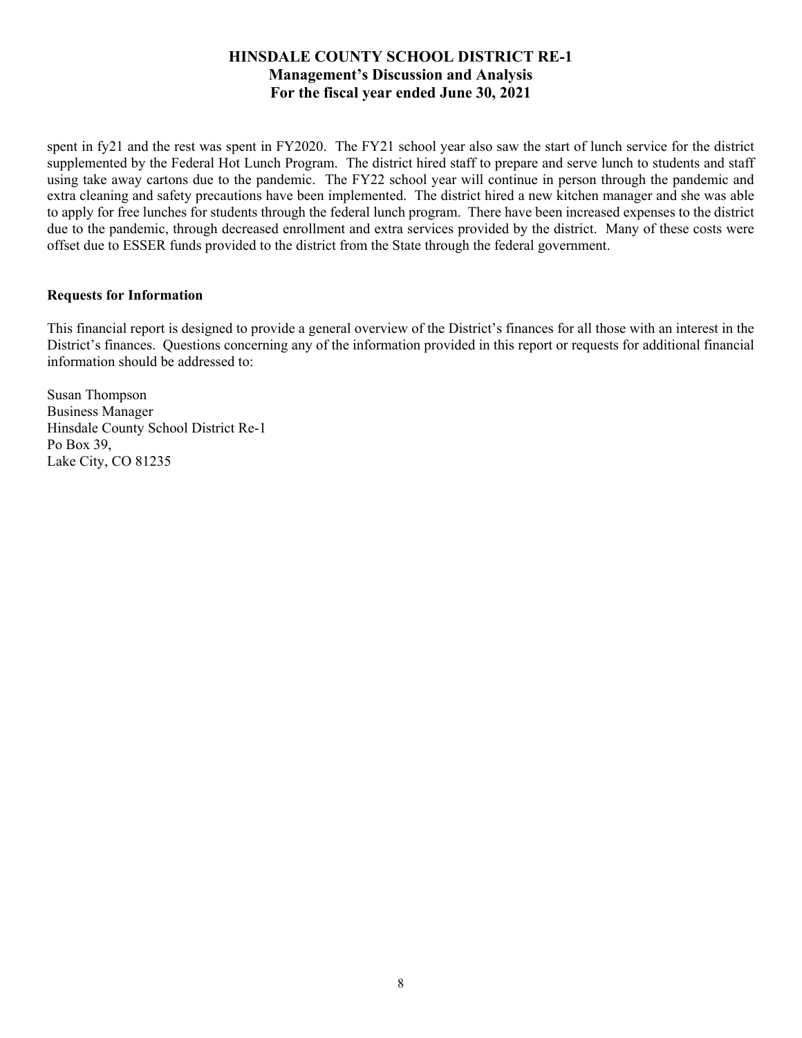spent in fy21 and the rest was spent in FY2020. The FY21 school year also saw the start of lunch service for the district supplemented by the Federal Hot Lunch Program. The district hired staff to prepare and serve lunch to students and staff using take away cartons due to the pandemic. The FY22 school year will continue in person through the pandemic and extra cleaning and safety precautions have been implemented. The district hired a new kitchen manager and she was able to apply for free lunches for students through the federal lunch program. There have been increased expenses to the district due to the pandemic, through decreased enrollment and extra services provided by the district. Many of these costs were offset due to ESSER funds provided to the district from the State through the federal government.

**Requests for Information**

This financial report is designed to provide a general overview of the District's finances for all those with an interest in the District's finances. Questions concerning any of the information provided in this report or requests for additional financial information should be addressed to:

Susan Thompson
Business Manager
Hinsdale County School District Re-1
Po Box 39,
Lake City, CO 81235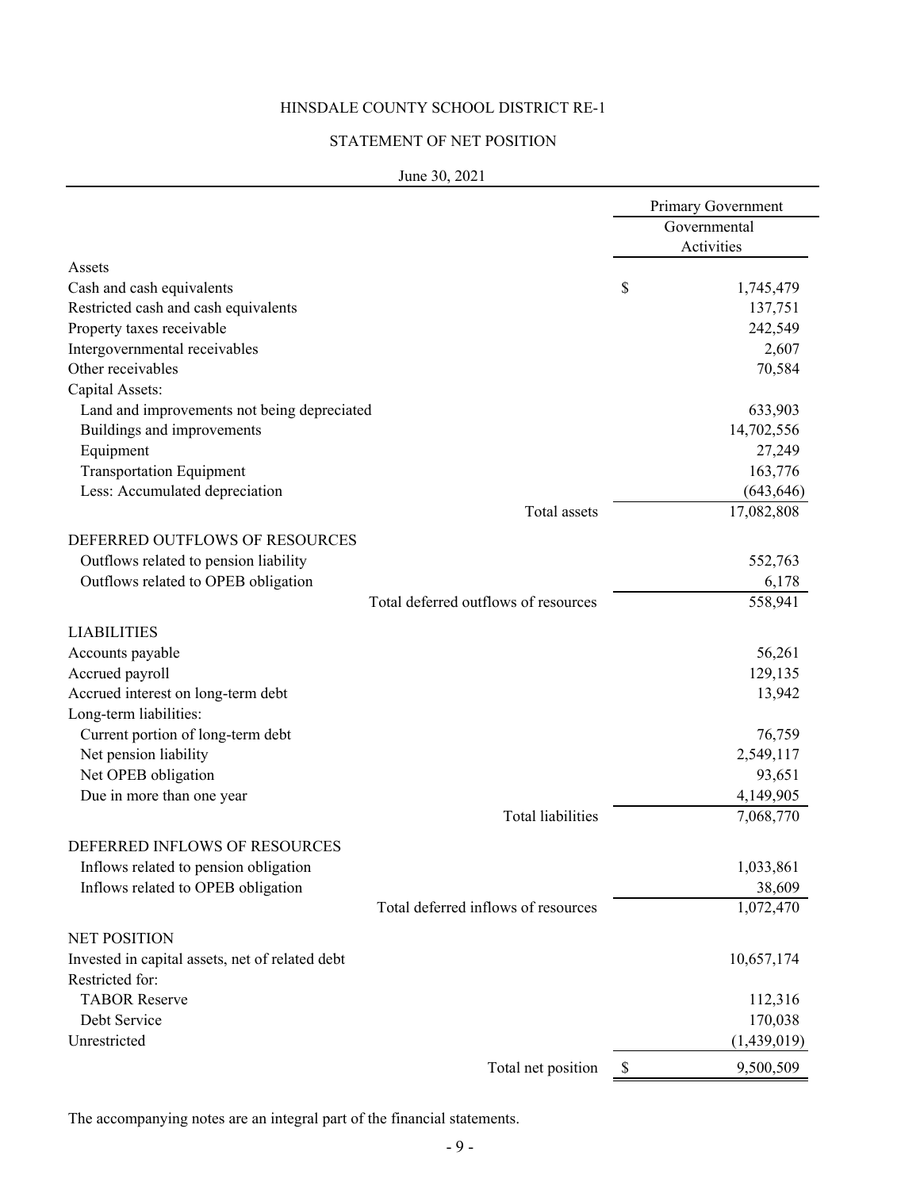# HINSDALE COUNTY SCHOOL DISTRICT RE-1

## STATEMENT OF NET POSITION

June 30, 2021

| | Primary Government |
|---|---|
| | Governmental Activities |
| **Assets** | |
| Cash and cash equivalents | $ 1,745,479 |
| Restricted cash and cash equivalents | 137,751 |
| Property taxes receivable | 242,549 |
| Intergovernmental receivables | 2,607 |
| Other receivables | 70,584 |
| Capital Assets: | |
| Land and improvements not being depreciated | 633,903 |
| Buildings and improvements | 14,702,556 |
| Equipment | 27,249 |
| Transportation Equipment | 163,776 |
| Less: Accumulated depreciation | (643,646) |
| Total assets | 17,082,808 |
| **DEFERRED OUTFLOWS OF RESOURCES** | |
| Outflows related to pension liability | 552,763 |
| Outflows related to OPEB obligation | 6,178 |
| Total deferred outflows of resources | 558,941 |
| **LIABILITIES** | |
| Accounts payable | 56,261 |
| Accrued payroll | 129,135 |
| Accrued interest on long-term debt | 13,942 |
| Long-term liabilities: | |
| Current portion of long-term debt | 76,759 |
| Net pension liability | 2,549,117 |
| Net OPEB obligation | 93,651 |
| Due in more than one year | 4,149,905 |
| Total liabilities | 7,068,770 |
| **DEFERRED INFLOWS OF RESOURCES** | |
| Inflows related to pension obligation | 1,033,861 |
| Inflows related to OPEB obligation | 38,609 |
| Total deferred inflows of resources | 1,072,470 |
| **NET POSITION** | |
| Invested in capital assets, net of related debt | 10,657,174 |
| Restricted for: | |
| TABOR Reserve | 112,316 |
| Debt Service | 170,038 |
| Unrestricted | (1,439,019) |
| Total net position | $ 9,500,509 |

The accompanying notes are an integral part of the financial statements.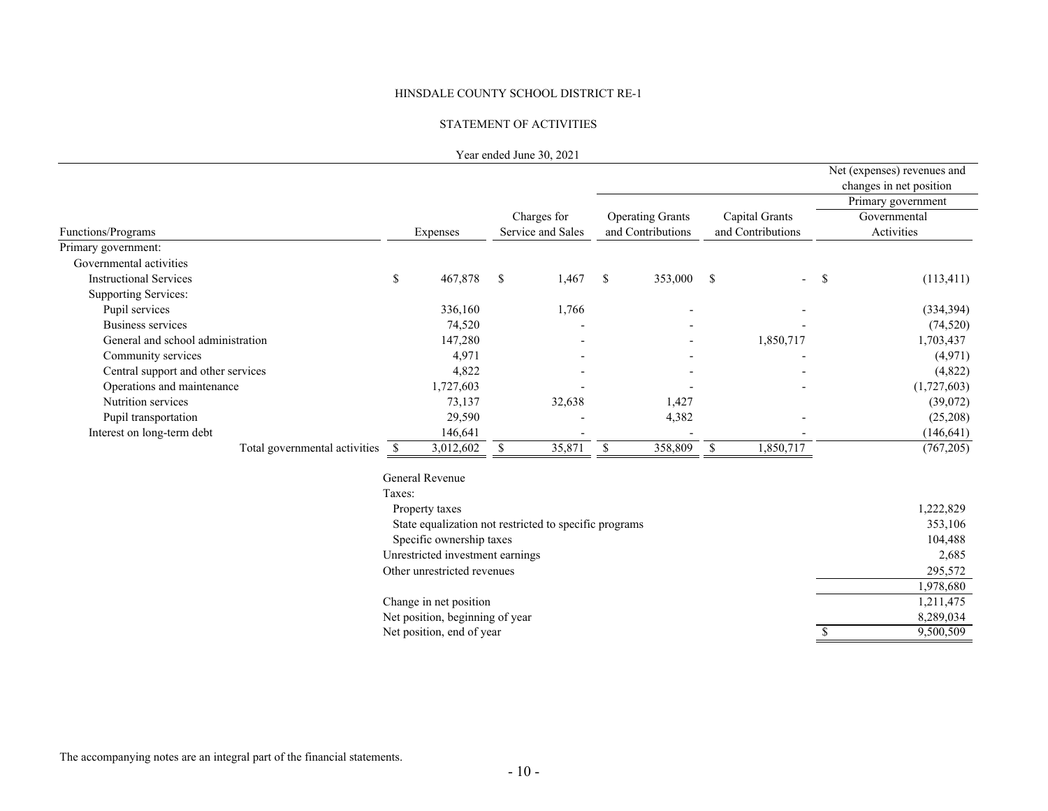HINSDALE COUNTY SCHOOL DISTRICT RE-1

STATEMENT OF ACTIVITIES

Year ended June 30, 2021

| Functions/Programs | Expenses | Charges for Service and Sales | Operating Grants and Contributions | Capital Grants and Contributions | Net (expenses) revenues and changes in net position — Primary government — Governmental Activities |
|---|---|---|---|---|---|
| Primary government: | | | | | |
| Governmental activities | | | | | |
| Instructional Services | $ 467,878 | $ 1,467 | $ 353,000 | $ - | $ (113,411) |
| Supporting Services: | | | | | |
| Pupil services | 336,160 | 1,766 | - | - | (334,394) |
| Business services | 74,520 | - | - | - | (74,520) |
| General and school administration | 147,280 | - | - | 1,850,717 | 1,703,437 |
| Community services | 4,971 | - | - | - | (4,971) |
| Central support and other services | 4,822 | - | - | - | (4,822) |
| Operations and maintenance | 1,727,603 | - | - | - | (1,727,603) |
| Nutrition services | 73,137 | 32,638 | 1,427 | | (39,072) |
| Pupil transportation | 29,590 | - | 4,382 | - | (25,208) |
| Interest on long-term debt | 146,641 | - | - | - | (146,641) |
| Total governmental activities | $ 3,012,602 | $ 35,871 | $ 358,809 | $ 1,850,717 | (767,205) |
| General Revenue | | | | | |
| Taxes: | | | | | |
| Property taxes | | | | | 1,222,829 |
| State equalization not restricted to specific programs | | | | | 353,106 |
| Specific ownership taxes | | | | | 104,488 |
| Unrestricted investment earnings | | | | | 2,685 |
| Other unrestricted revenues | | | | | 295,572 |
| | | | | | 1,978,680 |
| Change in net position | | | | | 1,211,475 |
| Net position, beginning of year | | | | | 8,289,034 |
| Net position, end of year | | | | | $ 9,500,509 |

The accompanying notes are an integral part of the financial statements.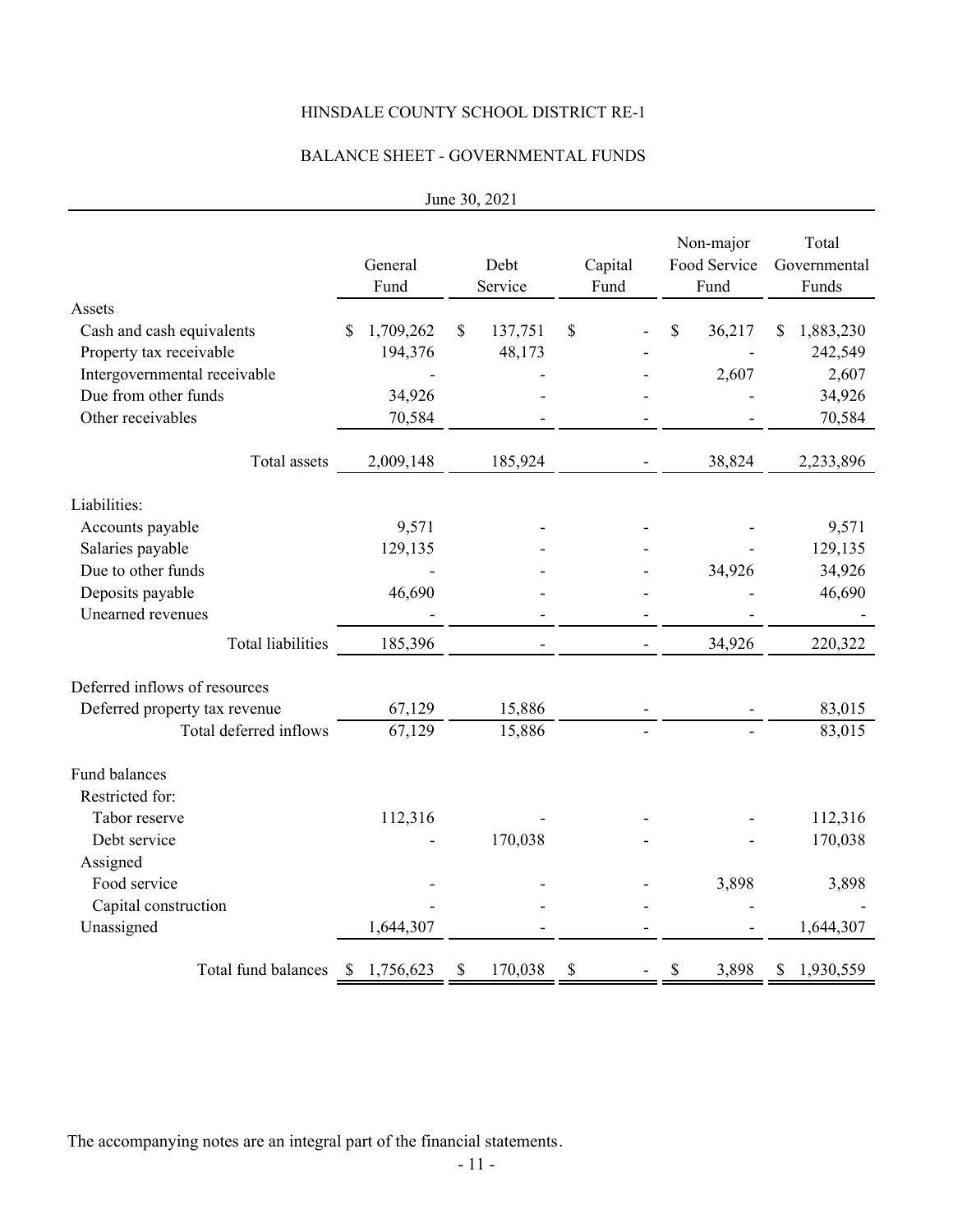# HINSDALE COUNTY SCHOOL DISTRICT RE-1

## BALANCE SHEET - GOVERNMENTAL FUNDS

June 30, 2021

| | General Fund | Debt Service | Capital Fund | Non-major Food Service Fund | Total Governmental Funds |
|---|---|---|---|---|---|
| **Assets** | | | | | |
| Cash and cash equivalents | $ 1,709,262 | $ 137,751 | $ - | $ 36,217 | $ 1,883,230 |
| Property tax receivable | 194,376 | 48,173 | - | - | 242,549 |
| Intergovernmental receivable | - | - | - | 2,607 | 2,607 |
| Due from other funds | 34,926 | - | - | - | 34,926 |
| Other receivables | 70,584 | - | - | - | 70,584 |
| Total assets | 2,009,148 | 185,924 | - | 38,824 | 2,233,896 |
| **Liabilities:** | | | | | |
| Accounts payable | 9,571 | - | - | - | 9,571 |
| Salaries payable | 129,135 | - | - | - | 129,135 |
| Due to other funds | - | - | - | 34,926 | 34,926 |
| Deposits payable | 46,690 | - | - | - | 46,690 |
| Unearned revenues | - | - | - | - | - |
| Total liabilities | 185,396 | - | - | 34,926 | 220,322 |
| **Deferred inflows of resources** | | | | | |
| Deferred property tax revenue | 67,129 | 15,886 | - | - | 83,015 |
| Total deferred inflows | 67,129 | 15,886 | - | - | 83,015 |
| **Fund balances** | | | | | |
| Restricted for: | | | | | |
| Tabor reserve | 112,316 | - | - | - | 112,316 |
| Debt service | - | 170,038 | - | - | 170,038 |
| Assigned | | | | | |
| Food service | - | - | - | 3,898 | 3,898 |
| Capital construction | - | - | - | - | - |
| Unassigned | 1,644,307 | - | - | - | 1,644,307 |
| Total fund balances | $ 1,756,623 | $ 170,038 | $ - | $ 3,898 | $ 1,930,559 |

The accompanying notes are an integral part of the financial statements.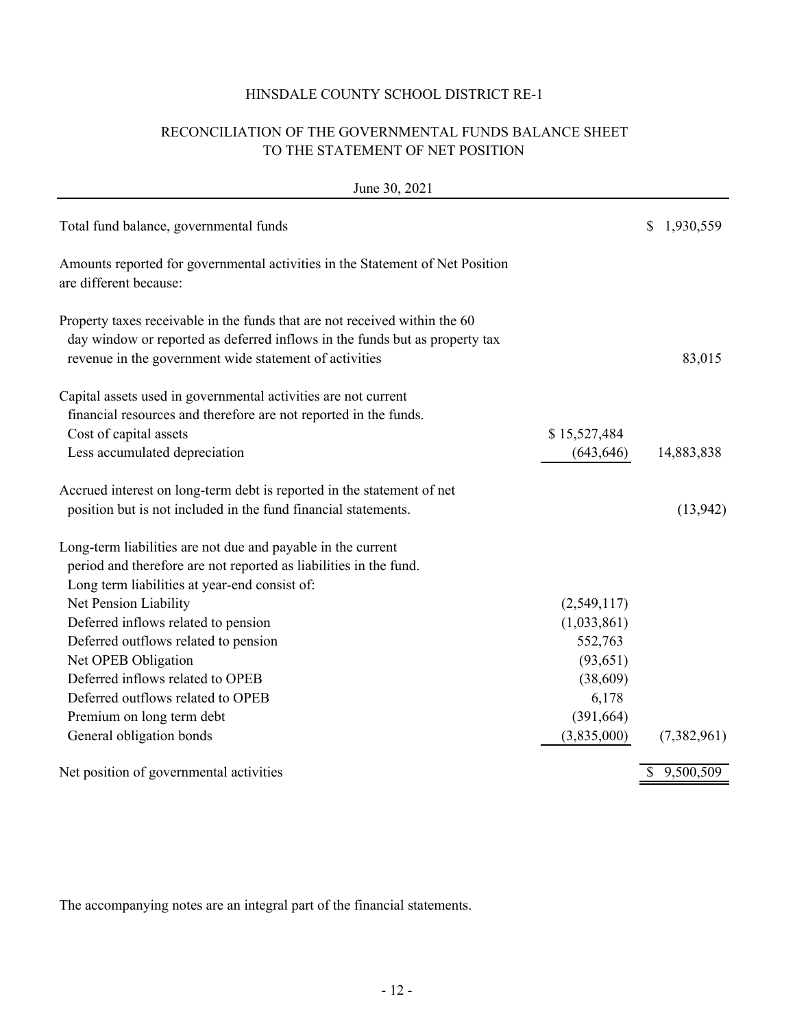# HINSDALE COUNTY SCHOOL DISTRICT RE-1

## RECONCILIATION OF THE GOVERNMENTAL FUNDS BALANCE SHEET TO THE STATEMENT OF NET POSITION

June 30, 2021

| | | |
|---|---|---|
| Total fund balance, governmental funds | | $ 1,930,559 |
| Amounts reported for governmental activities in the Statement of Net Position are different because: | | |
| Property taxes receivable in the funds that are not received within the 60 day window or reported as deferred inflows in the funds but as property tax revenue in the government wide statement of activities | | 83,015 |
| Capital assets used in governmental activities are not current financial resources and therefore are not reported in the funds. | | |
| Cost of capital assets | $ 15,527,484 | |
| Less accumulated depreciation | (643,646) | 14,883,838 |
| Accrued interest on long-term debt is reported in the statement of net position but is not included in the fund financial statements. | | (13,942) |
| Long-term liabilities are not due and payable in the current period and therefore are not reported as liabilities in the fund. Long term liabilities at year-end consist of: | | |
| Net Pension Liability | (2,549,117) | |
| Deferred inflows related to pension | (1,033,861) | |
| Deferred outflows related to pension | 552,763 | |
| Net OPEB Obligation | (93,651) | |
| Deferred inflows related to OPEB | (38,609) | |
| Deferred outflows related to OPEB | 6,178 | |
| Premium on long term debt | (391,664) | |
| General obligation bonds | (3,835,000) | (7,382,961) |
| Net position of governmental activities | | $ 9,500,509 |

The accompanying notes are an integral part of the financial statements.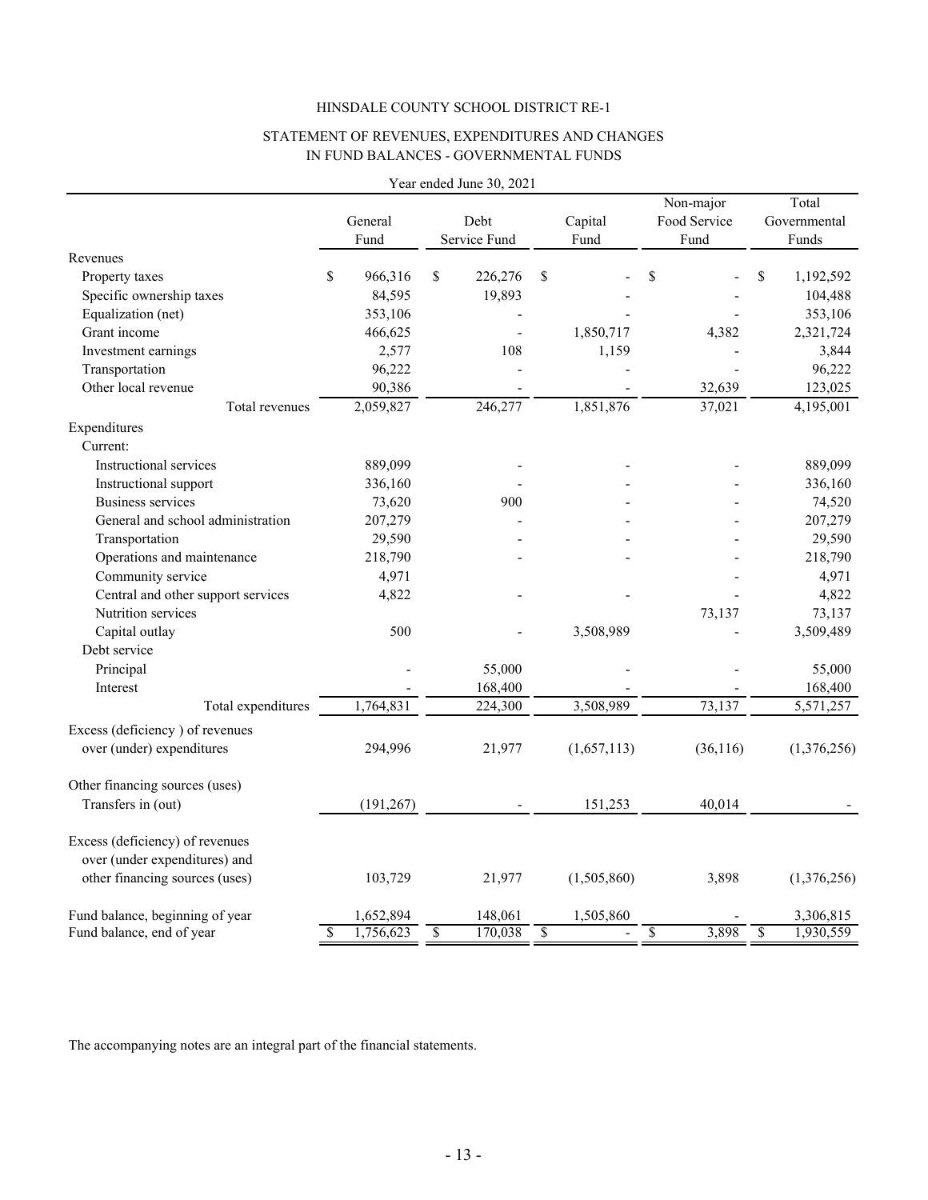HINSDALE COUNTY SCHOOL DISTRICT RE-1

STATEMENT OF REVENUES, EXPENDITURES AND CHANGES IN FUND BALANCES - GOVERNMENTAL FUNDS

Year ended June 30, 2021

| | General Fund | Debt Service Fund | Capital Fund | Non-major Food Service Fund | Total Governmental Funds |
|---|---|---|---|---|---|
| Revenues | | | | | |
| Property taxes | $ 966,316 | $ 226,276 | $ - | $ - | $ 1,192,592 |
| Specific ownership taxes | 84,595 | 19,893 | - | - | 104,488 |
| Equalization (net) | 353,106 | - | - | - | 353,106 |
| Grant income | 466,625 | - | 1,850,717 | 4,382 | 2,321,724 |
| Investment earnings | 2,577 | 108 | 1,159 | - | 3,844 |
| Transportation | 96,222 | - | - | - | 96,222 |
| Other local revenue | 90,386 | - | - | 32,639 | 123,025 |
| Total revenues | 2,059,827 | 246,277 | 1,851,876 | 37,021 | 4,195,001 |
| Expenditures | | | | | |
| Current: | | | | | |
| Instructional services | 889,099 | - | - | - | 889,099 |
| Instructional support | 336,160 | - | - | - | 336,160 |
| Business services | 73,620 | 900 | - | - | 74,520 |
| General and school administration | 207,279 | - | - | - | 207,279 |
| Transportation | 29,590 | - | - | - | 29,590 |
| Operations and maintenance | 218,790 | - | - | - | 218,790 |
| Community service | 4,971 | | | - | 4,971 |
| Central and other support services | 4,822 | - | - | - | 4,822 |
| Nutrition services | | | | 73,137 | 73,137 |
| Capital outlay | 500 | - | 3,508,989 | - | 3,509,489 |
| Debt service | | | | | |
| Principal | - | 55,000 | - | - | 55,000 |
| Interest | - | 168,400 | - | - | 168,400 |
| Total expenditures | 1,764,831 | 224,300 | 3,508,989 | 73,137 | 5,571,257 |
| Excess (deficiency ) of revenues over (under) expenditures | 294,996 | 21,977 | (1,657,113) | (36,116) | (1,376,256) |
| Other financing sources (uses) | | | | | |
| Transfers in (out) | (191,267) | - | 151,253 | 40,014 | - |
| Excess (deficiency) of revenues over (under expenditures) and other financing sources (uses) | 103,729 | 21,977 | (1,505,860) | 3,898 | (1,376,256) |
| Fund balance, beginning of year | 1,652,894 | 148,061 | 1,505,860 | - | 3,306,815 |
| Fund balance, end of year | $ 1,756,623 | $ 170,038 | $ - | $ 3,898 | $ 1,930,559 |

The accompanying notes are an integral part of the financial statements.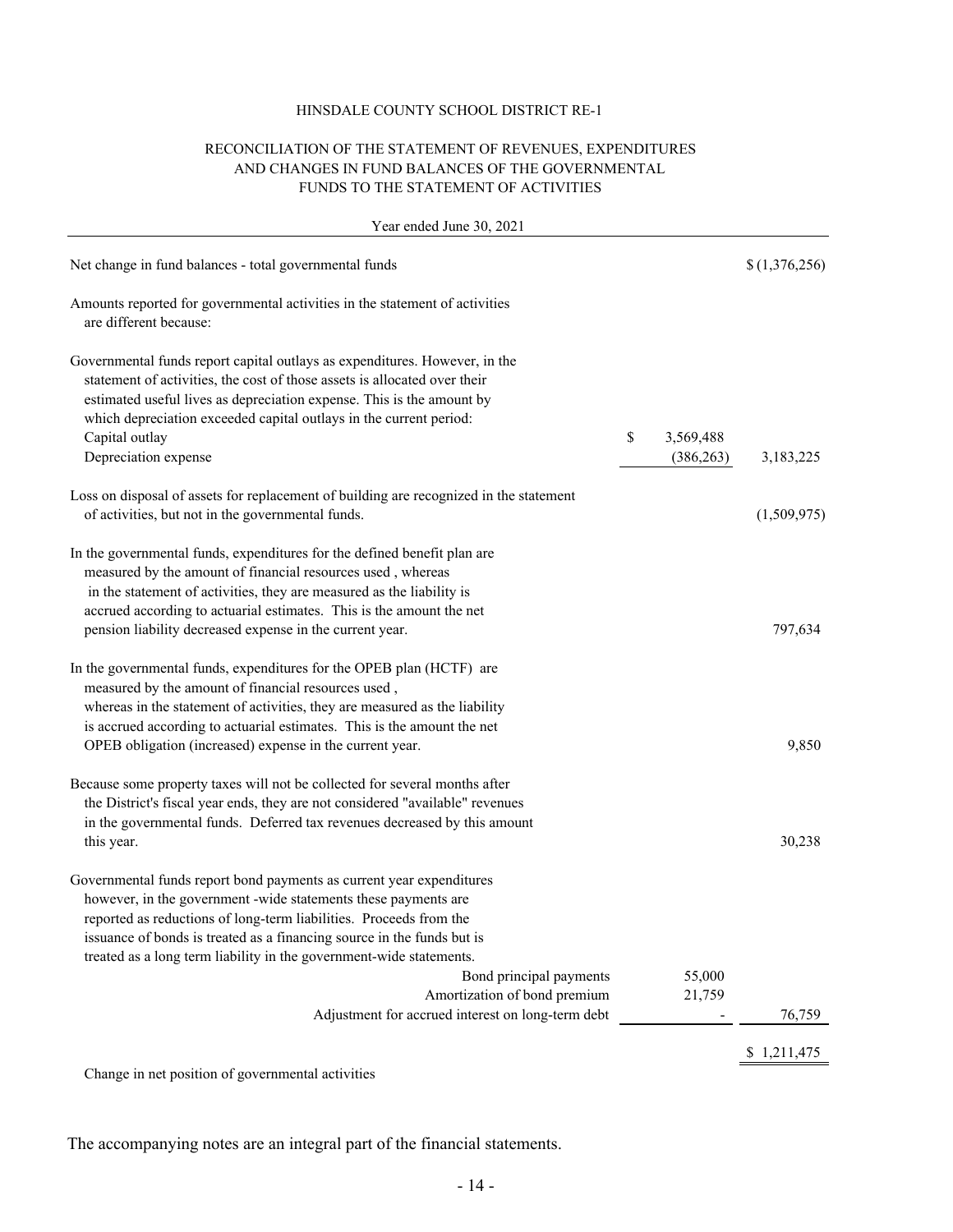HINSDALE COUNTY SCHOOL DISTRICT RE-1

RECONCILIATION OF THE STATEMENT OF REVENUES, EXPENDITURES AND CHANGES IN FUND BALANCES OF THE GOVERNMENTAL FUNDS TO THE STATEMENT OF ACTIVITIES

Year ended June 30, 2021

| | | |
|---|---|---|
| Net change in fund balances - total governmental funds | | $ (1,376,256) |
| Amounts reported for governmental activities in the statement of activities are different because: | | |
| Governmental funds report capital outlays as expenditures. However, in the statement of activities, the cost of those assets is allocated over their estimated useful lives as depreciation expense. This is the amount by which depreciation exceeded capital outlays in the current period: | | |
| Capital outlay | $ 3,569,488 | |
| Depreciation expense | (386,263) | 3,183,225 |
| Loss on disposal of assets for replacement of building are recognized in the statement of activities, but not in the governmental funds. | | (1,509,975) |
| In the governmental funds, expenditures for the defined benefit plan are measured by the amount of financial resources used , whereas in the statement of activities, they are measured as the liability is accrued according to actuarial estimates. This is the amount the net pension liability decreased expense in the current year. | | 797,634 |
| In the governmental funds, expenditures for the OPEB plan (HCTF) are measured by the amount of financial resources used , whereas in the statement of activities, they are measured as the liability is accrued according to actuarial estimates. This is the amount the net OPEB obligation (increased) expense in the current year. | | 9,850 |
| Because some property taxes will not be collected for several months after the District's fiscal year ends, they are not considered "available" revenues in the governmental funds. Deferred tax revenues decreased by this amount this year. | | 30,238 |
| Governmental funds report bond payments as current year expenditures however, in the government -wide statements these payments are reported as reductions of long-term liabilities. Proceeds from the issuance of bonds is treated as a financing source in the funds but is treated as a long term liability in the government-wide statements. | | |
| Bond principal payments | 55,000 | |
| Amortization of bond premium | 21,759 | |
| Adjustment for accrued interest on long-term debt | - | 76,759 |
| Change in net position of governmental activities | | $ 1,211,475 |

The accompanying notes are an integral part of the financial statements.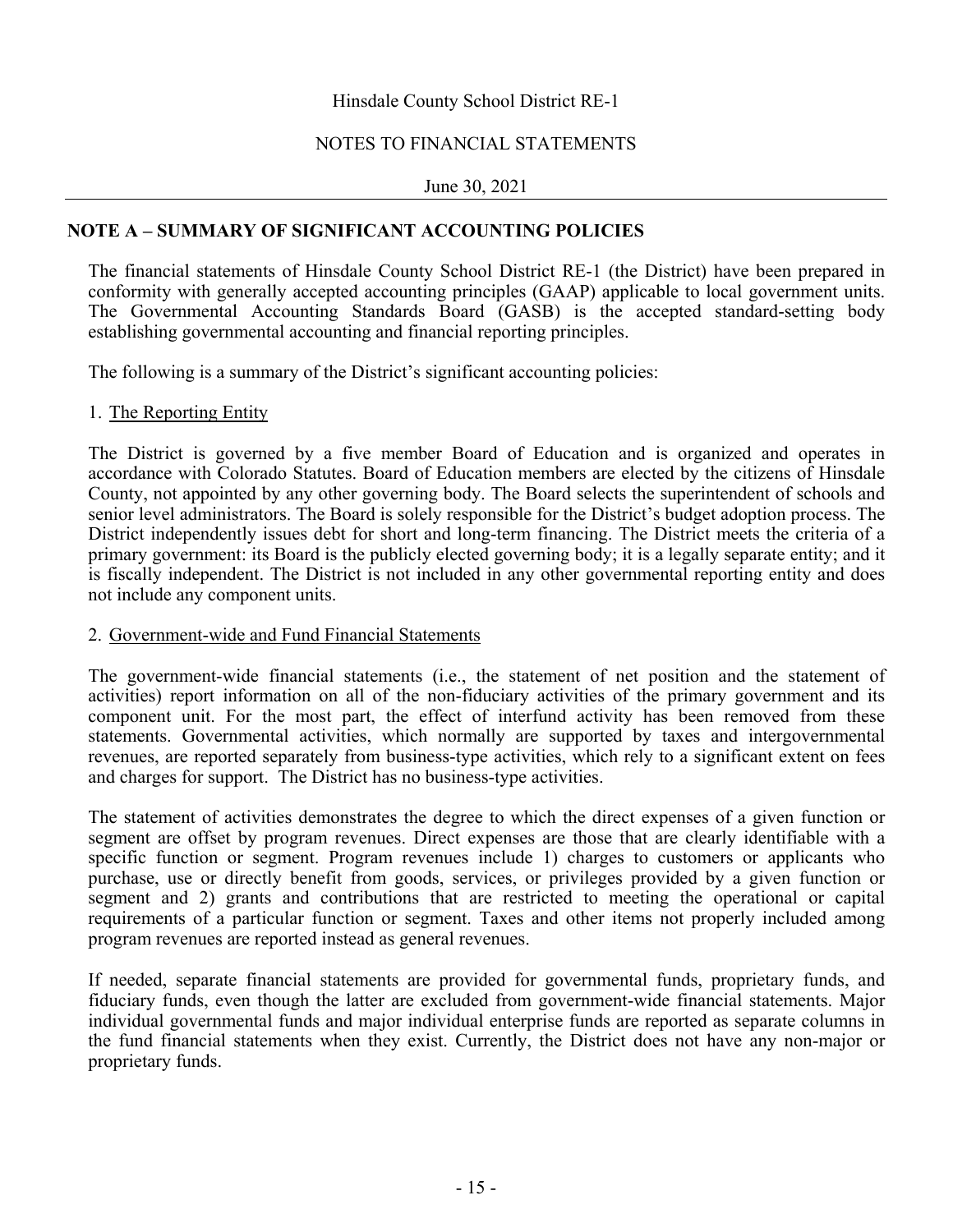# NOTE A – SUMMARY OF SIGNIFICANT ACCOUNTING POLICIES

The financial statements of Hinsdale County School District RE-1 (the District) have been prepared in conformity with generally accepted accounting principles (GAAP) applicable to local government units. The Governmental Accounting Standards Board (GASB) is the accepted standard-setting body establishing governmental accounting and financial reporting principles.

The following is a summary of the District's significant accounting policies:

## 1. The Reporting Entity

The District is governed by a five member Board of Education and is organized and operates in accordance with Colorado Statutes. Board of Education members are elected by the citizens of Hinsdale County, not appointed by any other governing body. The Board selects the superintendent of schools and senior level administrators. The Board is solely responsible for the District's budget adoption process. The District independently issues debt for short and long-term financing. The District meets the criteria of a primary government: its Board is the publicly elected governing body; it is a legally separate entity; and it is fiscally independent. The District is not included in any other governmental reporting entity and does not include any component units.

## 2. Government-wide and Fund Financial Statements

The government-wide financial statements (i.e., the statement of net position and the statement of activities) report information on all of the non-fiduciary activities of the primary government and its component unit. For the most part, the effect of interfund activity has been removed from these statements. Governmental activities, which normally are supported by taxes and intergovernmental revenues, are reported separately from business-type activities, which rely to a significant extent on fees and charges for support. The District has no business-type activities.

The statement of activities demonstrates the degree to which the direct expenses of a given function or segment are offset by program revenues. Direct expenses are those that are clearly identifiable with a specific function or segment. Program revenues include 1) charges to customers or applicants who purchase, use or directly benefit from goods, services, or privileges provided by a given function or segment and 2) grants and contributions that are restricted to meeting the operational or capital requirements of a particular function or segment. Taxes and other items not properly included among program revenues are reported instead as general revenues.

If needed, separate financial statements are provided for governmental funds, proprietary funds, and fiduciary funds, even though the latter are excluded from government-wide financial statements. Major individual governmental funds and major individual enterprise funds are reported as separate columns in the fund financial statements when they exist. Currently, the District does not have any non-major or proprietary funds.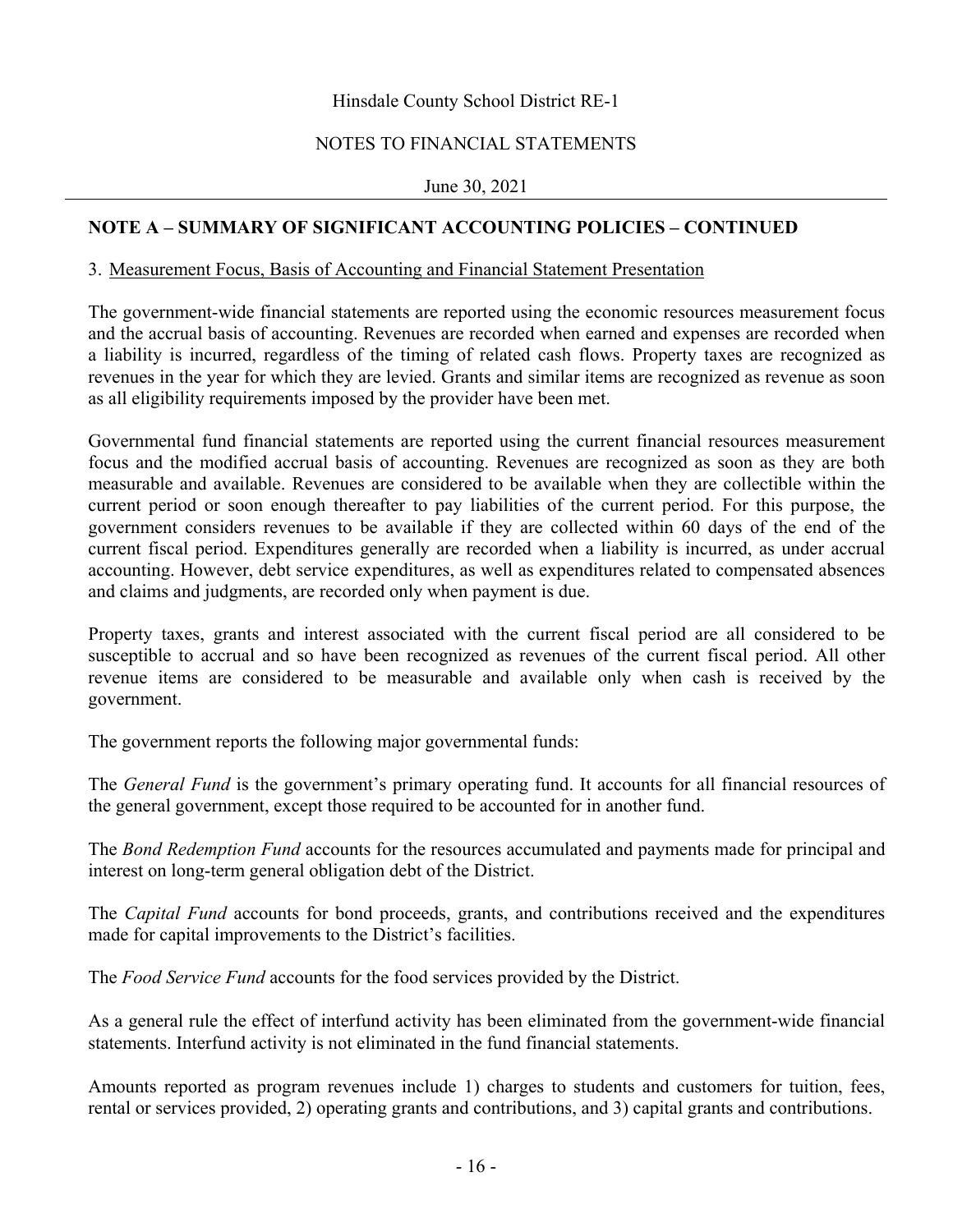## NOTE A – SUMMARY OF SIGNIFICANT ACCOUNTING POLICIES – CONTINUED

3. Measurement Focus, Basis of Accounting and Financial Statement Presentation

The government-wide financial statements are reported using the economic resources measurement focus and the accrual basis of accounting. Revenues are recorded when earned and expenses are recorded when a liability is incurred, regardless of the timing of related cash flows. Property taxes are recognized as revenues in the year for which they are levied. Grants and similar items are recognized as revenue as soon as all eligibility requirements imposed by the provider have been met.

Governmental fund financial statements are reported using the current financial resources measurement focus and the modified accrual basis of accounting. Revenues are recognized as soon as they are both measurable and available. Revenues are considered to be available when they are collectible within the current period or soon enough thereafter to pay liabilities of the current period. For this purpose, the government considers revenues to be available if they are collected within 60 days of the end of the current fiscal period. Expenditures generally are recorded when a liability is incurred, as under accrual accounting. However, debt service expenditures, as well as expenditures related to compensated absences and claims and judgments, are recorded only when payment is due.

Property taxes, grants and interest associated with the current fiscal period are all considered to be susceptible to accrual and so have been recognized as revenues of the current fiscal period. All other revenue items are considered to be measurable and available only when cash is received by the government.

The government reports the following major governmental funds:

The *General Fund* is the government's primary operating fund. It accounts for all financial resources of the general government, except those required to be accounted for in another fund.

The *Bond Redemption Fund* accounts for the resources accumulated and payments made for principal and interest on long-term general obligation debt of the District.

The *Capital Fund* accounts for bond proceeds, grants, and contributions received and the expenditures made for capital improvements to the District's facilities.

The *Food Service Fund* accounts for the food services provided by the District.

As a general rule the effect of interfund activity has been eliminated from the government-wide financial statements. Interfund activity is not eliminated in the fund financial statements.

Amounts reported as program revenues include 1) charges to students and customers for tuition, fees, rental or services provided, 2) operating grants and contributions, and 3) capital grants and contributions.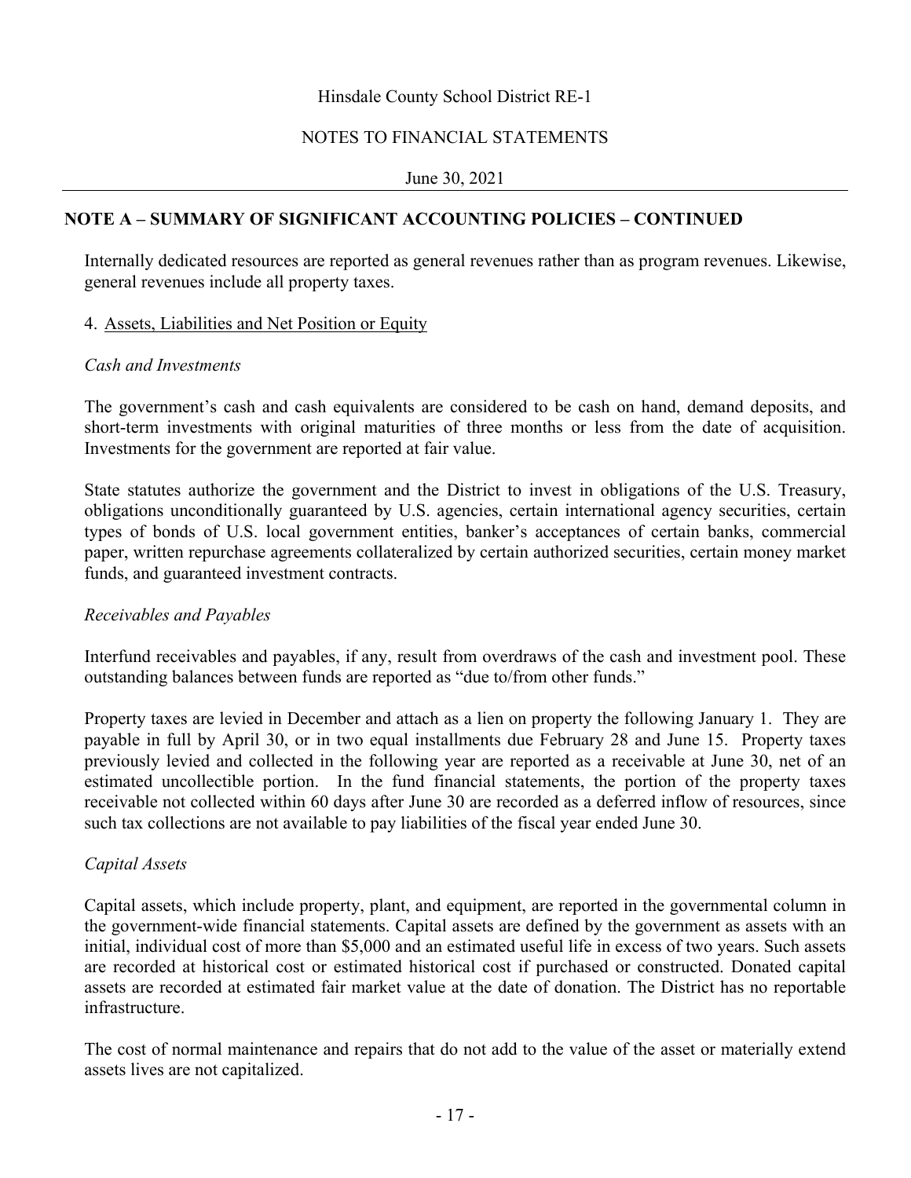## NOTE A – SUMMARY OF SIGNIFICANT ACCOUNTING POLICIES – CONTINUED

Internally dedicated resources are reported as general revenues rather than as program revenues. Likewise, general revenues include all property taxes.

### 4. Assets, Liabilities and Net Position or Equity

*Cash and Investments*

The government's cash and cash equivalents are considered to be cash on hand, demand deposits, and short-term investments with original maturities of three months or less from the date of acquisition. Investments for the government are reported at fair value.

State statutes authorize the government and the District to invest in obligations of the U.S. Treasury, obligations unconditionally guaranteed by U.S. agencies, certain international agency securities, certain types of bonds of U.S. local government entities, banker's acceptances of certain banks, commercial paper, written repurchase agreements collateralized by certain authorized securities, certain money market funds, and guaranteed investment contracts.

*Receivables and Payables*

Interfund receivables and payables, if any, result from overdraws of the cash and investment pool. These outstanding balances between funds are reported as "due to/from other funds."

Property taxes are levied in December and attach as a lien on property the following January 1. They are payable in full by April 30, or in two equal installments due February 28 and June 15. Property taxes previously levied and collected in the following year are reported as a receivable at June 30, net of an estimated uncollectible portion. In the fund financial statements, the portion of the property taxes receivable not collected within 60 days after June 30 are recorded as a deferred inflow of resources, since such tax collections are not available to pay liabilities of the fiscal year ended June 30.

*Capital Assets*

Capital assets, which include property, plant, and equipment, are reported in the governmental column in the government-wide financial statements. Capital assets are defined by the government as assets with an initial, individual cost of more than $5,000 and an estimated useful life in excess of two years. Such assets are recorded at historical cost or estimated historical cost if purchased or constructed. Donated capital assets are recorded at estimated fair market value at the date of donation. The District has no reportable infrastructure.

The cost of normal maintenance and repairs that do not add to the value of the asset or materially extend assets lives are not capitalized.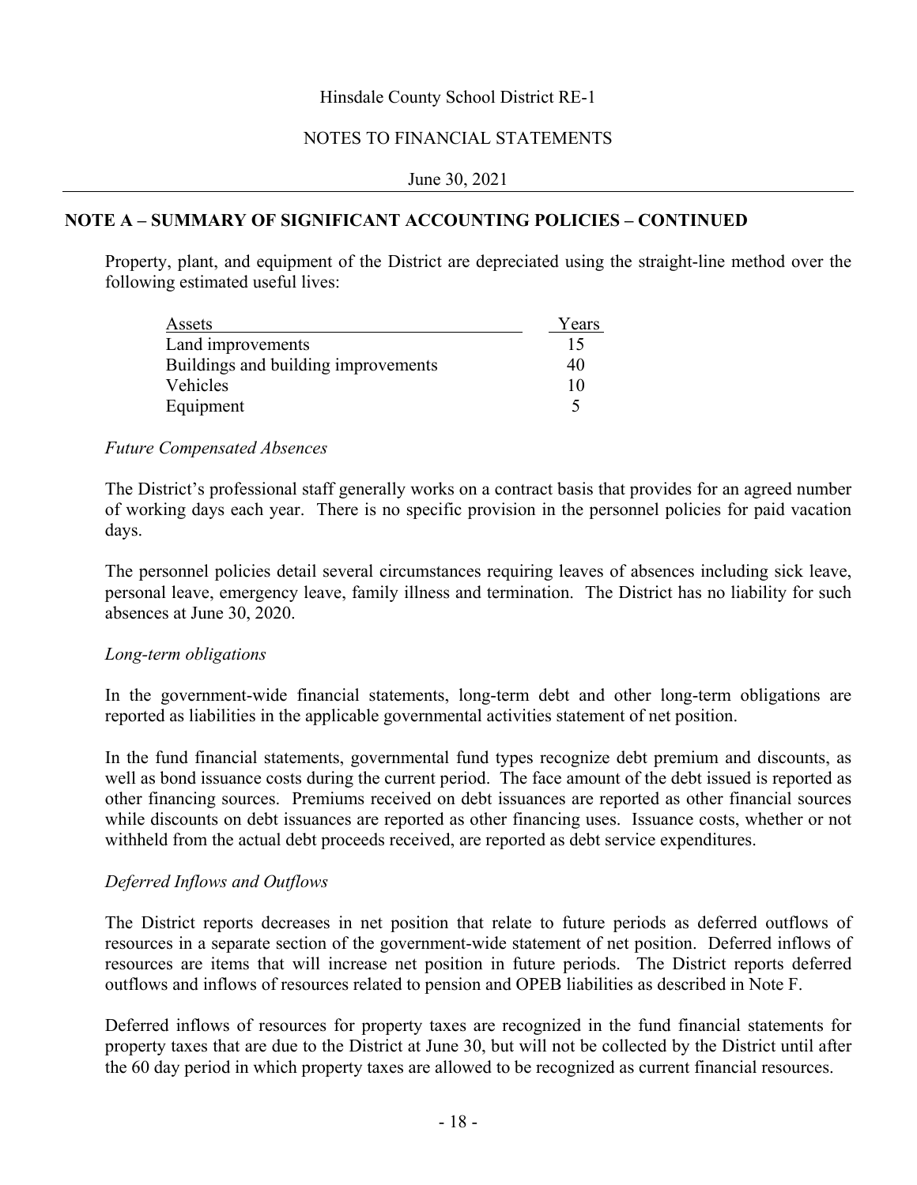## NOTE A – SUMMARY OF SIGNIFICANT ACCOUNTING POLICIES – CONTINUED

Property, plant, and equipment of the District are depreciated using the straight-line method over the following estimated useful lives:

| Assets | Years |
|---|---|
| Land improvements | 15 |
| Buildings and building improvements | 40 |
| Vehicles | 10 |
| Equipment | 5 |

*Future Compensated Absences*

The District's professional staff generally works on a contract basis that provides for an agreed number of working days each year. There is no specific provision in the personnel policies for paid vacation days.

The personnel policies detail several circumstances requiring leaves of absences including sick leave, personal leave, emergency leave, family illness and termination. The District has no liability for such absences at June 30, 2020.

*Long-term obligations*

In the government-wide financial statements, long-term debt and other long-term obligations are reported as liabilities in the applicable governmental activities statement of net position.

In the fund financial statements, governmental fund types recognize debt premium and discounts, as well as bond issuance costs during the current period. The face amount of the debt issued is reported as other financing sources. Premiums received on debt issuances are reported as other financial sources while discounts on debt issuances are reported as other financing uses. Issuance costs, whether or not withheld from the actual debt proceeds received, are reported as debt service expenditures.

*Deferred Inflows and Outflows*

The District reports decreases in net position that relate to future periods as deferred outflows of resources in a separate section of the government-wide statement of net position. Deferred inflows of resources are items that will increase net position in future periods. The District reports deferred outflows and inflows of resources related to pension and OPEB liabilities as described in Note F.

Deferred inflows of resources for property taxes are recognized in the fund financial statements for property taxes that are due to the District at June 30, but will not be collected by the District until after the 60 day period in which property taxes are allowed to be recognized as current financial resources.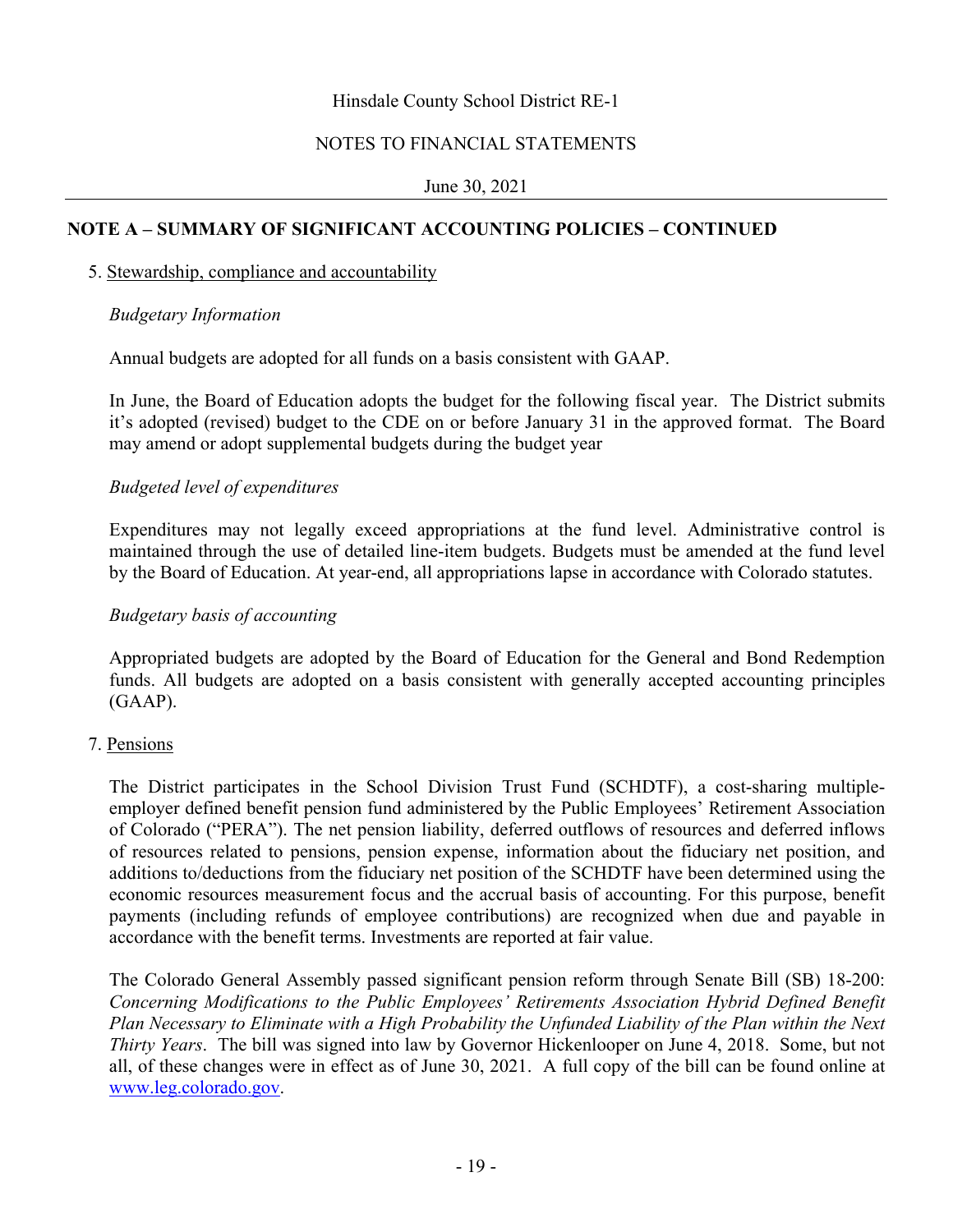Hinsdale County School District RE-1

NOTES TO FINANCIAL STATEMENTS

June 30, 2021

## NOTE A – SUMMARY OF SIGNIFICANT ACCOUNTING POLICIES – CONTINUED

5. Stewardship, compliance and accountability

*Budgetary Information*

Annual budgets are adopted for all funds on a basis consistent with GAAP.

In June, the Board of Education adopts the budget for the following fiscal year. The District submits it's adopted (revised) budget to the CDE on or before January 31 in the approved format. The Board may amend or adopt supplemental budgets during the budget year

*Budgeted level of expenditures*

Expenditures may not legally exceed appropriations at the fund level. Administrative control is maintained through the use of detailed line-item budgets. Budgets must be amended at the fund level by the Board of Education. At year-end, all appropriations lapse in accordance with Colorado statutes.

*Budgetary basis of accounting*

Appropriated budgets are adopted by the Board of Education for the General and Bond Redemption funds. All budgets are adopted on a basis consistent with generally accepted accounting principles (GAAP).

7. Pensions

The District participates in the School Division Trust Fund (SCHDTF), a cost-sharing multiple-employer defined benefit pension fund administered by the Public Employees' Retirement Association of Colorado ("PERA"). The net pension liability, deferred outflows of resources and deferred inflows of resources related to pensions, pension expense, information about the fiduciary net position, and additions to/deductions from the fiduciary net position of the SCHDTF have been determined using the economic resources measurement focus and the accrual basis of accounting. For this purpose, benefit payments (including refunds of employee contributions) are recognized when due and payable in accordance with the benefit terms. Investments are reported at fair value.

The Colorado General Assembly passed significant pension reform through Senate Bill (SB) 18-200: *Concerning Modifications to the Public Employees' Retirements Association Hybrid Defined Benefit Plan Necessary to Eliminate with a High Probability the Unfunded Liability of the Plan within the Next Thirty Years*. The bill was signed into law by Governor Hickenlooper on June 4, 2018. Some, but not all, of these changes were in effect as of June 30, 2021. A full copy of the bill can be found online at www.leg.colorado.gov.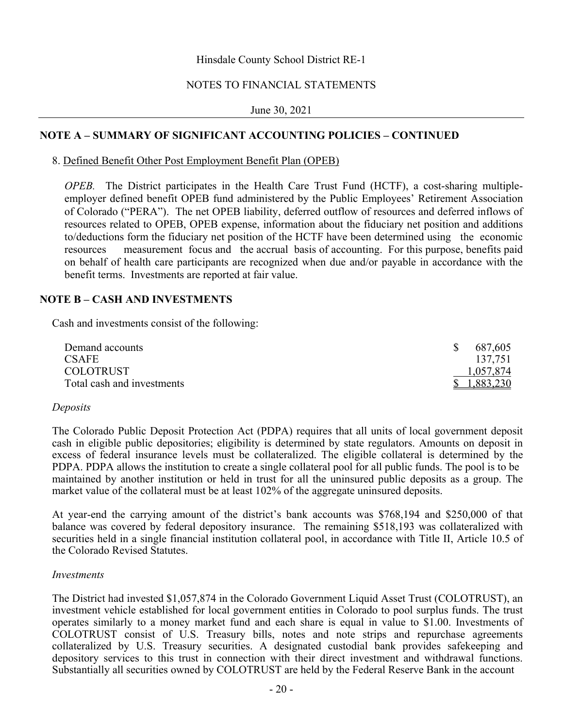Hinsdale County School District RE-1

NOTES TO FINANCIAL STATEMENTS

June 30, 2021

## NOTE A – SUMMARY OF SIGNIFICANT ACCOUNTING POLICIES – CONTINUED

8. Defined Benefit Other Post Employment Benefit Plan (OPEB)

*OPEB.* The District participates in the Health Care Trust Fund (HCTF), a cost-sharing multiple-employer defined benefit OPEB fund administered by the Public Employees' Retirement Association of Colorado ("PERA"). The net OPEB liability, deferred outflow of resources and deferred inflows of resources related to OPEB, OPEB expense, information about the fiduciary net position and additions to/deductions form the fiduciary net position of the HCTF have been determined using the economic resources measurement focus and the accrual basis of accounting. For this purpose, benefits paid on behalf of health care participants are recognized when due and/or payable in accordance with the benefit terms. Investments are reported at fair value.

## NOTE B – CASH AND INVESTMENTS

Cash and investments consist of the following:

| | |
|---|---|
| Demand accounts | $ 687,605 |
| CSAFE | 137,751 |
| COLOTRUST | 1,057,874 |
| Total cash and investments | $ 1,883,230 |

*Deposits*

The Colorado Public Deposit Protection Act (PDPA) requires that all units of local government deposit cash in eligible public depositories; eligibility is determined by state regulators. Amounts on deposit in excess of federal insurance levels must be collateralized. The eligible collateral is determined by the PDPA. PDPA allows the institution to create a single collateral pool for all public funds. The pool is to be maintained by another institution or held in trust for all the uninsured public deposits as a group. The market value of the collateral must be at least 102% of the aggregate uninsured deposits.

At year-end the carrying amount of the district's bank accounts was $768,194 and $250,000 of that balance was covered by federal depository insurance. The remaining $518,193 was collateralized with securities held in a single financial institution collateral pool, in accordance with Title II, Article 10.5 of the Colorado Revised Statutes.

*Investments*

The District had invested $1,057,874 in the Colorado Government Liquid Asset Trust (COLOTRUST), an investment vehicle established for local government entities in Colorado to pool surplus funds. The trust operates similarly to a money market fund and each share is equal in value to $1.00. Investments of COLOTRUST consist of U.S. Treasury bills, notes and note strips and repurchase agreements collateralized by U.S. Treasury securities. A designated custodial bank provides safekeeping and depository services to this trust in connection with their direct investment and withdrawal functions. Substantially all securities owned by COLOTRUST are held by the Federal Reserve Bank in the account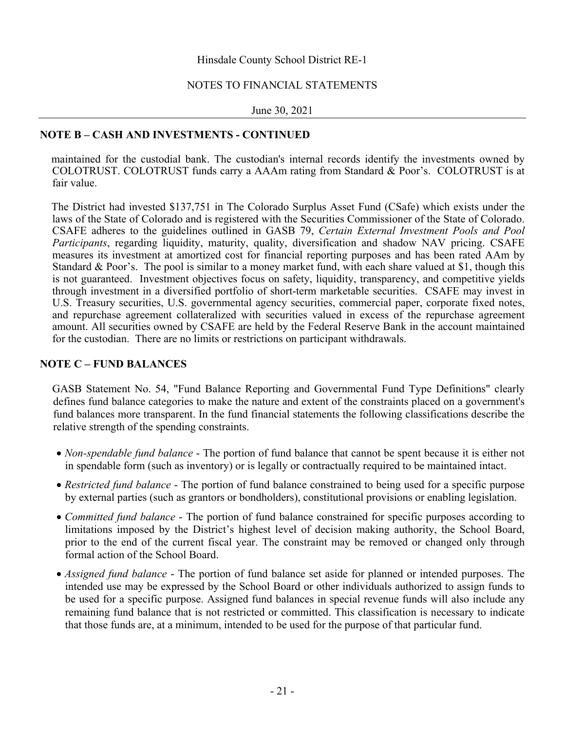## NOTE B – CASH AND INVESTMENTS - CONTINUED

maintained for the custodial bank. The custodian's internal records identify the investments owned by COLOTRUST. COLOTRUST funds carry a AAAm rating from Standard & Poor's. COLOTRUST is at fair value.

The District had invested $137,751 in The Colorado Surplus Asset Fund (CSafe) which exists under the laws of the State of Colorado and is registered with the Securities Commissioner of the State of Colorado. CSAFE adheres to the guidelines outlined in GASB 79, *Certain External Investment Pools and Pool Participants*, regarding liquidity, maturity, quality, diversification and shadow NAV pricing. CSAFE measures its investment at amortized cost for financial reporting purposes and has been rated AAm by Standard & Poor's. The pool is similar to a money market fund, with each share valued at $1, though this is not guaranteed. Investment objectives focus on safety, liquidity, transparency, and competitive yields through investment in a diversified portfolio of short-term marketable securities. CSAFE may invest in U.S. Treasury securities, U.S. governmental agency securities, commercial paper, corporate fixed notes, and repurchase agreement collateralized with securities valued in excess of the repurchase agreement amount. All securities owned by CSAFE are held by the Federal Reserve Bank in the account maintained for the custodian. There are no limits or restrictions on participant withdrawals.

## NOTE C – FUND BALANCES

GASB Statement No. 54, "Fund Balance Reporting and Governmental Fund Type Definitions" clearly defines fund balance categories to make the nature and extent of the constraints placed on a government's fund balances more transparent. In the fund financial statements the following classifications describe the relative strength of the spending constraints.

- *Non-spendable fund balance* - The portion of fund balance that cannot be spent because it is either not in spendable form (such as inventory) or is legally or contractually required to be maintained intact.
- *Restricted fund balance* - The portion of fund balance constrained to being used for a specific purpose by external parties (such as grantors or bondholders), constitutional provisions or enabling legislation.
- *Committed fund balance* - The portion of fund balance constrained for specific purposes according to limitations imposed by the District's highest level of decision making authority, the School Board, prior to the end of the current fiscal year. The constraint may be removed or changed only through formal action of the School Board.
- *Assigned fund balance* - The portion of fund balance set aside for planned or intended purposes. The intended use may be expressed by the School Board or other individuals authorized to assign funds to be used for a specific purpose. Assigned fund balances in special revenue funds will also include any remaining fund balance that is not restricted or committed. This classification is necessary to indicate that those funds are, at a minimum, intended to be used for the purpose of that particular fund.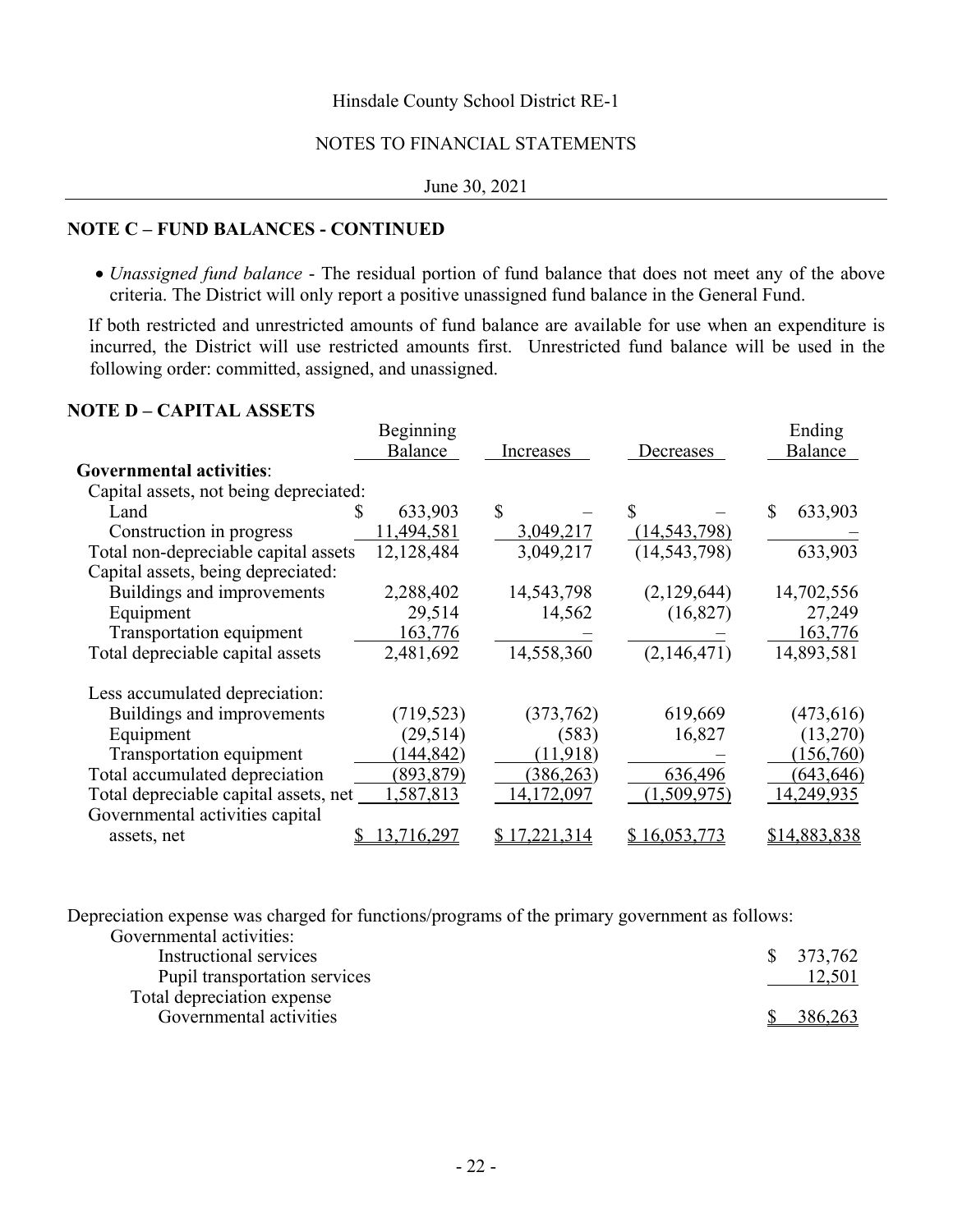## NOTE C – FUND BALANCES - CONTINUED

- *Unassigned fund balance* - The residual portion of fund balance that does not meet any of the above criteria. The District will only report a positive unassigned fund balance in the General Fund.

If both restricted and unrestricted amounts of fund balance are available for use when an expenditure is incurred, the District will use restricted amounts first. Unrestricted fund balance will be used in the following order: committed, assigned, and unassigned.

## NOTE D – CAPITAL ASSETS

| | Beginning Balance | Increases | Decreases | Ending Balance |
|---|---|---|---|---|
| **Governmental activities**: | | | | |
| Capital assets, not being depreciated: | | | | |
| Land | $ 633,903 | $ – | $ – | $ 633,903 |
| Construction in progress | 11,494,581 | 3,049,217 | (14,543,798) | – |
| Total non-depreciable capital assets | 12,128,484 | 3,049,217 | (14,543,798) | 633,903 |
| Capital assets, being depreciated: | | | | |
| Buildings and improvements | 2,288,402 | 14,543,798 | (2,129,644) | 14,702,556 |
| Equipment | 29,514 | 14,562 | (16,827) | 27,249 |
| Transportation equipment | 163,776 | – | – | 163,776 |
| Total depreciable capital assets | 2,481,692 | 14,558,360 | (2,146,471) | 14,893,581 |
| Less accumulated depreciation: | | | | |
| Buildings and improvements | (719,523) | (373,762) | 619,669 | (473,616) |
| Equipment | (29,514) | (583) | 16,827 | (13,270) |
| Transportation equipment | (144,842) | (11,918) | – | (156,760) |
| Total accumulated depreciation | (893,879) | (386,263) | 636,496 | (643,646) |
| Total depreciable capital assets, net | 1,587,813 | 14,172,097 | (1,509,975) | 14,249,935 |
| Governmental activities capital assets, net | $ 13,716,297 | $ 17,221,314 | $ 16,053,773 | $14,883,838 |

Depreciation expense was charged for functions/programs of the primary government as follows:

| | |
|---|---|
| Governmental activities: | |
| Instructional services | $ 373,762 |
| Pupil transportation services | 12,501 |
| Total depreciation expense Governmental activities | $ 386,263 |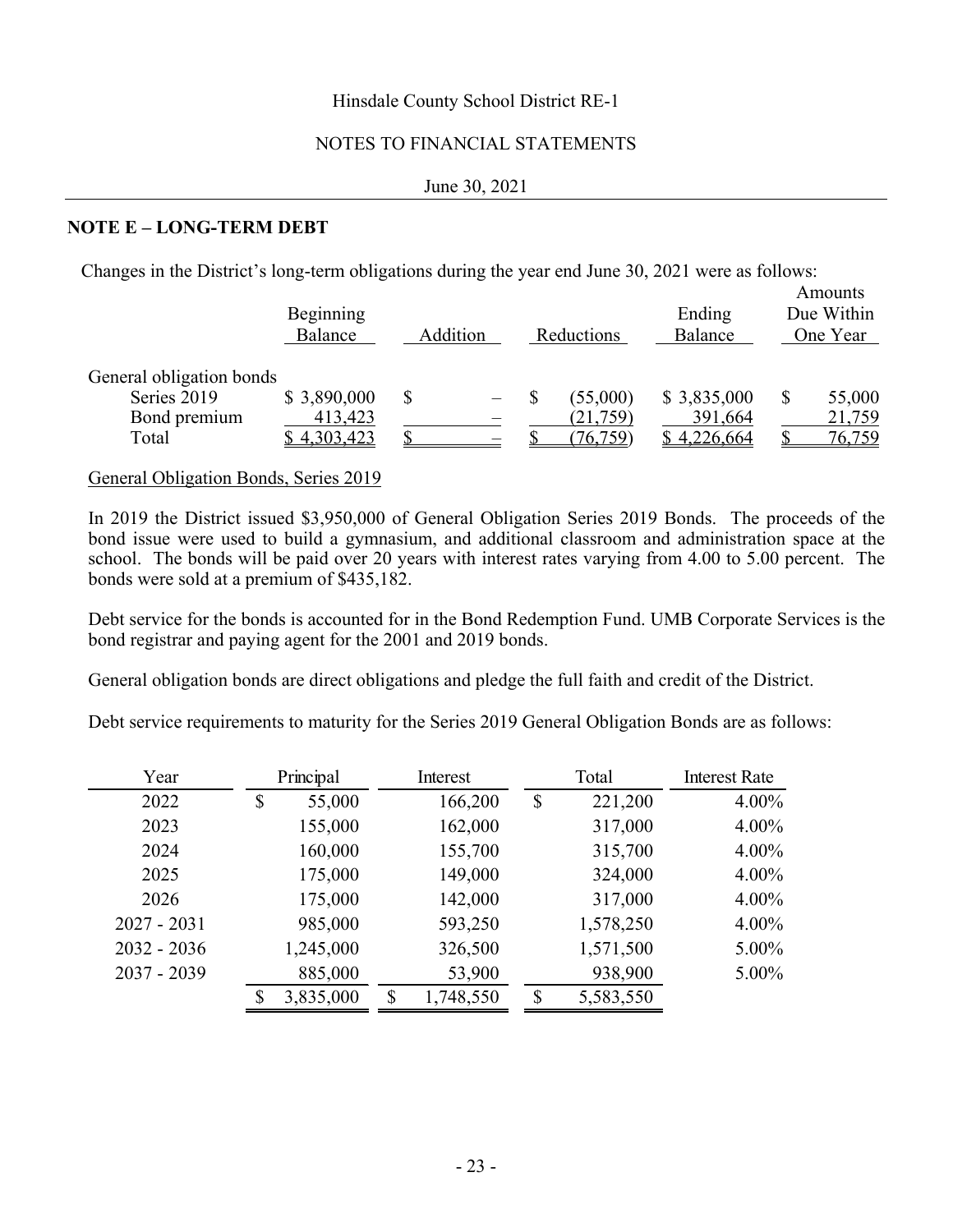Hinsdale County School District RE-1

NOTES TO FINANCIAL STATEMENTS

June 30, 2021

## NOTE E – LONG-TERM DEBT

Changes in the District's long-term obligations during the year end June 30, 2021 were as follows:

| | Beginning Balance | Addition | Reductions | Ending Balance | Amounts Due Within One Year |
|---|---|---|---|---|---|
| General obligation bonds | | | | | |
| Series 2019 | $ 3,890,000 | $ – | $ (55,000) | $ 3,835,000 | $ 55,000 |
| Bond premium | 413,423 | – | (21,759) | 391,664 | 21,759 |
| Total | $ 4,303,423 | $ – | $ (76,759) | $ 4,226,664 | $ 76,759 |

General Obligation Bonds, Series 2019

In 2019 the District issued $3,950,000 of General Obligation Series 2019 Bonds. The proceeds of the bond issue were used to build a gymnasium, and additional classroom and administration space at the school. The bonds will be paid over 20 years with interest rates varying from 4.00 to 5.00 percent. The bonds were sold at a premium of $435,182.

Debt service for the bonds is accounted for in the Bond Redemption Fund. UMB Corporate Services is the bond registrar and paying agent for the 2001 and 2019 bonds.

General obligation bonds are direct obligations and pledge the full faith and credit of the District.

Debt service requirements to maturity for the Series 2019 General Obligation Bonds are as follows:

| Year | Principal | Interest | Total | Interest Rate |
|---|---|---|---|---|
| 2022 | $ 55,000 | 166,200 | $ 221,200 | 4.00% |
| 2023 | 155,000 | 162,000 | 317,000 | 4.00% |
| 2024 | 160,000 | 155,700 | 315,700 | 4.00% |
| 2025 | 175,000 | 149,000 | 324,000 | 4.00% |
| 2026 | 175,000 | 142,000 | 317,000 | 4.00% |
| 2027 - 2031 | 985,000 | 593,250 | 1,578,250 | 4.00% |
| 2032 - 2036 | 1,245,000 | 326,500 | 1,571,500 | 5.00% |
| 2037 - 2039 | 885,000 | 53,900 | 938,900 | 5.00% |
| | $ 3,835,000 | $ 1,748,550 | $ 5,583,550 | |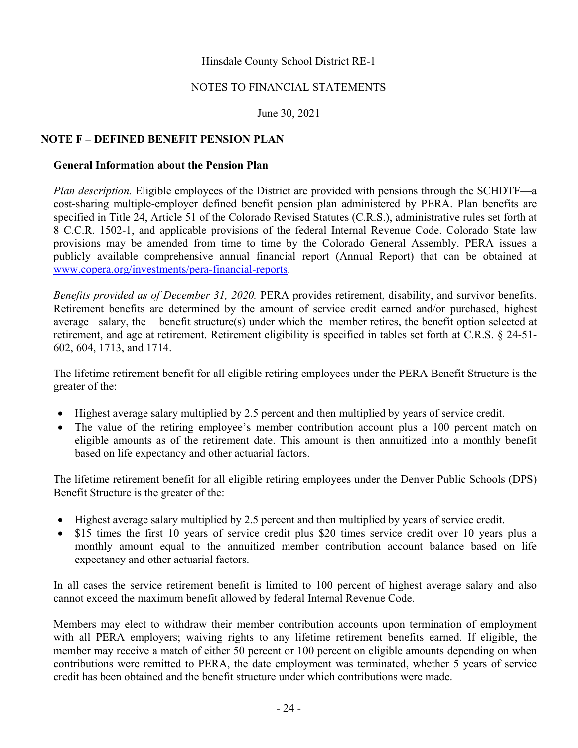## NOTE F – DEFINED BENEFIT PENSION PLAN

### General Information about the Pension Plan

*Plan description.* Eligible employees of the District are provided with pensions through the SCHDTF—a cost-sharing multiple-employer defined benefit pension plan administered by PERA. Plan benefits are specified in Title 24, Article 51 of the Colorado Revised Statutes (C.R.S.), administrative rules set forth at 8 C.C.R. 1502-1, and applicable provisions of the federal Internal Revenue Code. Colorado State law provisions may be amended from time to time by the Colorado General Assembly. PERA issues a publicly available comprehensive annual financial report (Annual Report) that can be obtained at [www.copera.org/investments/pera-financial-reports](www.copera.org/investments/pera-financial-reports).

*Benefits provided as of December 31, 2020.* PERA provides retirement, disability, and survivor benefits. Retirement benefits are determined by the amount of service credit earned and/or purchased, highest average salary, the benefit structure(s) under which the member retires, the benefit option selected at retirement, and age at retirement. Retirement eligibility is specified in tables set forth at C.R.S. § 24-51-602, 604, 1713, and 1714.

The lifetime retirement benefit for all eligible retiring employees under the PERA Benefit Structure is the greater of the:

- Highest average salary multiplied by 2.5 percent and then multiplied by years of service credit.
- The value of the retiring employee's member contribution account plus a 100 percent match on eligible amounts as of the retirement date. This amount is then annuitized into a monthly benefit based on life expectancy and other actuarial factors.

The lifetime retirement benefit for all eligible retiring employees under the Denver Public Schools (DPS) Benefit Structure is the greater of the:

- Highest average salary multiplied by 2.5 percent and then multiplied by years of service credit.
- $15 times the first 10 years of service credit plus $20 times service credit over 10 years plus a monthly amount equal to the annuitized member contribution account balance based on life expectancy and other actuarial factors.

In all cases the service retirement benefit is limited to 100 percent of highest average salary and also cannot exceed the maximum benefit allowed by federal Internal Revenue Code.

Members may elect to withdraw their member contribution accounts upon termination of employment with all PERA employers; waiving rights to any lifetime retirement benefits earned. If eligible, the member may receive a match of either 50 percent or 100 percent on eligible amounts depending on when contributions were remitted to PERA, the date employment was terminated, whether 5 years of service credit has been obtained and the benefit structure under which contributions were made.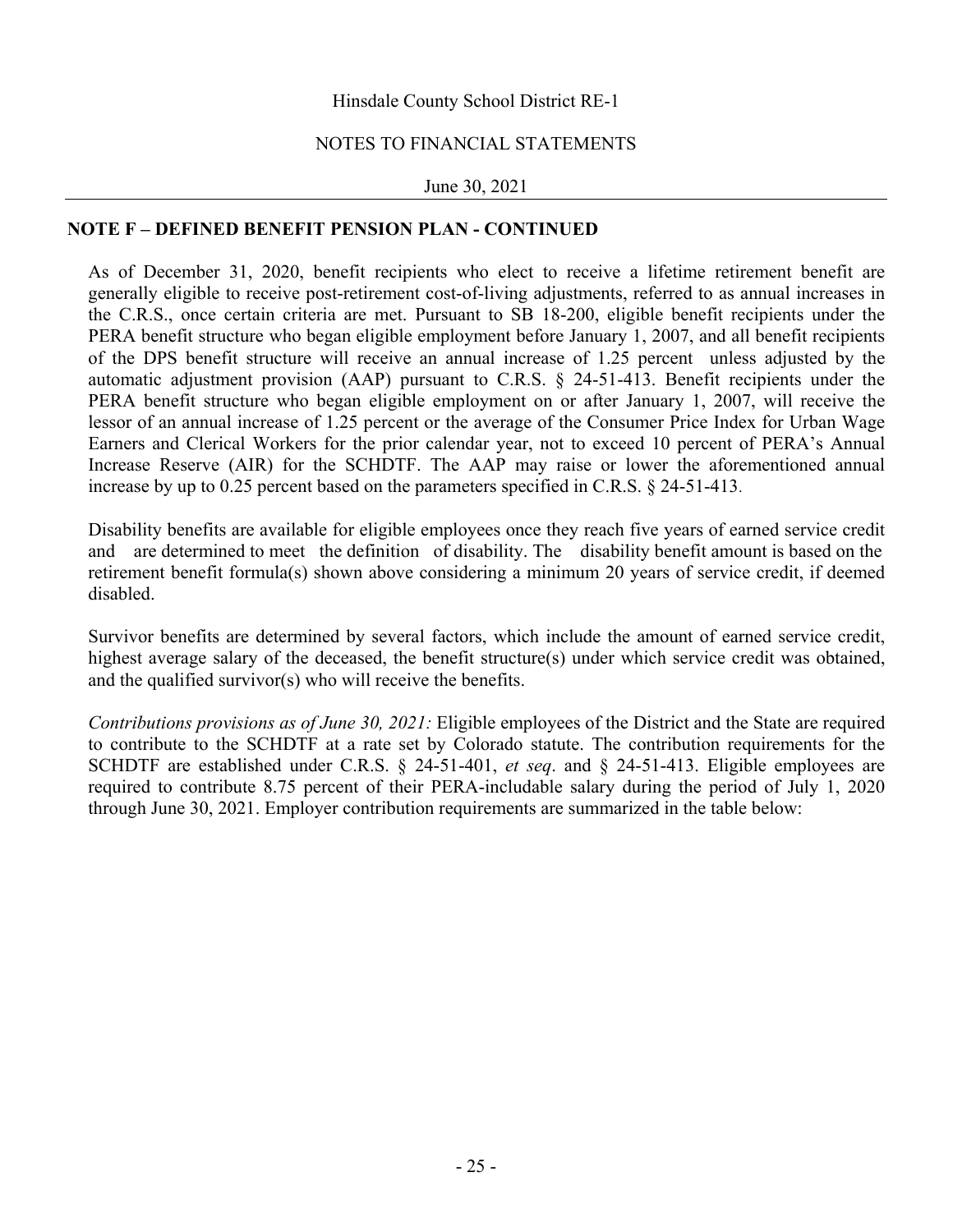## NOTE F – DEFINED BENEFIT PENSION PLAN - CONTINUED

As of December 31, 2020, benefit recipients who elect to receive a lifetime retirement benefit are generally eligible to receive post-retirement cost-of-living adjustments, referred to as annual increases in the C.R.S., once certain criteria are met. Pursuant to SB 18-200, eligible benefit recipients under the PERA benefit structure who began eligible employment before January 1, 2007, and all benefit recipients of the DPS benefit structure will receive an annual increase of 1.25 percent unless adjusted by the automatic adjustment provision (AAP) pursuant to C.R.S. § 24-51-413. Benefit recipients under the PERA benefit structure who began eligible employment on or after January 1, 2007, will receive the lessor of an annual increase of 1.25 percent or the average of the Consumer Price Index for Urban Wage Earners and Clerical Workers for the prior calendar year, not to exceed 10 percent of PERA's Annual Increase Reserve (AIR) for the SCHDTF. The AAP may raise or lower the aforementioned annual increase by up to 0.25 percent based on the parameters specified in C.R.S. § 24-51-413.

Disability benefits are available for eligible employees once they reach five years of earned service credit and are determined to meet the definition of disability. The disability benefit amount is based on the retirement benefit formula(s) shown above considering a minimum 20 years of service credit, if deemed disabled.

Survivor benefits are determined by several factors, which include the amount of earned service credit, highest average salary of the deceased, the benefit structure(s) under which service credit was obtained, and the qualified survivor(s) who will receive the benefits.

*Contributions provisions as of June 30, 2021:* Eligible employees of the District and the State are required to contribute to the SCHDTF at a rate set by Colorado statute. The contribution requirements for the SCHDTF are established under C.R.S. § 24-51-401, *et seq*. and § 24-51-413. Eligible employees are required to contribute 8.75 percent of their PERA-includable salary during the period of July 1, 2020 through June 30, 2021. Employer contribution requirements are summarized in the table below: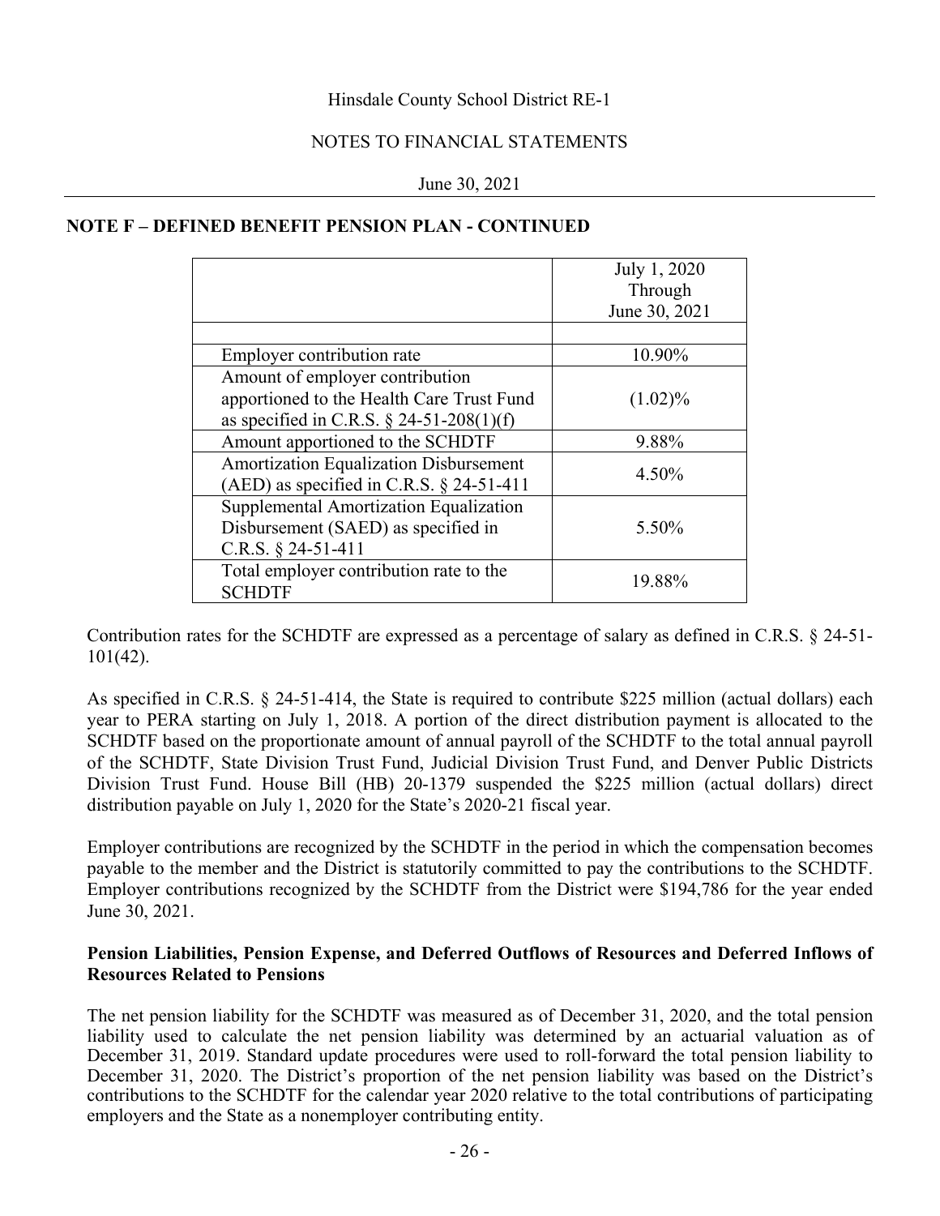Hinsdale County School District RE-1

NOTES TO FINANCIAL STATEMENTS

June 30, 2021

**NOTE F – DEFINED BENEFIT PENSION PLAN - CONTINUED**

| | July 1, 2020 Through June 30, 2021 |
|---|---|
| | |
| Employer contribution rate | 10.90% |
| Amount of employer contribution apportioned to the Health Care Trust Fund as specified in C.R.S. § 24-51-208(1)(f) | (1.02)% |
| Amount apportioned to the SCHDTF | 9.88% |
| Amortization Equalization Disbursement (AED) as specified in C.R.S. § 24-51-411 | 4.50% |
| Supplemental Amortization Equalization Disbursement (SAED) as specified in C.R.S. § 24-51-411 | 5.50% |
| Total employer contribution rate to the SCHDTF | 19.88% |

Contribution rates for the SCHDTF are expressed as a percentage of salary as defined in C.R.S. § 24-51-101(42).

As specified in C.R.S. § 24-51-414, the State is required to contribute $225 million (actual dollars) each year to PERA starting on July 1, 2018. A portion of the direct distribution payment is allocated to the SCHDTF based on the proportionate amount of annual payroll of the SCHDTF to the total annual payroll of the SCHDTF, State Division Trust Fund, Judicial Division Trust Fund, and Denver Public Districts Division Trust Fund. House Bill (HB) 20-1379 suspended the $225 million (actual dollars) direct distribution payable on July 1, 2020 for the State's 2020-21 fiscal year.

Employer contributions are recognized by the SCHDTF in the period in which the compensation becomes payable to the member and the District is statutorily committed to pay the contributions to the SCHDTF. Employer contributions recognized by the SCHDTF from the District were $194,786 for the year ended June 30, 2021.

**Pension Liabilities, Pension Expense, and Deferred Outflows of Resources and Deferred Inflows of Resources Related to Pensions**

The net pension liability for the SCHDTF was measured as of December 31, 2020, and the total pension liability used to calculate the net pension liability was determined by an actuarial valuation as of December 31, 2019. Standard update procedures were used to roll-forward the total pension liability to December 31, 2020. The District's proportion of the net pension liability was based on the District's contributions to the SCHDTF for the calendar year 2020 relative to the total contributions of participating employers and the State as a nonemployer contributing entity.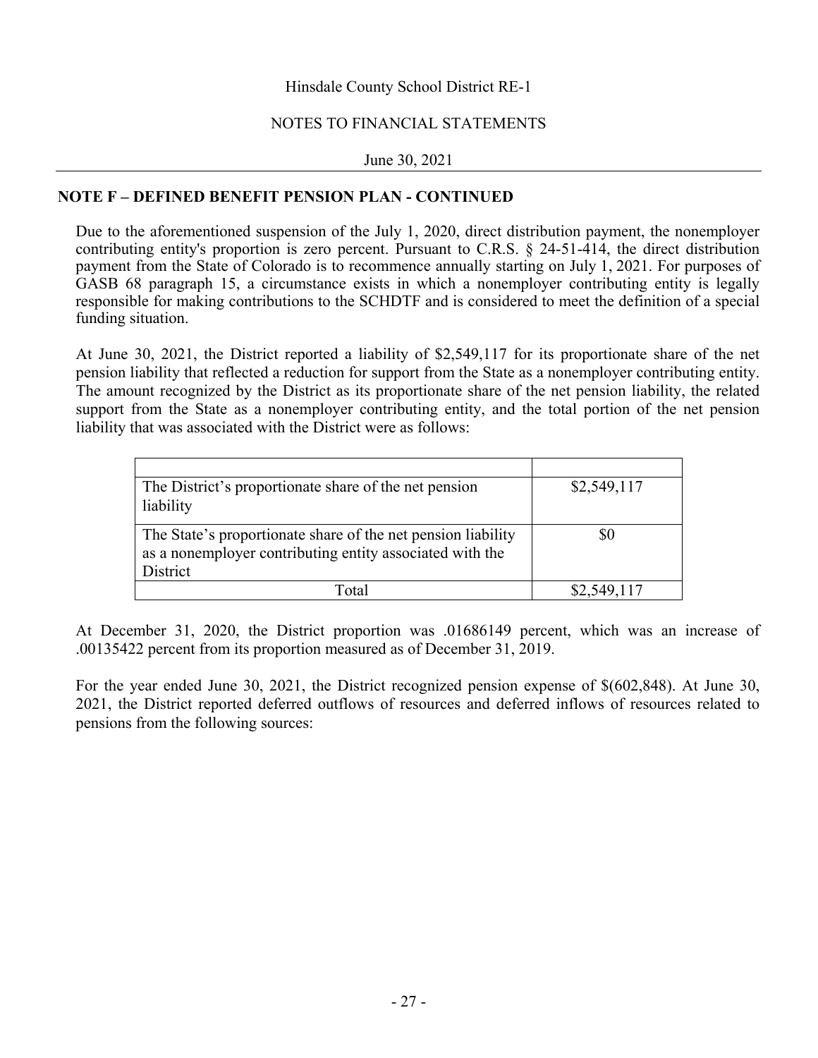## NOTE F – DEFINED BENEFIT PENSION PLAN - CONTINUED

Due to the aforementioned suspension of the July 1, 2020, direct distribution payment, the nonemployer contributing entity's proportion is zero percent. Pursuant to C.R.S. § 24-51-414, the direct distribution payment from the State of Colorado is to recommence annually starting on July 1, 2021. For purposes of GASB 68 paragraph 15, a circumstance exists in which a nonemployer contributing entity is legally responsible for making contributions to the SCHDTF and is considered to meet the definition of a special funding situation.

At June 30, 2021, the District reported a liability of $2,549,117 for its proportionate share of the net pension liability that reflected a reduction for support from the State as a nonemployer contributing entity. The amount recognized by the District as its proportionate share of the net pension liability, the related support from the State as a nonemployer contributing entity, and the total portion of the net pension liability that was associated with the District were as follows:

| | |
|---|---|
| The District's proportionate share of the net pension liability | $2,549,117 |
| The State's proportionate share of the net pension liability as a nonemployer contributing entity associated with the District | $0 |
| Total | $2,549,117 |

At December 31, 2020, the District proportion was .01686149 percent, which was an increase of .00135422 percent from its proportion measured as of December 31, 2019.

For the year ended June 30, 2021, the District recognized pension expense of $(602,848). At June 30, 2021, the District reported deferred outflows of resources and deferred inflows of resources related to pensions from the following sources: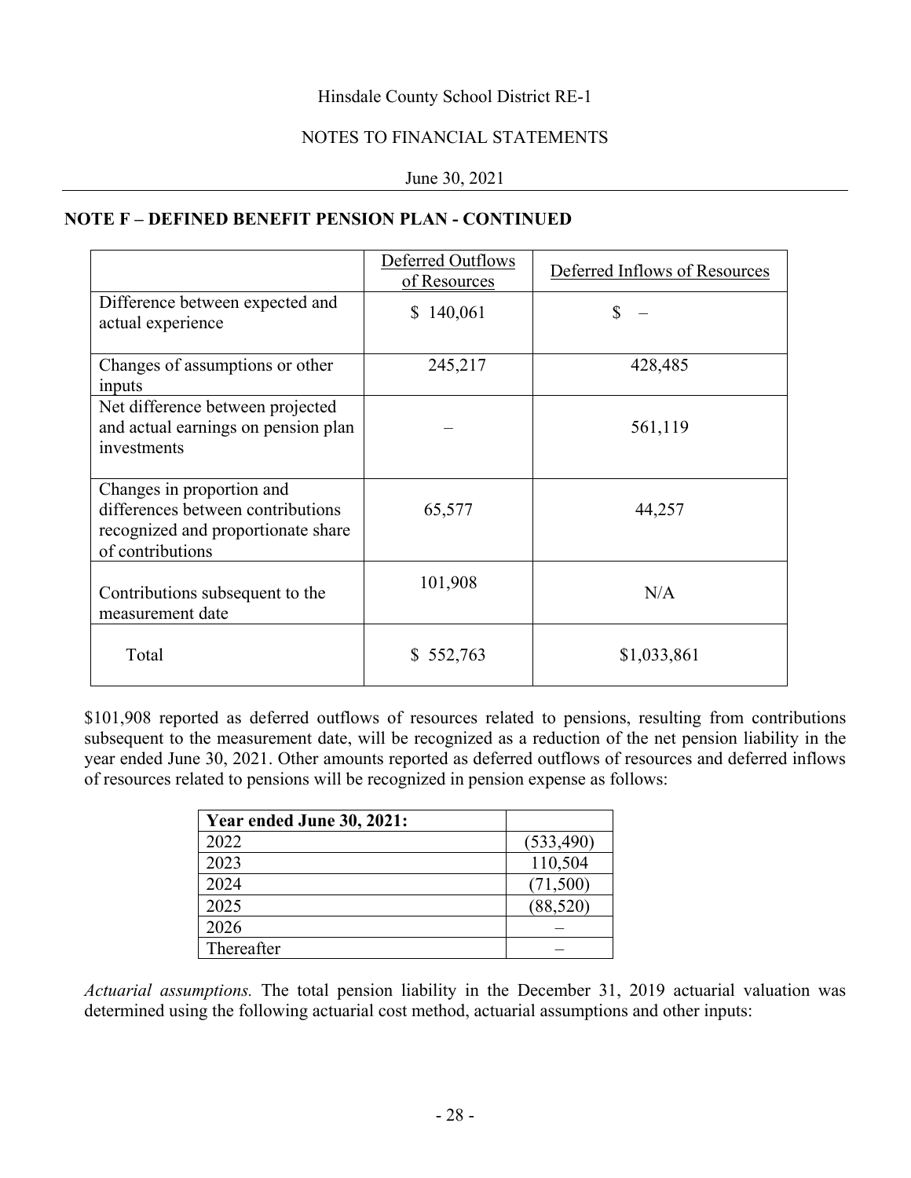Hinsdale County School District RE-1

NOTES TO FINANCIAL STATEMENTS

June 30, 2021

## NOTE F – DEFINED BENEFIT PENSION PLAN - CONTINUED

| | Deferred Outflows of Resources | Deferred Inflows of Resources |
|---|---|---|
| Difference between expected and actual experience | $ 140,061 | $ – |
| Changes of assumptions or other inputs | 245,217 | 428,485 |
| Net difference between projected and actual earnings on pension plan investments | – | 561,119 |
| Changes in proportion and differences between contributions recognized and proportionate share of contributions | 65,577 | 44,257 |
| Contributions subsequent to the measurement date | 101,908 | N/A |
| Total | $ 552,763 | $1,033,861 |

$101,908 reported as deferred outflows of resources related to pensions, resulting from contributions subsequent to the measurement date, will be recognized as a reduction of the net pension liability in the year ended June 30, 2021. Other amounts reported as deferred outflows of resources and deferred inflows of resources related to pensions will be recognized in pension expense as follows:

| **Year ended June 30, 2021:** | |
|---|---|
| 2022 | (533,490) |
| 2023 | 110,504 |
| 2024 | (71,500) |
| 2025 | (88,520) |
| 2026 | – |
| Thereafter | – |

*Actuarial assumptions.* The total pension liability in the December 31, 2019 actuarial valuation was determined using the following actuarial cost method, actuarial assumptions and other inputs: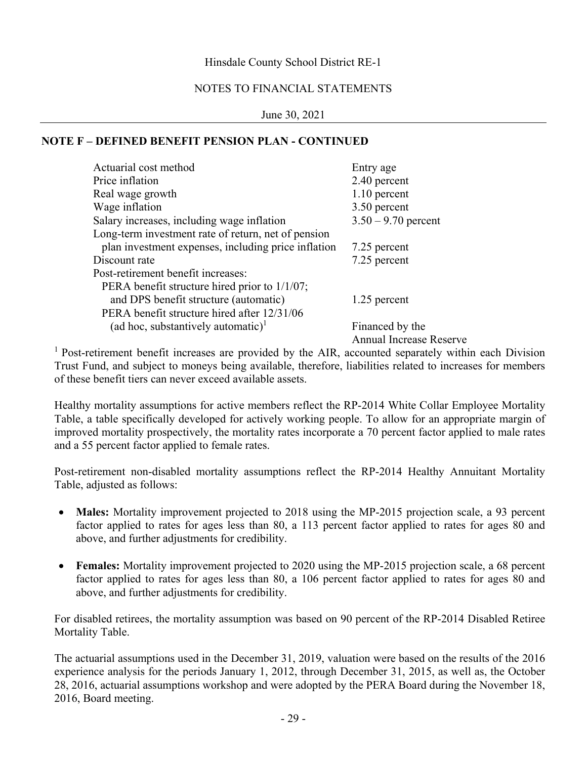## NOTE F – DEFINED BENEFIT PENSION PLAN - CONTINUED

| | |
|---|---|
| Actuarial cost method | Entry age |
| Price inflation | 2.40 percent |
| Real wage growth | 1.10 percent |
| Wage inflation | 3.50 percent |
| Salary increases, including wage inflation | 3.50 – 9.70 percent |
| Long-term investment rate of return, net of pension plan investment expenses, including price inflation | 7.25 percent |
| Discount rate | 7.25 percent |
| Post-retirement benefit increases: | |
| PERA benefit structure hired prior to 1/1/07; and DPS benefit structure (automatic) | 1.25 percent |
| PERA benefit structure hired after 12/31/06 (ad hoc, substantively automatic)[1] | Financed by the Annual Increase Reserve |

[1] Post-retirement benefit increases are provided by the AIR, accounted separately within each Division Trust Fund, and subject to moneys being available, therefore, liabilities related to increases for members of these benefit tiers can never exceed available assets.

Healthy mortality assumptions for active members reflect the RP-2014 White Collar Employee Mortality Table, a table specifically developed for actively working people. To allow for an appropriate margin of improved mortality prospectively, the mortality rates incorporate a 70 percent factor applied to male rates and a 55 percent factor applied to female rates.

Post-retirement non-disabled mortality assumptions reflect the RP-2014 Healthy Annuitant Mortality Table, adjusted as follows:

- **Males:** Mortality improvement projected to 2018 using the MP-2015 projection scale, a 93 percent factor applied to rates for ages less than 80, a 113 percent factor applied to rates for ages 80 and above, and further adjustments for credibility.
- **Females:** Mortality improvement projected to 2020 using the MP-2015 projection scale, a 68 percent factor applied to rates for ages less than 80, a 106 percent factor applied to rates for ages 80 and above, and further adjustments for credibility.

For disabled retirees, the mortality assumption was based on 90 percent of the RP-2014 Disabled Retiree Mortality Table.

The actuarial assumptions used in the December 31, 2019, valuation were based on the results of the 2016 experience analysis for the periods January 1, 2012, through December 31, 2015, as well as, the October 28, 2016, actuarial assumptions workshop and were adopted by the PERA Board during the November 18, 2016, Board meeting.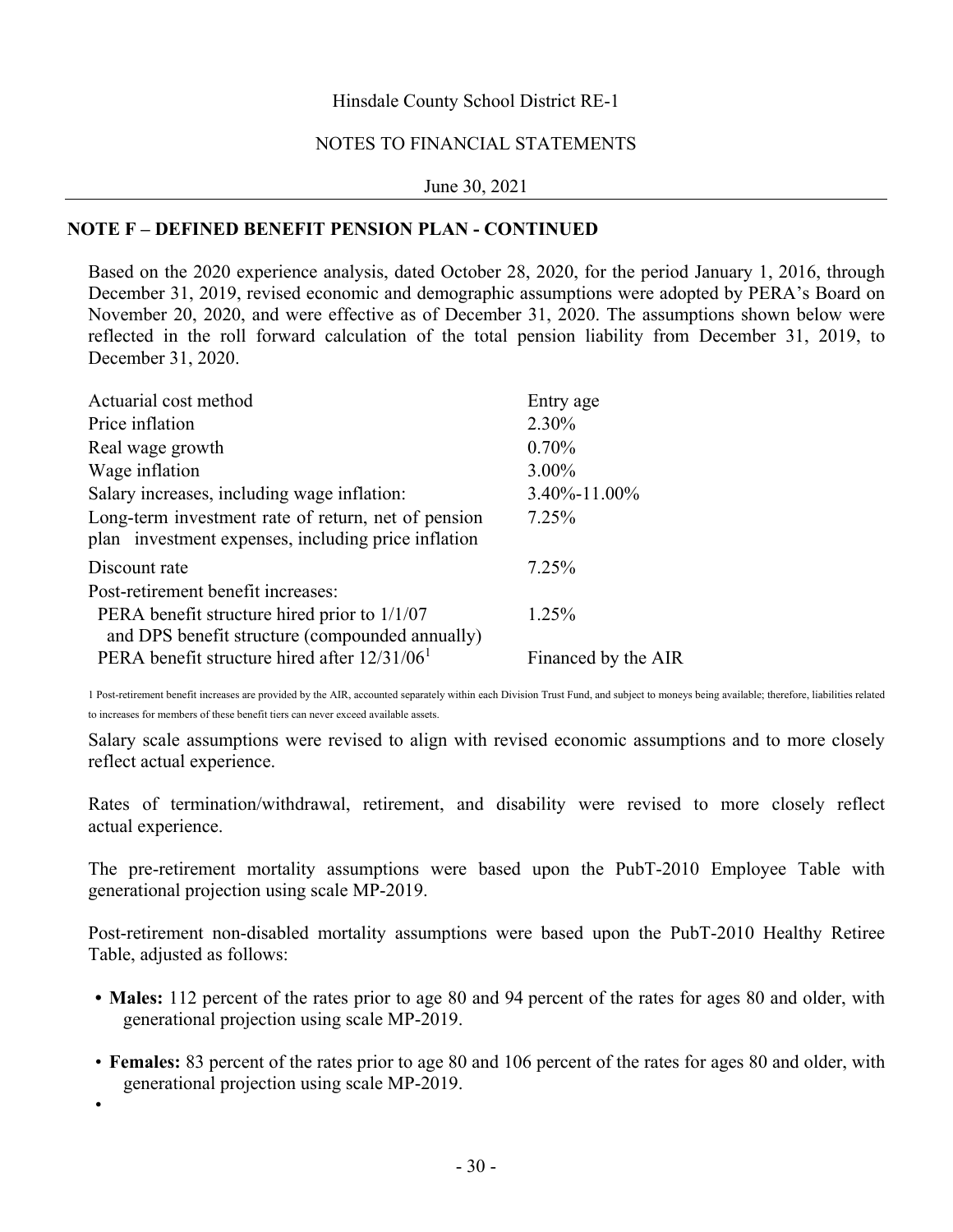## NOTE F – DEFINED BENEFIT PENSION PLAN - CONTINUED

Based on the 2020 experience analysis, dated October 28, 2020, for the period January 1, 2016, through December 31, 2019, revised economic and demographic assumptions were adopted by PERA's Board on November 20, 2020, and were effective as of December 31, 2020. The assumptions shown below were reflected in the roll forward calculation of the total pension liability from December 31, 2019, to December 31, 2020.

| | |
|---|---|
| Actuarial cost method | Entry age |
| Price inflation | 2.30% |
| Real wage growth | 0.70% |
| Wage inflation | 3.00% |
| Salary increases, including wage inflation: | 3.40%-11.00% |
| Long-term investment rate of return, net of pension plan investment expenses, including price inflation | 7.25% |
| Discount rate | 7.25% |
| Post-retirement benefit increases: | |
| PERA benefit structure hired prior to 1/1/07 and DPS benefit structure (compounded annually) | 1.25% |
| PERA benefit structure hired after 12/31/06[1] | Financed by the AIR |

1 Post-retirement benefit increases are provided by the AIR, accounted separately within each Division Trust Fund, and subject to moneys being available; therefore, liabilities related to increases for members of these benefit tiers can never exceed available assets.

Salary scale assumptions were revised to align with revised economic assumptions and to more closely reflect actual experience.

Rates of termination/withdrawal, retirement, and disability were revised to more closely reflect actual experience.

The pre-retirement mortality assumptions were based upon the PubT-2010 Employee Table with generational projection using scale MP-2019.

Post-retirement non-disabled mortality assumptions were based upon the PubT-2010 Healthy Retiree Table, adjusted as follows:

- **Males:** 112 percent of the rates prior to age 80 and 94 percent of the rates for ages 80 and older, with generational projection using scale MP-2019.
- **Females:** 83 percent of the rates prior to age 80 and 106 percent of the rates for ages 80 and older, with generational projection using scale MP-2019.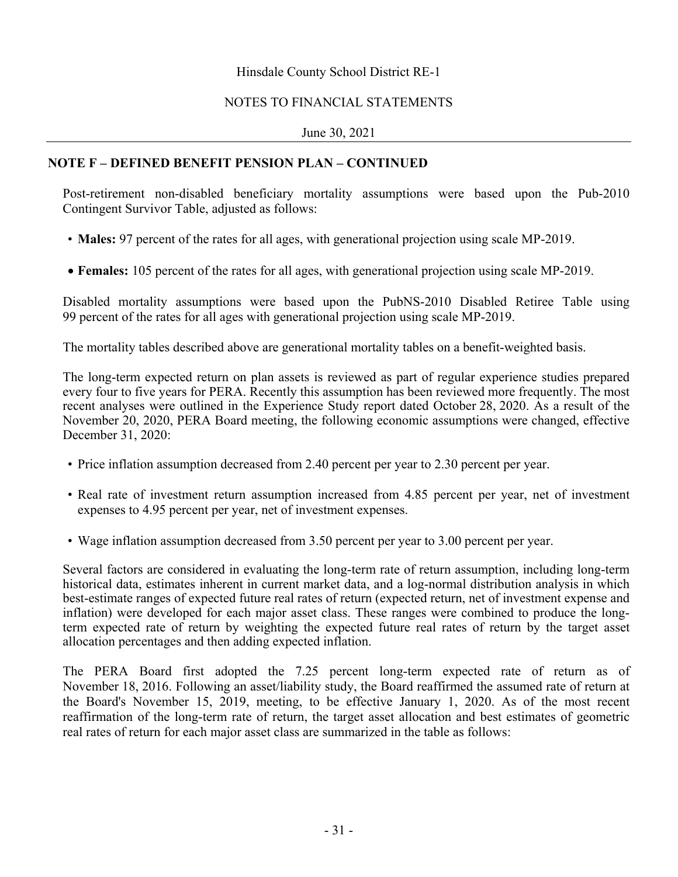## NOTE F – DEFINED BENEFIT PENSION PLAN – CONTINUED

Post-retirement non-disabled beneficiary mortality assumptions were based upon the Pub-2010 Contingent Survivor Table, adjusted as follows:

- **Males:** 97 percent of the rates for all ages, with generational projection using scale MP-2019.
- **Females:** 105 percent of the rates for all ages, with generational projection using scale MP-2019.

Disabled mortality assumptions were based upon the PubNS-2010 Disabled Retiree Table using 99 percent of the rates for all ages with generational projection using scale MP-2019.

The mortality tables described above are generational mortality tables on a benefit-weighted basis.

The long-term expected return on plan assets is reviewed as part of regular experience studies prepared every four to five years for PERA. Recently this assumption has been reviewed more frequently. The most recent analyses were outlined in the Experience Study report dated October 28, 2020. As a result of the November 20, 2020, PERA Board meeting, the following economic assumptions were changed, effective December 31, 2020:

- Price inflation assumption decreased from 2.40 percent per year to 2.30 percent per year.
- Real rate of investment return assumption increased from 4.85 percent per year, net of investment expenses to 4.95 percent per year, net of investment expenses.
- Wage inflation assumption decreased from 3.50 percent per year to 3.00 percent per year.

Several factors are considered in evaluating the long-term rate of return assumption, including long-term historical data, estimates inherent in current market data, and a log-normal distribution analysis in which best-estimate ranges of expected future real rates of return (expected return, net of investment expense and inflation) were developed for each major asset class. These ranges were combined to produce the long-term expected rate of return by weighting the expected future real rates of return by the target asset allocation percentages and then adding expected inflation.

The PERA Board first adopted the 7.25 percent long-term expected rate of return as of November 18, 2016. Following an asset/liability study, the Board reaffirmed the assumed rate of return at the Board's November 15, 2019, meeting, to be effective January 1, 2020. As of the most recent reaffirmation of the long-term rate of return, the target asset allocation and best estimates of geometric real rates of return for each major asset class are summarized in the table as follows: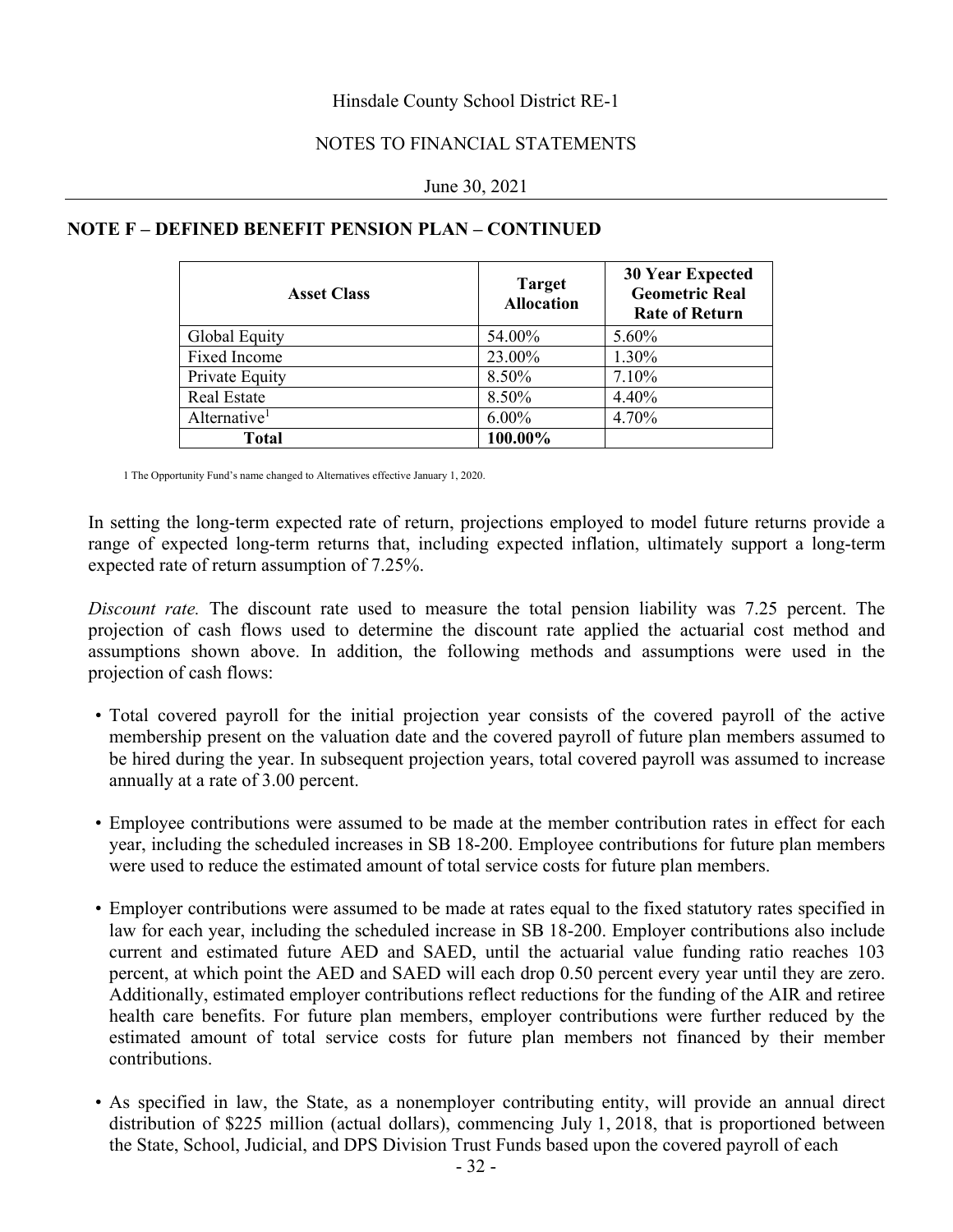## NOTE F – DEFINED BENEFIT PENSION PLAN – CONTINUED

| Asset Class | Target Allocation | 30 Year Expected Geometric Real Rate of Return |
|---|---|---|
| Global Equity | 54.00% | 5.60% |
| Fixed Income | 23.00% | 1.30% |
| Private Equity | 8.50% | 7.10% |
| Real Estate | 8.50% | 4.40% |
| Alternative[1] | 6.00% | 4.70% |
| **Total** | **100.00%** | |

1 The Opportunity Fund's name changed to Alternatives effective January 1, 2020.

In setting the long-term expected rate of return, projections employed to model future returns provide a range of expected long-term returns that, including expected inflation, ultimately support a long-term expected rate of return assumption of 7.25%.

*Discount rate.* The discount rate used to measure the total pension liability was 7.25 percent. The projection of cash flows used to determine the discount rate applied the actuarial cost method and assumptions shown above. In addition, the following methods and assumptions were used in the projection of cash flows:

- Total covered payroll for the initial projection year consists of the covered payroll of the active membership present on the valuation date and the covered payroll of future plan members assumed to be hired during the year. In subsequent projection years, total covered payroll was assumed to increase annually at a rate of 3.00 percent.

- Employee contributions were assumed to be made at the member contribution rates in effect for each year, including the scheduled increases in SB 18-200. Employee contributions for future plan members were used to reduce the estimated amount of total service costs for future plan members.

- Employer contributions were assumed to be made at rates equal to the fixed statutory rates specified in law for each year, including the scheduled increase in SB 18-200. Employer contributions also include current and estimated future AED and SAED, until the actuarial value funding ratio reaches 103 percent, at which point the AED and SAED will each drop 0.50 percent every year until they are zero. Additionally, estimated employer contributions reflect reductions for the funding of the AIR and retiree health care benefits. For future plan members, employer contributions were further reduced by the estimated amount of total service costs for future plan members not financed by their member contributions.

- As specified in law, the State, as a nonemployer contributing entity, will provide an annual direct distribution of $225 million (actual dollars), commencing July 1, 2018, that is proportioned between the State, School, Judicial, and DPS Division Trust Funds based upon the covered payroll of each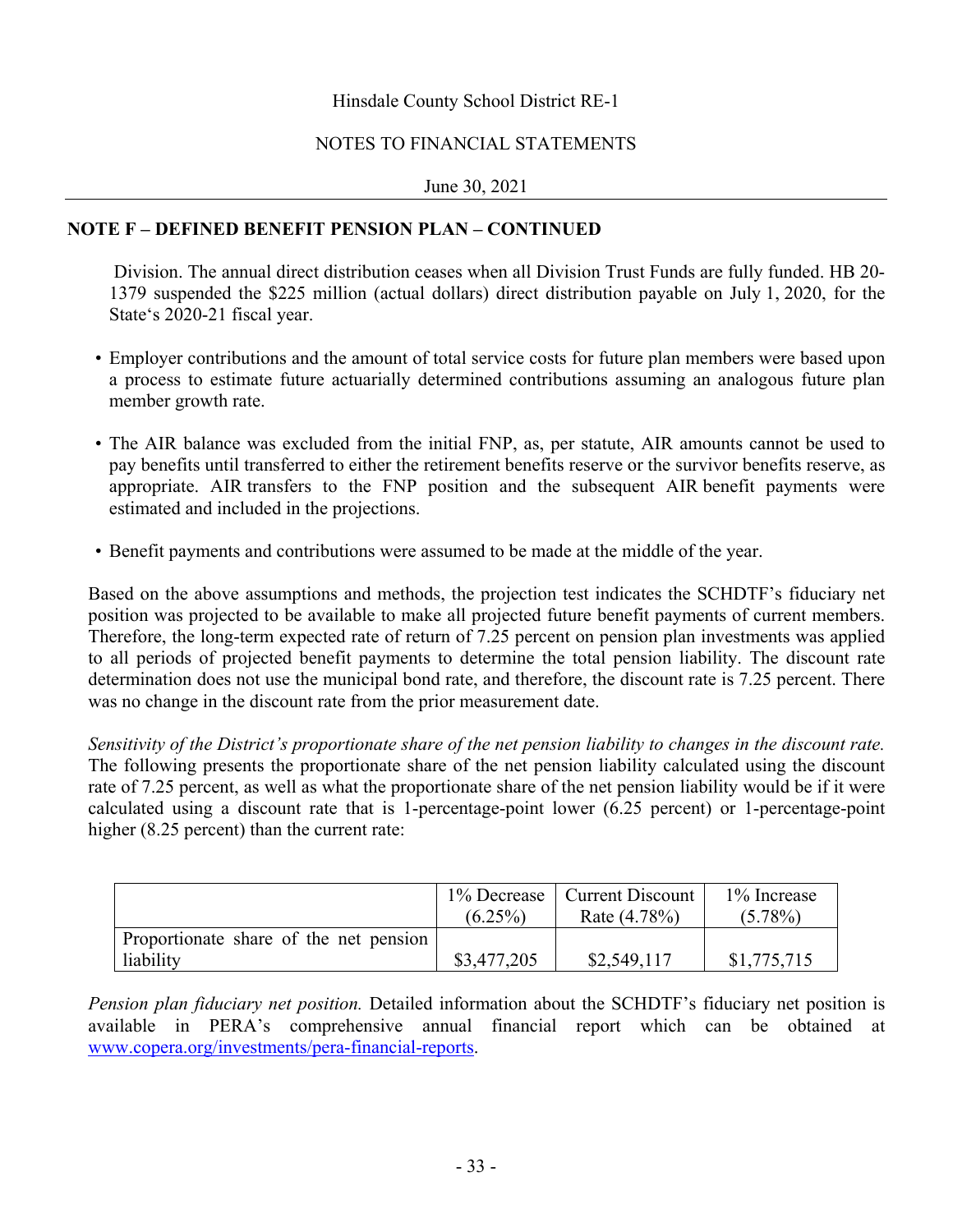## NOTE F – DEFINED BENEFIT PENSION PLAN – CONTINUED

Division. The annual direct distribution ceases when all Division Trust Funds are fully funded. HB 20-1379 suspended the $225 million (actual dollars) direct distribution payable on July 1, 2020, for the State's 2020-21 fiscal year.

- Employer contributions and the amount of total service costs for future plan members were based upon a process to estimate future actuarially determined contributions assuming an analogous future plan member growth rate.
- The AIR balance was excluded from the initial FNP, as, per statute, AIR amounts cannot be used to pay benefits until transferred to either the retirement benefits reserve or the survivor benefits reserve, as appropriate. AIR transfers to the FNP position and the subsequent AIR benefit payments were estimated and included in the projections.
- Benefit payments and contributions were assumed to be made at the middle of the year.

Based on the above assumptions and methods, the projection test indicates the SCHDTF's fiduciary net position was projected to be available to make all projected future benefit payments of current members. Therefore, the long-term expected rate of return of 7.25 percent on pension plan investments was applied to all periods of projected benefit payments to determine the total pension liability. The discount rate determination does not use the municipal bond rate, and therefore, the discount rate is 7.25 percent. There was no change in the discount rate from the prior measurement date.

*Sensitivity of the District's proportionate share of the net pension liability to changes in the discount rate.* The following presents the proportionate share of the net pension liability calculated using the discount rate of 7.25 percent, as well as what the proportionate share of the net pension liability would be if it were calculated using a discount rate that is 1-percentage-point lower (6.25 percent) or 1-percentage-point higher (8.25 percent) than the current rate:

| | 1% Decrease (6.25%) | Current Discount Rate (4.78%) | 1% Increase (5.78%) |
|---|---|---|---|
| Proportionate share of the net pension liability | $3,477,205 | $2,549,117 | $1,775,715 |

*Pension plan fiduciary net position.* Detailed information about the SCHDTF's fiduciary net position is available in PERA's comprehensive annual financial report which can be obtained at www.copera.org/investments/pera-financial-reports.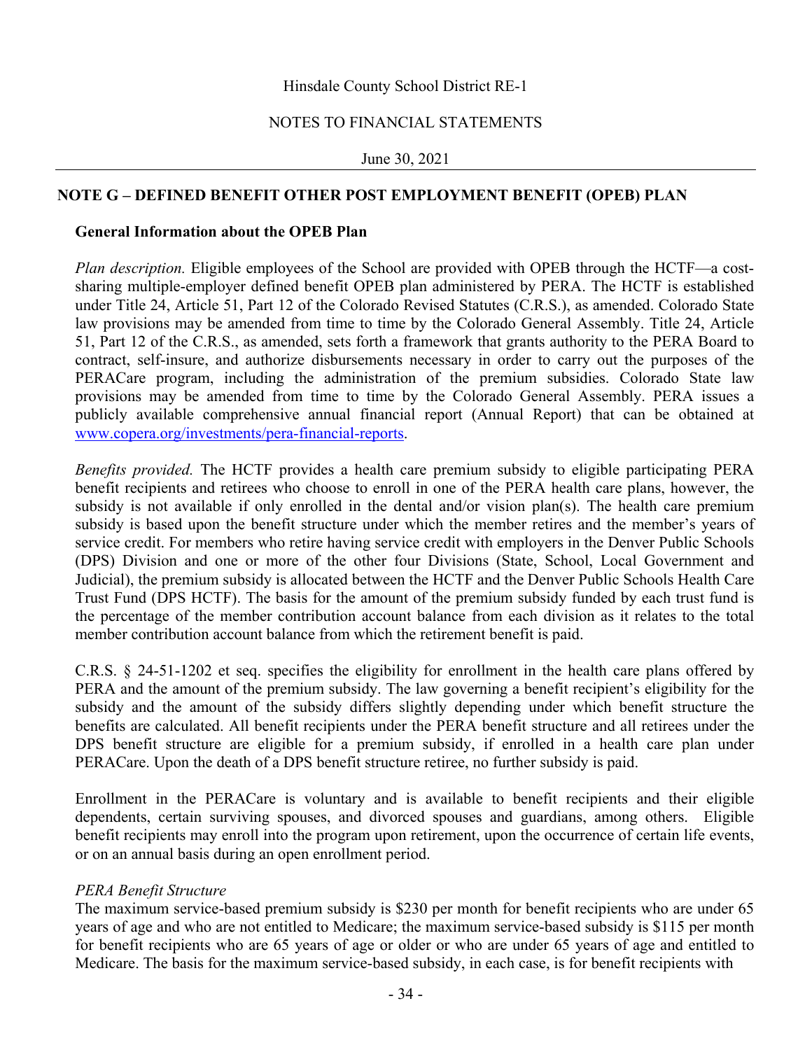## NOTE G – DEFINED BENEFIT OTHER POST EMPLOYMENT BENEFIT (OPEB) PLAN

### General Information about the OPEB Plan

*Plan description.* Eligible employees of the School are provided with OPEB through the HCTF—a cost-sharing multiple-employer defined benefit OPEB plan administered by PERA. The HCTF is established under Title 24, Article 51, Part 12 of the Colorado Revised Statutes (C.R.S.), as amended. Colorado State law provisions may be amended from time to time by the Colorado General Assembly. Title 24, Article 51, Part 12 of the C.R.S., as amended, sets forth a framework that grants authority to the PERA Board to contract, self-insure, and authorize disbursements necessary in order to carry out the purposes of the PERACare program, including the administration of the premium subsidies. Colorado State law provisions may be amended from time to time by the Colorado General Assembly. PERA issues a publicly available comprehensive annual financial report (Annual Report) that can be obtained at www.copera.org/investments/pera-financial-reports.

*Benefits provided.* The HCTF provides a health care premium subsidy to eligible participating PERA benefit recipients and retirees who choose to enroll in one of the PERA health care plans, however, the subsidy is not available if only enrolled in the dental and/or vision plan(s). The health care premium subsidy is based upon the benefit structure under which the member retires and the member's years of service credit. For members who retire having service credit with employers in the Denver Public Schools (DPS) Division and one or more of the other four Divisions (State, School, Local Government and Judicial), the premium subsidy is allocated between the HCTF and the Denver Public Schools Health Care Trust Fund (DPS HCTF). The basis for the amount of the premium subsidy funded by each trust fund is the percentage of the member contribution account balance from each division as it relates to the total member contribution account balance from which the retirement benefit is paid.

C.R.S. § 24-51-1202 et seq. specifies the eligibility for enrollment in the health care plans offered by PERA and the amount of the premium subsidy. The law governing a benefit recipient's eligibility for the subsidy and the amount of the subsidy differs slightly depending under which benefit structure the benefits are calculated. All benefit recipients under the PERA benefit structure and all retirees under the DPS benefit structure are eligible for a premium subsidy, if enrolled in a health care plan under PERACare. Upon the death of a DPS benefit structure retiree, no further subsidy is paid.

Enrollment in the PERACare is voluntary and is available to benefit recipients and their eligible dependents, certain surviving spouses, and divorced spouses and guardians, among others. Eligible benefit recipients may enroll into the program upon retirement, upon the occurrence of certain life events, or on an annual basis during an open enrollment period.

*PERA Benefit Structure*

The maximum service-based premium subsidy is $230 per month for benefit recipients who are under 65 years of age and who are not entitled to Medicare; the maximum service-based subsidy is $115 per month for benefit recipients who are 65 years of age or older or who are under 65 years of age and entitled to Medicare. The basis for the maximum service-based subsidy, in each case, is for benefit recipients with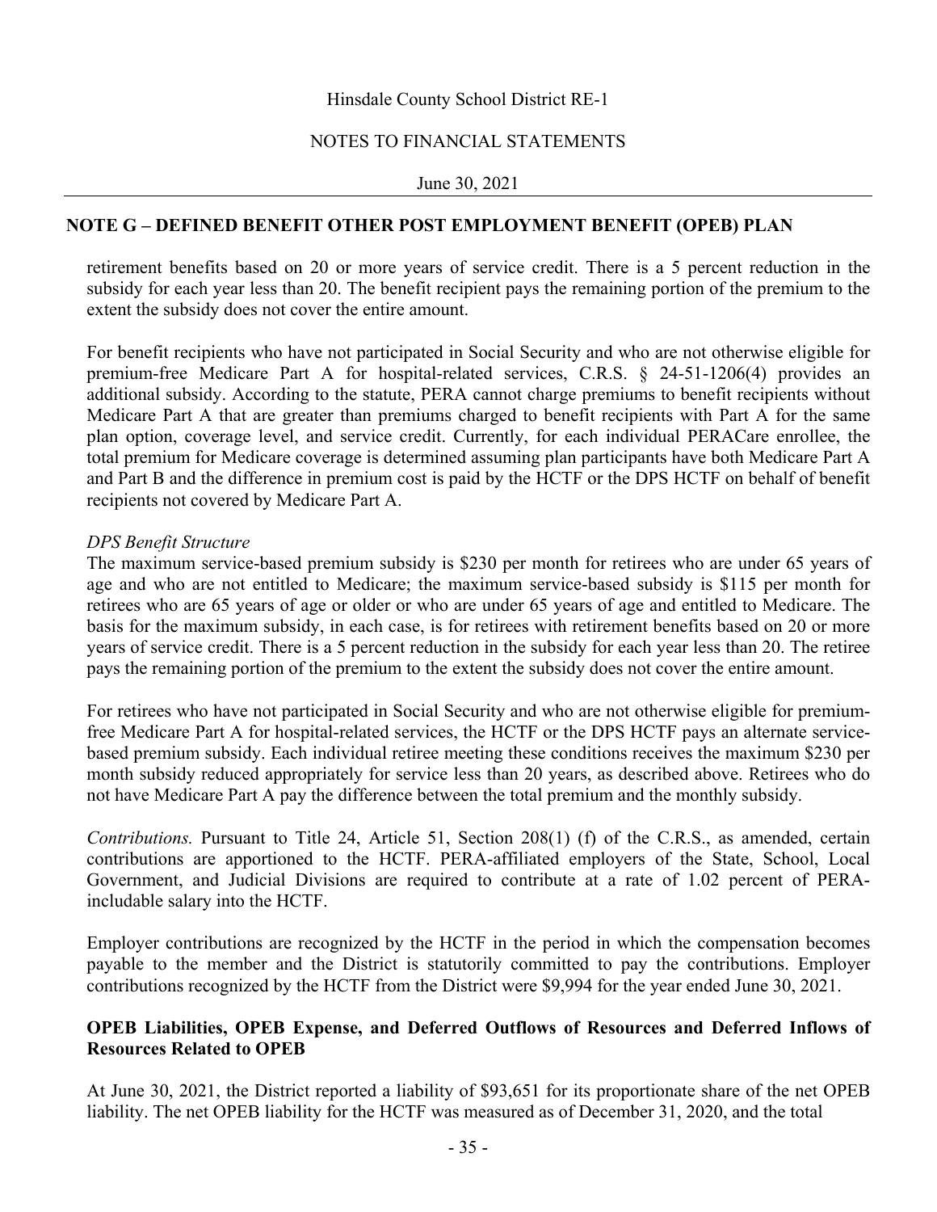## NOTE G – DEFINED BENEFIT OTHER POST EMPLOYMENT BENEFIT (OPEB) PLAN

retirement benefits based on 20 or more years of service credit. There is a 5 percent reduction in the subsidy for each year less than 20. The benefit recipient pays the remaining portion of the premium to the extent the subsidy does not cover the entire amount.

For benefit recipients who have not participated in Social Security and who are not otherwise eligible for premium-free Medicare Part A for hospital-related services, C.R.S. § 24-51-1206(4) provides an additional subsidy. According to the statute, PERA cannot charge premiums to benefit recipients without Medicare Part A that are greater than premiums charged to benefit recipients with Part A for the same plan option, coverage level, and service credit. Currently, for each individual PERACare enrollee, the total premium for Medicare coverage is determined assuming plan participants have both Medicare Part A and Part B and the difference in premium cost is paid by the HCTF or the DPS HCTF on behalf of benefit recipients not covered by Medicare Part A.

*DPS Benefit Structure*

The maximum service-based premium subsidy is $230 per month for retirees who are under 65 years of age and who are not entitled to Medicare; the maximum service-based subsidy is $115 per month for retirees who are 65 years of age or older or who are under 65 years of age and entitled to Medicare. The basis for the maximum subsidy, in each case, is for retirees with retirement benefits based on 20 or more years of service credit. There is a 5 percent reduction in the subsidy for each year less than 20. The retiree pays the remaining portion of the premium to the extent the subsidy does not cover the entire amount.

For retirees who have not participated in Social Security and who are not otherwise eligible for premium-free Medicare Part A for hospital-related services, the HCTF or the DPS HCTF pays an alternate service-based premium subsidy. Each individual retiree meeting these conditions receives the maximum $230 per month subsidy reduced appropriately for service less than 20 years, as described above. Retirees who do not have Medicare Part A pay the difference between the total premium and the monthly subsidy.

*Contributions.* Pursuant to Title 24, Article 51, Section 208(1) (f) of the C.R.S., as amended, certain contributions are apportioned to the HCTF. PERA-affiliated employers of the State, School, Local Government, and Judicial Divisions are required to contribute at a rate of 1.02 percent of PERA-includable salary into the HCTF.

Employer contributions are recognized by the HCTF in the period in which the compensation becomes payable to the member and the District is statutorily committed to pay the contributions. Employer contributions recognized by the HCTF from the District were $9,994 for the year ended June 30, 2021.

### OPEB Liabilities, OPEB Expense, and Deferred Outflows of Resources and Deferred Inflows of Resources Related to OPEB

At June 30, 2021, the District reported a liability of $93,651 for its proportionate share of the net OPEB liability. The net OPEB liability for the HCTF was measured as of December 31, 2020, and the total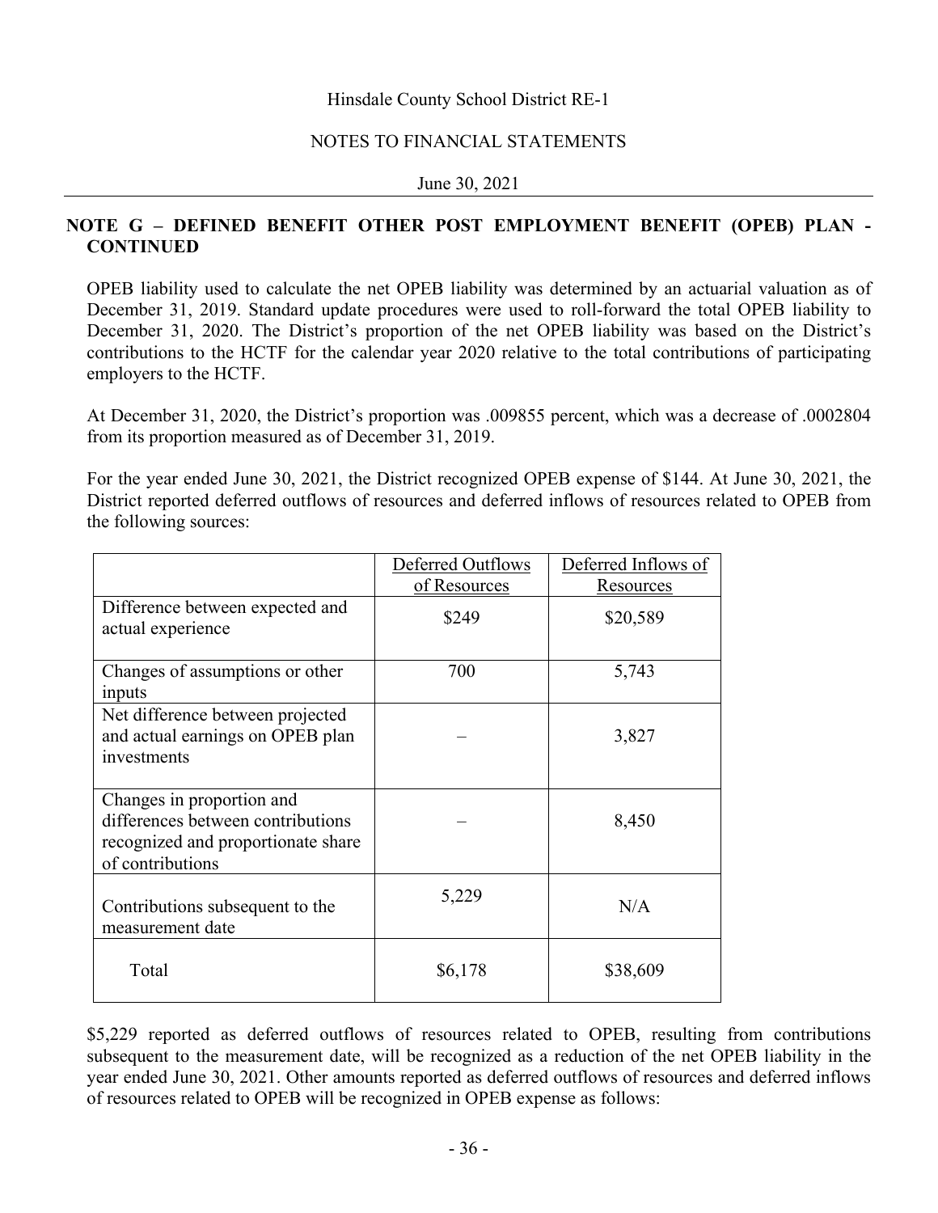## NOTE G – DEFINED BENEFIT OTHER POST EMPLOYMENT BENEFIT (OPEB) PLAN - CONTINUED

OPEB liability used to calculate the net OPEB liability was determined by an actuarial valuation as of December 31, 2019. Standard update procedures were used to roll-forward the total OPEB liability to December 31, 2020. The District's proportion of the net OPEB liability was based on the District's contributions to the HCTF for the calendar year 2020 relative to the total contributions of participating employers to the HCTF.

At December 31, 2020, the District's proportion was .009855 percent, which was a decrease of .0002804 from its proportion measured as of December 31, 2019.

For the year ended June 30, 2021, the District recognized OPEB expense of $144. At June 30, 2021, the District reported deferred outflows of resources and deferred inflows of resources related to OPEB from the following sources:

| | Deferred Outflows of Resources | Deferred Inflows of Resources |
|---|---|---|
| Difference between expected and actual experience | $249 | $20,589 |
| Changes of assumptions or other inputs | 700 | 5,743 |
| Net difference between projected and actual earnings on OPEB plan investments | – | 3,827 |
| Changes in proportion and differences between contributions recognized and proportionate share of contributions | – | 8,450 |
| Contributions subsequent to the measurement date | 5,229 | N/A |
| Total | $6,178 | $38,609 |

$5,229 reported as deferred outflows of resources related to OPEB, resulting from contributions subsequent to the measurement date, will be recognized as a reduction of the net OPEB liability in the year ended June 30, 2021. Other amounts reported as deferred outflows of resources and deferred inflows of resources related to OPEB will be recognized in OPEB expense as follows: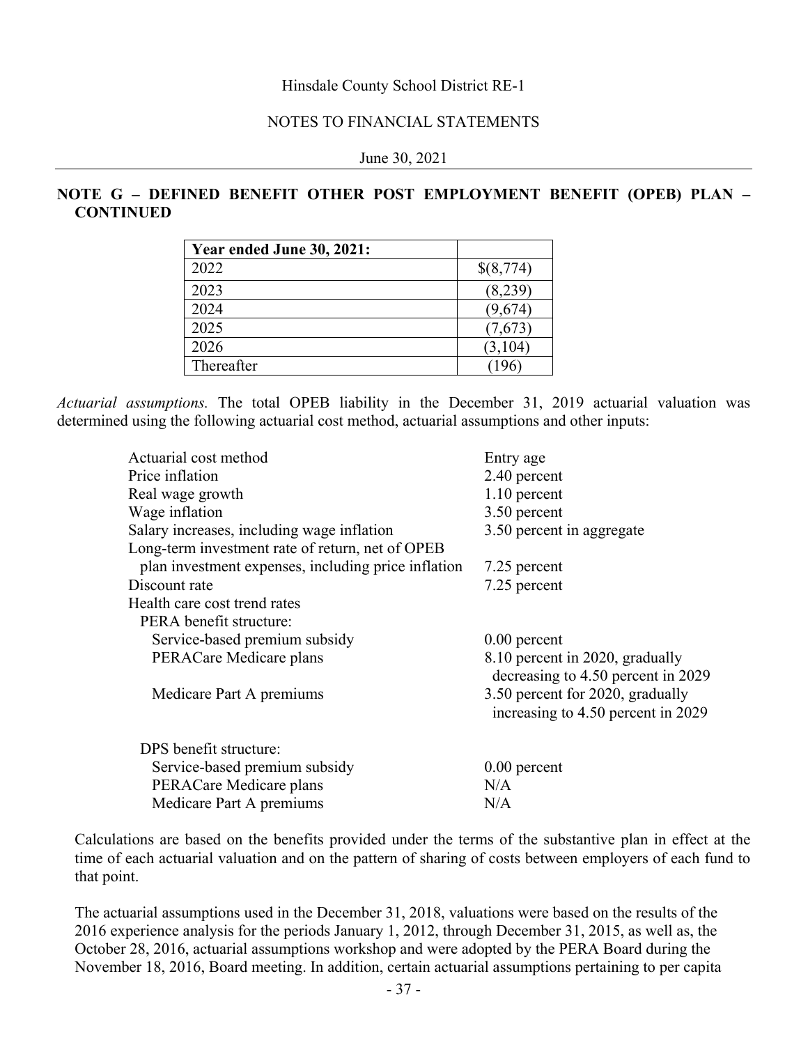**NOTE G – DEFINED BENEFIT OTHER POST EMPLOYMENT BENEFIT (OPEB) PLAN – CONTINUED**

| **Year ended June 30, 2021:** | |
|---|---|
| 2022 | $(8,774) |
| 2023 | (8,239) |
| 2024 | (9,674) |
| 2025 | (7,673) |
| 2026 | (3,104) |
| Thereafter | (196) |

*Actuarial assumptions.* The total OPEB liability in the December 31, 2019 actuarial valuation was determined using the following actuarial cost method, actuarial assumptions and other inputs:

| | |
|---|---|
| Actuarial cost method | Entry age |
| Price inflation | 2.40 percent |
| Real wage growth | 1.10 percent |
| Wage inflation | 3.50 percent |
| Salary increases, including wage inflation | 3.50 percent in aggregate |
| Long-term investment rate of return, net of OPEB plan investment expenses, including price inflation | 7.25 percent |
| Discount rate | 7.25 percent |
| Health care cost trend rates | |
| PERA benefit structure: | |
| Service-based premium subsidy | 0.00 percent |
| PERACare Medicare plans | 8.10 percent in 2020, gradually decreasing to 4.50 percent in 2029 |
| Medicare Part A premiums | 3.50 percent for 2020, gradually increasing to 4.50 percent in 2029 |
| DPS benefit structure: | |
| Service-based premium subsidy | 0.00 percent |
| PERACare Medicare plans | N/A |
| Medicare Part A premiums | N/A |

Calculations are based on the benefits provided under the terms of the substantive plan in effect at the time of each actuarial valuation and on the pattern of sharing of costs between employers of each fund to that point.

The actuarial assumptions used in the December 31, 2018, valuations were based on the results of the 2016 experience analysis for the periods January 1, 2012, through December 31, 2015, as well as, the October 28, 2016, actuarial assumptions workshop and were adopted by the PERA Board during the November 18, 2016, Board meeting. In addition, certain actuarial assumptions pertaining to per capita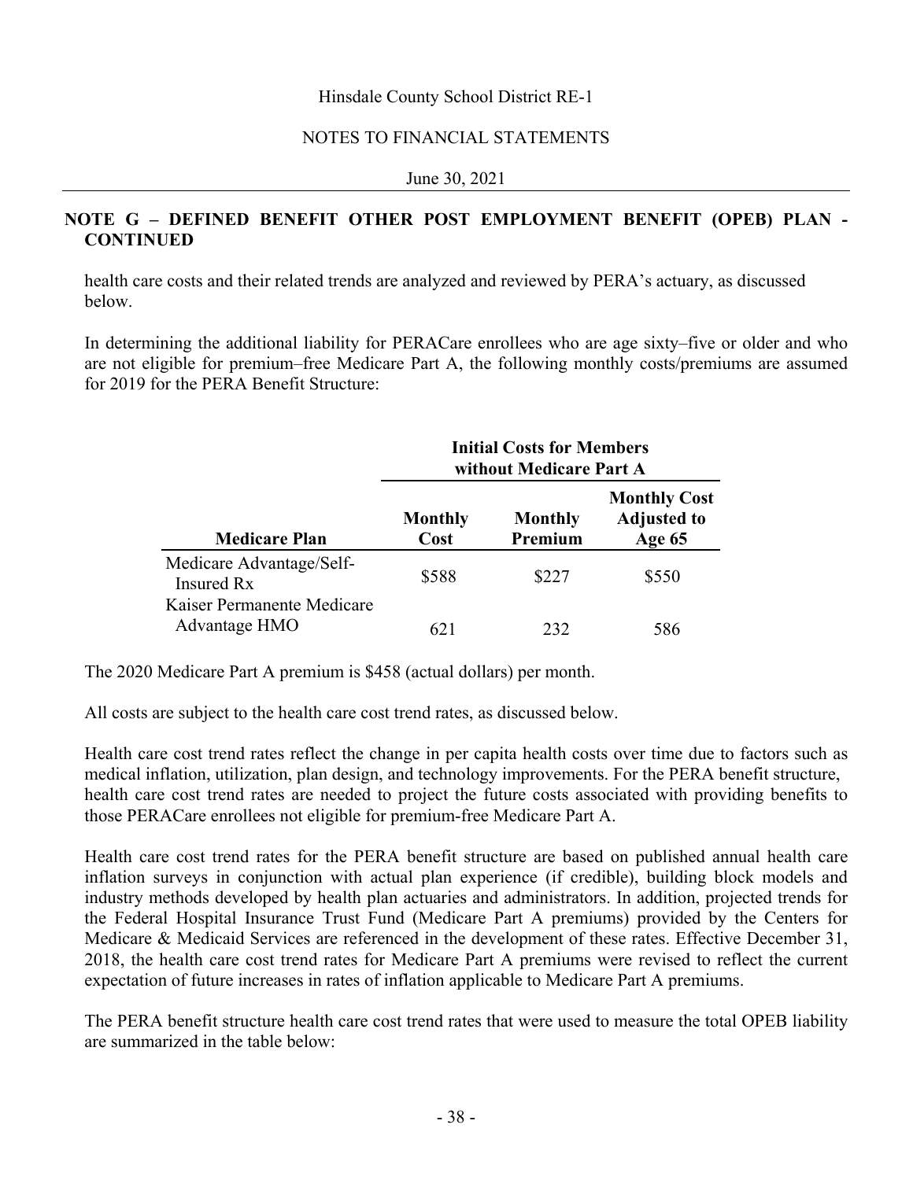## NOTE G – DEFINED BENEFIT OTHER POST EMPLOYMENT BENEFIT (OPEB) PLAN - CONTINUED

health care costs and their related trends are analyzed and reviewed by PERA's actuary, as discussed below.

In determining the additional liability for PERACare enrollees who are age sixty–five or older and who are not eligible for premium–free Medicare Part A, the following monthly costs/premiums are assumed for 2019 for the PERA Benefit Structure:

| | **Initial Costs for Members without Medicare Part A** | | |
|---|---|---|---|
| **Medicare Plan** | **Monthly Cost** | **Monthly Premium** | **Monthly Cost Adjusted to Age 65** |
| Medicare Advantage/Self-Insured Rx | $588 | $227 | $550 |
| Kaiser Permanente Medicare Advantage HMO | 621 | 232 | 586 |

The 2020 Medicare Part A premium is $458 (actual dollars) per month.

All costs are subject to the health care cost trend rates, as discussed below.

Health care cost trend rates reflect the change in per capita health costs over time due to factors such as medical inflation, utilization, plan design, and technology improvements. For the PERA benefit structure, health care cost trend rates are needed to project the future costs associated with providing benefits to those PERACare enrollees not eligible for premium-free Medicare Part A.

Health care cost trend rates for the PERA benefit structure are based on published annual health care inflation surveys in conjunction with actual plan experience (if credible), building block models and industry methods developed by health plan actuaries and administrators. In addition, projected trends for the Federal Hospital Insurance Trust Fund (Medicare Part A premiums) provided by the Centers for Medicare & Medicaid Services are referenced in the development of these rates. Effective December 31, 2018, the health care cost trend rates for Medicare Part A premiums were revised to reflect the current expectation of future increases in rates of inflation applicable to Medicare Part A premiums.

The PERA benefit structure health care cost trend rates that were used to measure the total OPEB liability are summarized in the table below: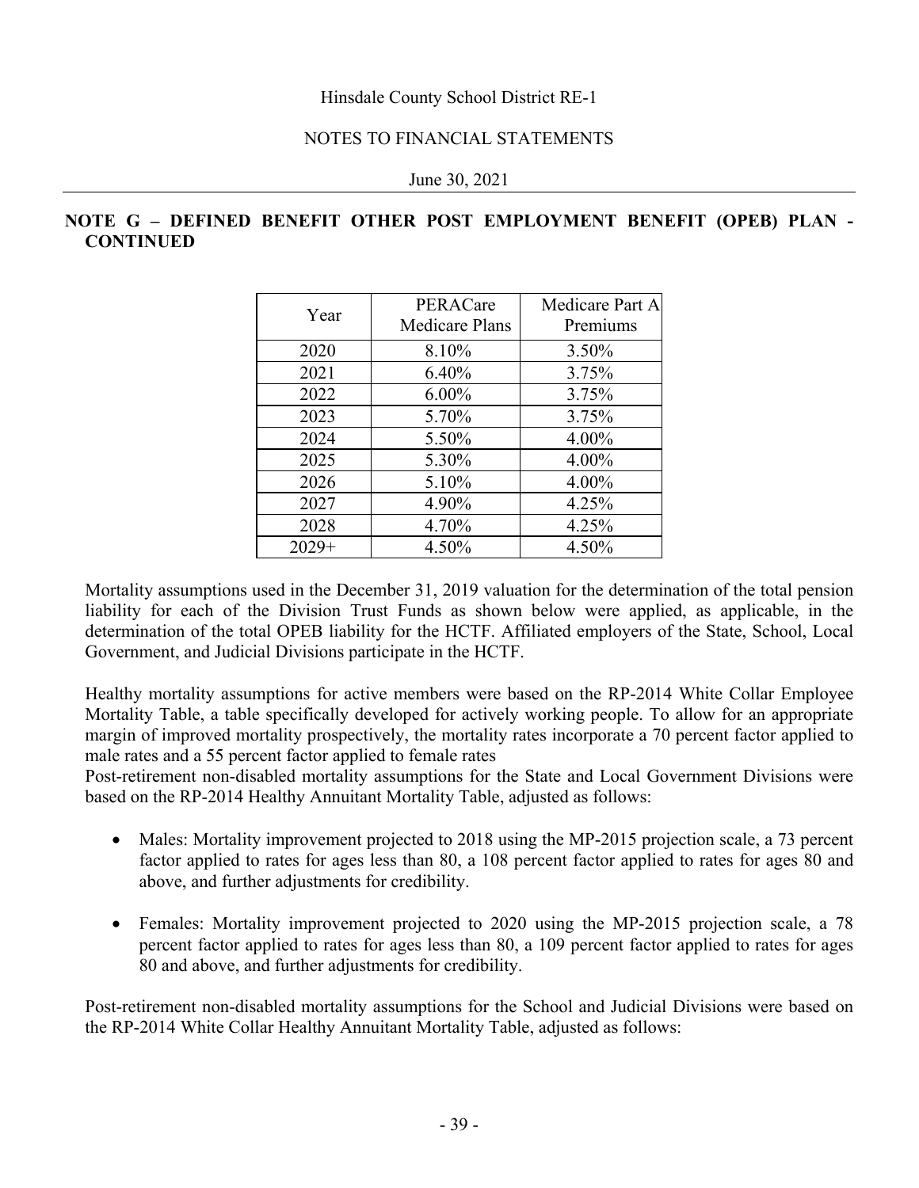## NOTE G – DEFINED BENEFIT OTHER POST EMPLOYMENT BENEFIT (OPEB) PLAN - CONTINUED

| Year | PERACare Medicare Plans | Medicare Part A Premiums |
|---|---|---|
| 2020 | 8.10% | 3.50% |
| 2021 | 6.40% | 3.75% |
| 2022 | 6.00% | 3.75% |
| 2023 | 5.70% | 3.75% |
| 2024 | 5.50% | 4.00% |
| 2025 | 5.30% | 4.00% |
| 2026 | 5.10% | 4.00% |
| 2027 | 4.90% | 4.25% |
| 2028 | 4.70% | 4.25% |
| 2029+ | 4.50% | 4.50% |

Mortality assumptions used in the December 31, 2019 valuation for the determination of the total pension liability for each of the Division Trust Funds as shown below were applied, as applicable, in the determination of the total OPEB liability for the HCTF. Affiliated employers of the State, School, Local Government, and Judicial Divisions participate in the HCTF.

Healthy mortality assumptions for active members were based on the RP-2014 White Collar Employee Mortality Table, a table specifically developed for actively working people. To allow for an appropriate margin of improved mortality prospectively, the mortality rates incorporate a 70 percent factor applied to male rates and a 55 percent factor applied to female rates
Post-retirement non-disabled mortality assumptions for the State and Local Government Divisions were based on the RP-2014 Healthy Annuitant Mortality Table, adjusted as follows:

- Males: Mortality improvement projected to 2018 using the MP-2015 projection scale, a 73 percent factor applied to rates for ages less than 80, a 108 percent factor applied to rates for ages 80 and above, and further adjustments for credibility.
- Females: Mortality improvement projected to 2020 using the MP-2015 projection scale, a 78 percent factor applied to rates for ages less than 80, a 109 percent factor applied to rates for ages 80 and above, and further adjustments for credibility.

Post-retirement non-disabled mortality assumptions for the School and Judicial Divisions were based on the RP-2014 White Collar Healthy Annuitant Mortality Table, adjusted as follows: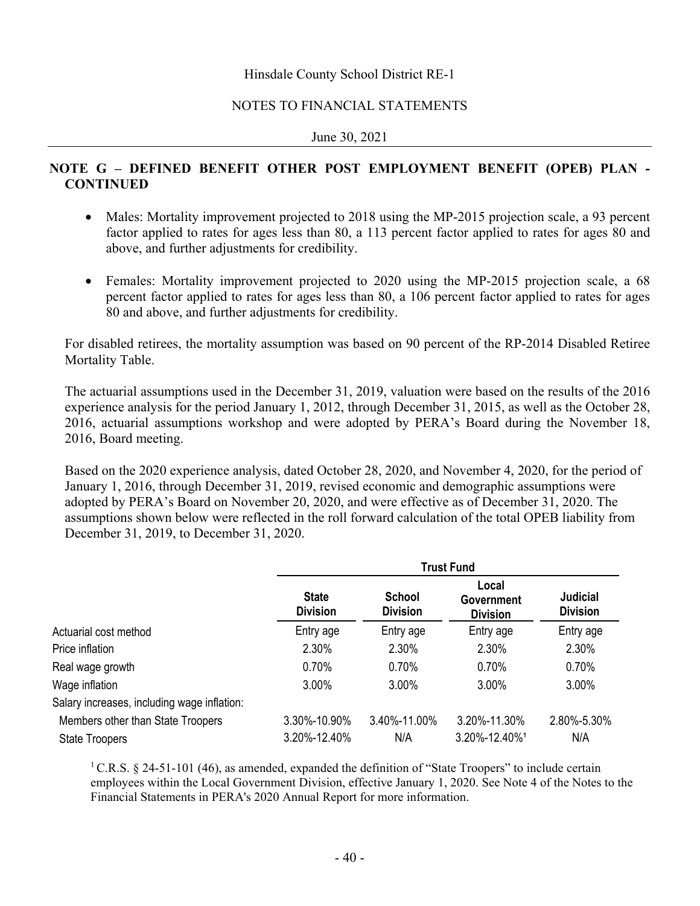## NOTE G – DEFINED BENEFIT OTHER POST EMPLOYMENT BENEFIT (OPEB) PLAN - CONTINUED

- Males: Mortality improvement projected to 2018 using the MP-2015 projection scale, a 93 percent factor applied to rates for ages less than 80, a 113 percent factor applied to rates for ages 80 and above, and further adjustments for credibility.
- Females: Mortality improvement projected to 2020 using the MP-2015 projection scale, a 68 percent factor applied to rates for ages less than 80, a 106 percent factor applied to rates for ages 80 and above, and further adjustments for credibility.

For disabled retirees, the mortality assumption was based on 90 percent of the RP-2014 Disabled Retiree Mortality Table.

The actuarial assumptions used in the December 31, 2019, valuation were based on the results of the 2016 experience analysis for the period January 1, 2012, through December 31, 2015, as well as the October 28, 2016, actuarial assumptions workshop and were adopted by PERA's Board during the November 18, 2016, Board meeting.

Based on the 2020 experience analysis, dated October 28, 2020, and November 4, 2020, for the period of January 1, 2016, through December 31, 2019, revised economic and demographic assumptions were adopted by PERA's Board on November 20, 2020, and were effective as of December 31, 2020. The assumptions shown below were reflected in the roll forward calculation of the total OPEB liability from December 31, 2019, to December 31, 2020.

| | Trust Fund | | | |
|---|---|---|---|---|
| | **State Division** | **School Division** | **Local Government Division** | **Judicial Division** |
| Actuarial cost method | Entry age | Entry age | Entry age | Entry age |
| Price inflation | 2.30% | 2.30% | 2.30% | 2.30% |
| Real wage growth | 0.70% | 0.70% | 0.70% | 0.70% |
| Wage inflation | 3.00% | 3.00% | 3.00% | 3.00% |
| Salary increases, including wage inflation: | | | | |
| Members other than State Troopers | 3.30%-10.90% | 3.40%-11.00% | 3.20%-11.30% | 2.80%-5.30% |
| State Troopers | 3.20%-12.40% | N/A | 3.20%-12.40%[1] | N/A |

[1] C.R.S. § 24-51-101 (46), as amended, expanded the definition of "State Troopers" to include certain employees within the Local Government Division, effective January 1, 2020. See Note 4 of the Notes to the Financial Statements in PERA's 2020 Annual Report for more information.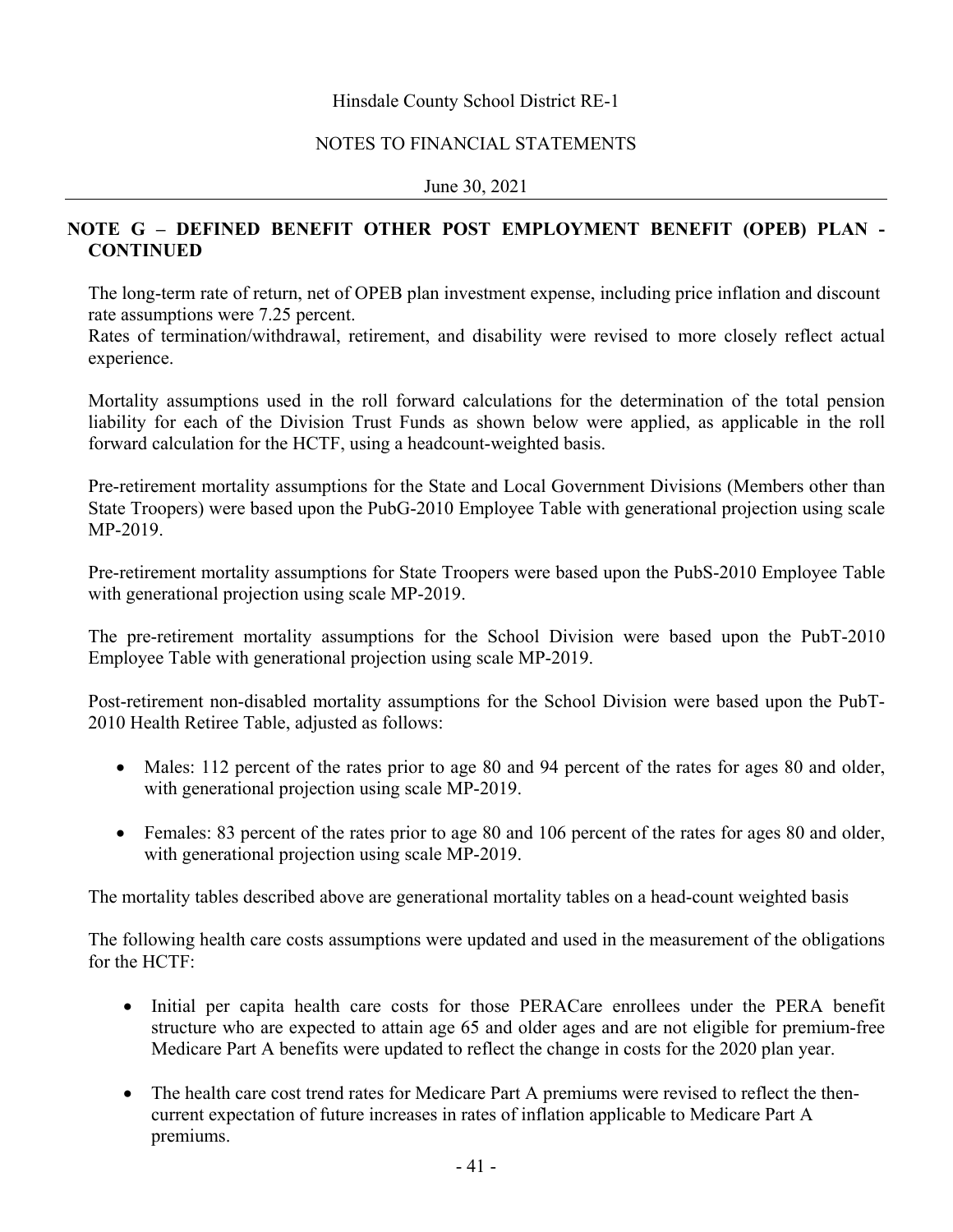**NOTE G – DEFINED BENEFIT OTHER POST EMPLOYMENT BENEFIT (OPEB) PLAN - CONTINUED**

The long-term rate of return, net of OPEB plan investment expense, including price inflation and discount rate assumptions were 7.25 percent.
Rates of termination/withdrawal, retirement, and disability were revised to more closely reflect actual experience.

Mortality assumptions used in the roll forward calculations for the determination of the total pension liability for each of the Division Trust Funds as shown below were applied, as applicable in the roll forward calculation for the HCTF, using a headcount-weighted basis.

Pre-retirement mortality assumptions for the State and Local Government Divisions (Members other than State Troopers) were based upon the PubG-2010 Employee Table with generational projection using scale MP-2019.

Pre-retirement mortality assumptions for State Troopers were based upon the PubS-2010 Employee Table with generational projection using scale MP-2019.

The pre-retirement mortality assumptions for the School Division were based upon the PubT-2010 Employee Table with generational projection using scale MP-2019.

Post-retirement non-disabled mortality assumptions for the School Division were based upon the PubT-2010 Health Retiree Table, adjusted as follows:

- Males: 112 percent of the rates prior to age 80 and 94 percent of the rates for ages 80 and older, with generational projection using scale MP-2019.
- Females: 83 percent of the rates prior to age 80 and 106 percent of the rates for ages 80 and older, with generational projection using scale MP-2019.

The mortality tables described above are generational mortality tables on a head-count weighted basis

The following health care costs assumptions were updated and used in the measurement of the obligations for the HCTF:

- Initial per capita health care costs for those PERACare enrollees under the PERA benefit structure who are expected to attain age 65 and older ages and are not eligible for premium-free Medicare Part A benefits were updated to reflect the change in costs for the 2020 plan year.
- The health care cost trend rates for Medicare Part A premiums were revised to reflect the then-current expectation of future increases in rates of inflation applicable to Medicare Part A premiums.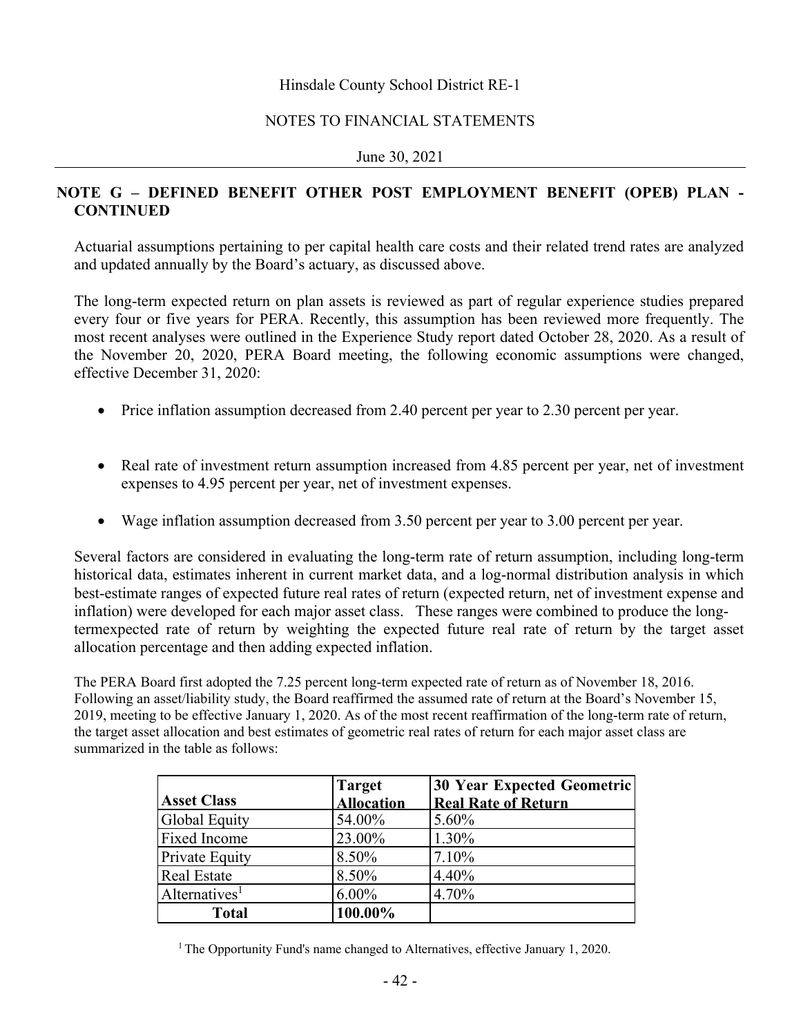## NOTE G – DEFINED BENEFIT OTHER POST EMPLOYMENT BENEFIT (OPEB) PLAN - CONTINUED

Actuarial assumptions pertaining to per capital health care costs and their related trend rates are analyzed and updated annually by the Board's actuary, as discussed above.

The long-term expected return on plan assets is reviewed as part of regular experience studies prepared every four or five years for PERA. Recently, this assumption has been reviewed more frequently. The most recent analyses were outlined in the Experience Study report dated October 28, 2020. As a result of the November 20, 2020, PERA Board meeting, the following economic assumptions were changed, effective December 31, 2020:

- Price inflation assumption decreased from 2.40 percent per year to 2.30 percent per year.
- Real rate of investment return assumption increased from 4.85 percent per year, net of investment expenses to 4.95 percent per year, net of investment expenses.
- Wage inflation assumption decreased from 3.50 percent per year to 3.00 percent per year.

Several factors are considered in evaluating the long-term rate of return assumption, including long-term historical data, estimates inherent in current market data, and a log-normal distribution analysis in which best-estimate ranges of expected future real rates of return (expected return, net of investment expense and inflation) were developed for each major asset class. These ranges were combined to produce the long-termexpected rate of return by weighting the expected future real rate of return by the target asset allocation percentage and then adding expected inflation.

The PERA Board first adopted the 7.25 percent long-term expected rate of return as of November 18, 2016. Following an asset/liability study, the Board reaffirmed the assumed rate of return at the Board's November 15, 2019, meeting to be effective January 1, 2020. As of the most recent reaffirmation of the long-term rate of return, the target asset allocation and best estimates of geometric real rates of return for each major asset class are summarized in the table as follows:

| Asset Class | Target Allocation | 30 Year Expected Geometric Real Rate of Return |
|---|---|---|
| Global Equity | 54.00% | 5.60% |
| Fixed Income | 23.00% | 1.30% |
| Private Equity | 8.50% | 7.10% |
| Real Estate | 8.50% | 4.40% |
| Alternatives[1] | 6.00% | 4.70% |
| **Total** | **100.00%** | |

[1] The Opportunity Fund's name changed to Alternatives, effective January 1, 2020.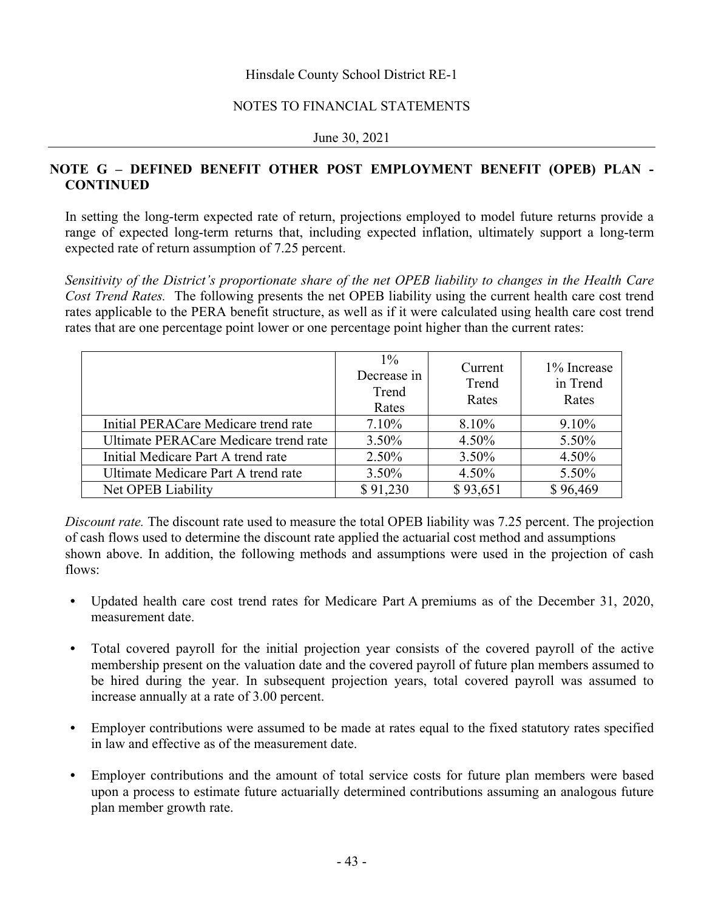## NOTE G – DEFINED BENEFIT OTHER POST EMPLOYMENT BENEFIT (OPEB) PLAN - CONTINUED

In setting the long-term expected rate of return, projections employed to model future returns provide a range of expected long-term returns that, including expected inflation, ultimately support a long-term expected rate of return assumption of 7.25 percent.

*Sensitivity of the District's proportionate share of the net OPEB liability to changes in the Health Care Cost Trend Rates.* The following presents the net OPEB liability using the current health care cost trend rates applicable to the PERA benefit structure, as well as if it were calculated using health care cost trend rates that are one percentage point lower or one percentage point higher than the current rates:

| | 1% Decrease in Trend Rates | Current Trend Rates | 1% Increase in Trend Rates |
|---|---|---|---|
| Initial PERACare Medicare trend rate | 7.10% | 8.10% | 9.10% |
| Ultimate PERACare Medicare trend rate | 3.50% | 4.50% | 5.50% |
| Initial Medicare Part A trend rate | 2.50% | 3.50% | 4.50% |
| Ultimate Medicare Part A trend rate | 3.50% | 4.50% | 5.50% |
| Net OPEB Liability | $ 91,230 | $ 93,651 | $ 96,469 |

*Discount rate.* The discount rate used to measure the total OPEB liability was 7.25 percent. The projection of cash flows used to determine the discount rate applied the actuarial cost method and assumptions shown above. In addition, the following methods and assumptions were used in the projection of cash flows:

- Updated health care cost trend rates for Medicare Part A premiums as of the December 31, 2020, measurement date.
- Total covered payroll for the initial projection year consists of the covered payroll of the active membership present on the valuation date and the covered payroll of future plan members assumed to be hired during the year. In subsequent projection years, total covered payroll was assumed to increase annually at a rate of 3.00 percent.
- Employer contributions were assumed to be made at rates equal to the fixed statutory rates specified in law and effective as of the measurement date.
- Employer contributions and the amount of total service costs for future plan members were based upon a process to estimate future actuarially determined contributions assuming an analogous future plan member growth rate.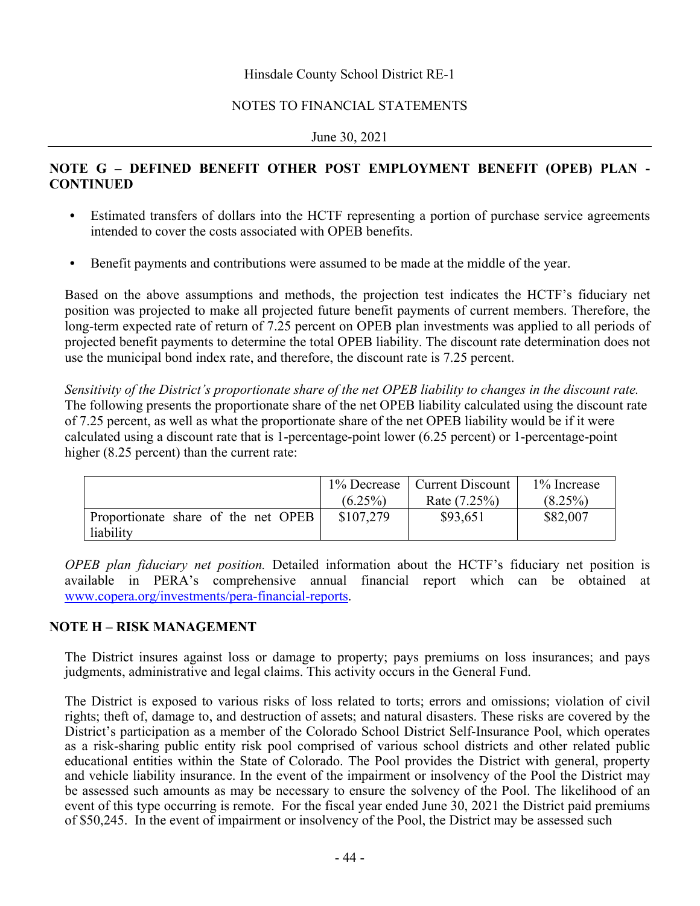## NOTE G – DEFINED BENEFIT OTHER POST EMPLOYMENT BENEFIT (OPEB) PLAN - CONTINUED

- Estimated transfers of dollars into the HCTF representing a portion of purchase service agreements intended to cover the costs associated with OPEB benefits.
- Benefit payments and contributions were assumed to be made at the middle of the year.

Based on the above assumptions and methods, the projection test indicates the HCTF's fiduciary net position was projected to make all projected future benefit payments of current members. Therefore, the long-term expected rate of return of 7.25 percent on OPEB plan investments was applied to all periods of projected benefit payments to determine the total OPEB liability. The discount rate determination does not use the municipal bond index rate, and therefore, the discount rate is 7.25 percent.

*Sensitivity of the District's proportionate share of the net OPEB liability to changes in the discount rate.* The following presents the proportionate share of the net OPEB liability calculated using the discount rate of 7.25 percent, as well as what the proportionate share of the net OPEB liability would be if it were calculated using a discount rate that is 1-percentage-point lower (6.25 percent) or 1-percentage-point higher (8.25 percent) than the current rate:

| | 1% Decrease (6.25%) | Current Discount Rate (7.25%) | 1% Increase (8.25%) |
|---|---|---|---|
| Proportionate share of the net OPEB liability | $107,279 | $93,651 | $82,007 |

*OPEB plan fiduciary net position.* Detailed information about the HCTF's fiduciary net position is available in PERA's comprehensive annual financial report which can be obtained at www.copera.org/investments/pera-financial-reports.

## NOTE H – RISK MANAGEMENT

The District insures against loss or damage to property; pays premiums on loss insurances; and pays judgments, administrative and legal claims. This activity occurs in the General Fund.

The District is exposed to various risks of loss related to torts; errors and omissions; violation of civil rights; theft of, damage to, and destruction of assets; and natural disasters. These risks are covered by the District's participation as a member of the Colorado School District Self-Insurance Pool, which operates as a risk-sharing public entity risk pool comprised of various school districts and other related public educational entities within the State of Colorado. The Pool provides the District with general, property and vehicle liability insurance. In the event of the impairment or insolvency of the Pool the District may be assessed such amounts as may be necessary to ensure the solvency of the Pool. The likelihood of an event of this type occurring is remote. For the fiscal year ended June 30, 2021 the District paid premiums of $50,245. In the event of impairment or insolvency of the Pool, the District may be assessed such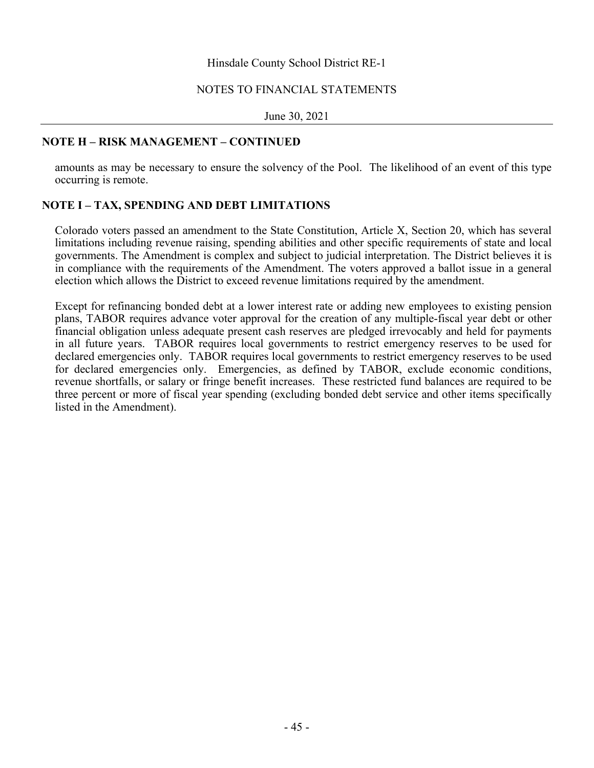## NOTE H – RISK MANAGEMENT – CONTINUED

amounts as may be necessary to ensure the solvency of the Pool. The likelihood of an event of this type occurring is remote.

## NOTE I – TAX, SPENDING AND DEBT LIMITATIONS

Colorado voters passed an amendment to the State Constitution, Article X, Section 20, which has several limitations including revenue raising, spending abilities and other specific requirements of state and local governments. The Amendment is complex and subject to judicial interpretation. The District believes it is in compliance with the requirements of the Amendment. The voters approved a ballot issue in a general election which allows the District to exceed revenue limitations required by the amendment.

Except for refinancing bonded debt at a lower interest rate or adding new employees to existing pension plans, TABOR requires advance voter approval for the creation of any multiple-fiscal year debt or other financial obligation unless adequate present cash reserves are pledged irrevocably and held for payments in all future years. TABOR requires local governments to restrict emergency reserves to be used for declared emergencies only. TABOR requires local governments to restrict emergency reserves to be used for declared emergencies only. Emergencies, as defined by TABOR, exclude economic conditions, revenue shortfalls, or salary or fringe benefit increases. These restricted fund balances are required to be three percent or more of fiscal year spending (excluding bonded debt service and other items specifically listed in the Amendment).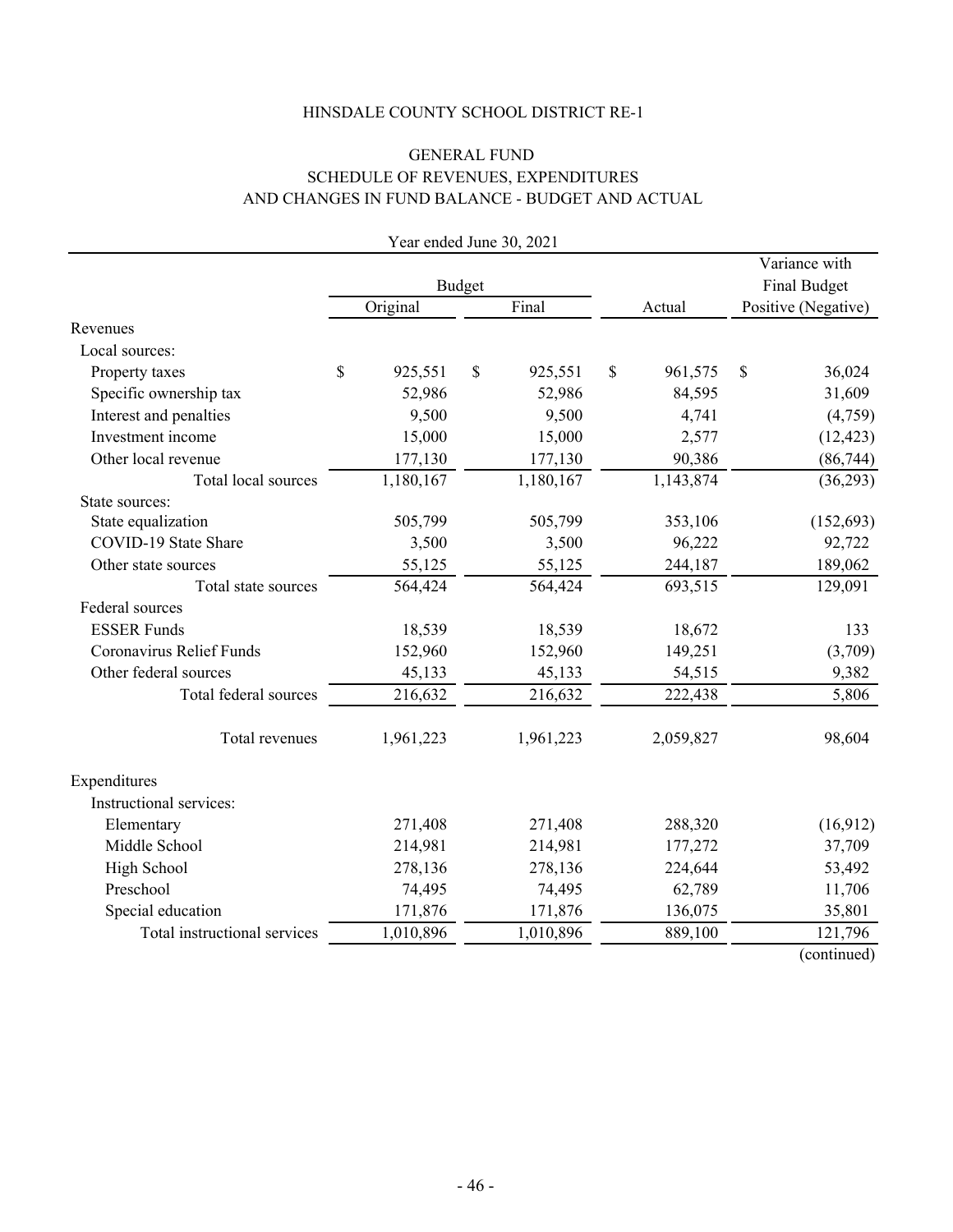HINSDALE COUNTY SCHOOL DISTRICT RE-1

GENERAL FUND
SCHEDULE OF REVENUES, EXPENDITURES
AND CHANGES IN FUND BALANCE - BUDGET AND ACTUAL

Year ended June 30, 2021

| | Budget | | | Variance with Final Budget |
|---|---|---|---|---|
| | Original | Final | Actual | Positive (Negative) |
| Revenues | | | | |
| Local sources: | | | | |
| Property taxes | $ 925,551 | $ 925,551 | $ 961,575 | $ 36,024 |
| Specific ownership tax | 52,986 | 52,986 | 84,595 | 31,609 |
| Interest and penalties | 9,500 | 9,500 | 4,741 | (4,759) |
| Investment income | 15,000 | 15,000 | 2,577 | (12,423) |
| Other local revenue | 177,130 | 177,130 | 90,386 | (86,744) |
| Total local sources | 1,180,167 | 1,180,167 | 1,143,874 | (36,293) |
| State sources: | | | | |
| State equalization | 505,799 | 505,799 | 353,106 | (152,693) |
| COVID-19 State Share | 3,500 | 3,500 | 96,222 | 92,722 |
| Other state sources | 55,125 | 55,125 | 244,187 | 189,062 |
| Total state sources | 564,424 | 564,424 | 693,515 | 129,091 |
| Federal sources | | | | |
| ESSER Funds | 18,539 | 18,539 | 18,672 | 133 |
| Coronavirus Relief Funds | 152,960 | 152,960 | 149,251 | (3,709) |
| Other federal sources | 45,133 | 45,133 | 54,515 | 9,382 |
| Total federal sources | 216,632 | 216,632 | 222,438 | 5,806 |
| Total revenues | 1,961,223 | 1,961,223 | 2,059,827 | 98,604 |
| Expenditures | | | | |
| Instructional services: | | | | |
| Elementary | 271,408 | 271,408 | 288,320 | (16,912) |
| Middle School | 214,981 | 214,981 | 177,272 | 37,709 |
| High School | 278,136 | 278,136 | 224,644 | 53,492 |
| Preschool | 74,495 | 74,495 | 62,789 | 11,706 |
| Special education | 171,876 | 171,876 | 136,075 | 35,801 |
| Total instructional services | 1,010,896 | 1,010,896 | 889,100 | 121,796 |

(continued)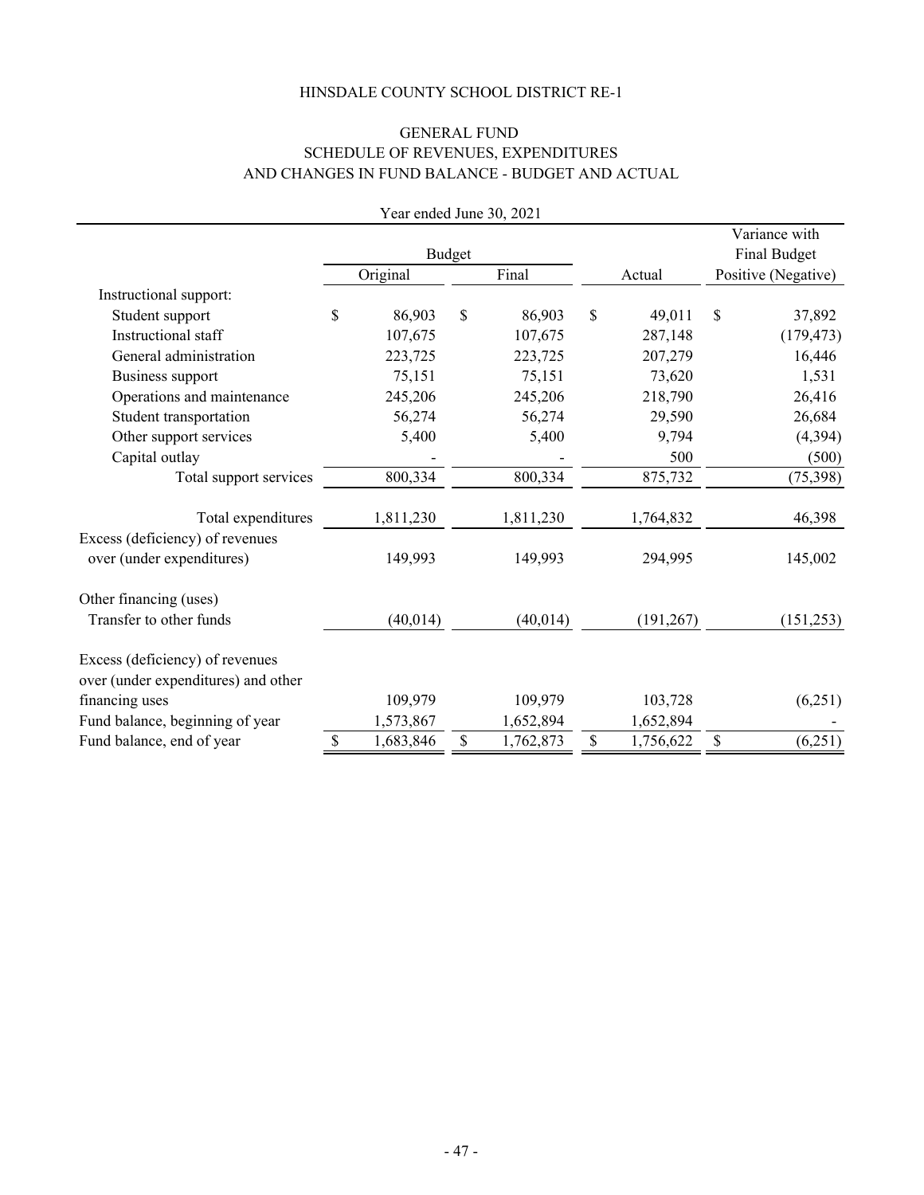HINSDALE COUNTY SCHOOL DISTRICT RE-1

GENERAL FUND
SCHEDULE OF REVENUES, EXPENDITURES
AND CHANGES IN FUND BALANCE - BUDGET AND ACTUAL

Year ended June 30, 2021

| | Budget | | | Variance with Final Budget |
|---|---|---|---|---|
| | Original | Final | Actual | Positive (Negative) |
| Instructional support: | | | | |
| Student support | $ 86,903 | $ 86,903 | $ 49,011 | $ 37,892 |
| Instructional staff | 107,675 | 107,675 | 287,148 | (179,473) |
| General administration | 223,725 | 223,725 | 207,279 | 16,446 |
| Business support | 75,151 | 75,151 | 73,620 | 1,531 |
| Operations and maintenance | 245,206 | 245,206 | 218,790 | 26,416 |
| Student transportation | 56,274 | 56,274 | 29,590 | 26,684 |
| Other support services | 5,400 | 5,400 | 9,794 | (4,394) |
| Capital outlay | - | - | 500 | (500) |
| Total support services | 800,334 | 800,334 | 875,732 | (75,398) |
| Total expenditures | 1,811,230 | 1,811,230 | 1,764,832 | 46,398 |
| Excess (deficiency) of revenues over (under expenditures) | 149,993 | 149,993 | 294,995 | 145,002 |
| Other financing (uses) | | | | |
| Transfer to other funds | (40,014) | (40,014) | (191,267) | (151,253) |
| Excess (deficiency) of revenues over (under expenditures) and other financing uses | 109,979 | 109,979 | 103,728 | (6,251) |
| Fund balance, beginning of year | 1,573,867 | 1,652,894 | 1,652,894 | - |
| Fund balance, end of year | $ 1,683,846 | $ 1,762,873 | $ 1,756,622 | $ (6,251) |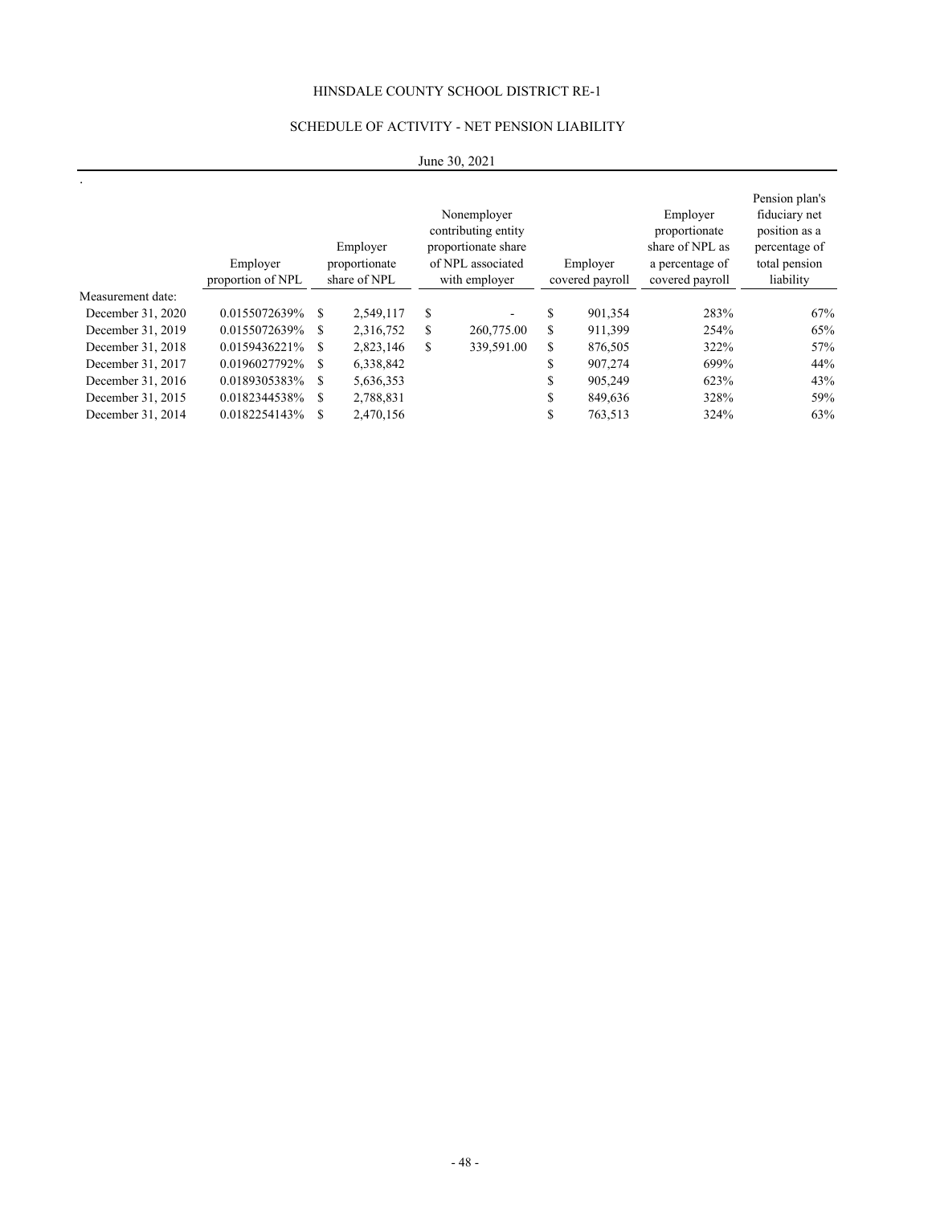HINSDALE COUNTY SCHOOL DISTRICT RE-1

SCHEDULE OF ACTIVITY - NET PENSION LIABILITY

June 30, 2021

| | Employer proportion of NPL | Employer proportionate share of NPL | Nonemployer contributing entity proportionate share of NPL associated with employer | Employer covered payroll | Employer proportionate share of NPL as a percentage of covered payroll | Pension plan's fiduciary net position as a percentage of total pension liability |
|---|---|---|---|---|---|---|
| Measurement date: | | | | | | |
| December 31, 2020 | 0.0155072639% | $ 2,549,117 | $ - | $ 901,354 | 283% | 67% |
| December 31, 2019 | 0.0155072639% | $ 2,316,752 | $ 260,775.00 | $ 911,399 | 254% | 65% |
| December 31, 2018 | 0.0159436221% | $ 2,823,146 | $ 339,591.00 | $ 876,505 | 322% | 57% |
| December 31, 2017 | 0.0196027792% | $ 6,338,842 | | $ 907,274 | 699% | 44% |
| December 31, 2016 | 0.0189305383% | $ 5,636,353 | | $ 905,249 | 623% | 43% |
| December 31, 2015 | 0.0182344538% | $ 2,788,831 | | $ 849,636 | 328% | 59% |
| December 31, 2014 | 0.0182254143% | $ 2,470,156 | | $ 763,513 | 324% | 63% |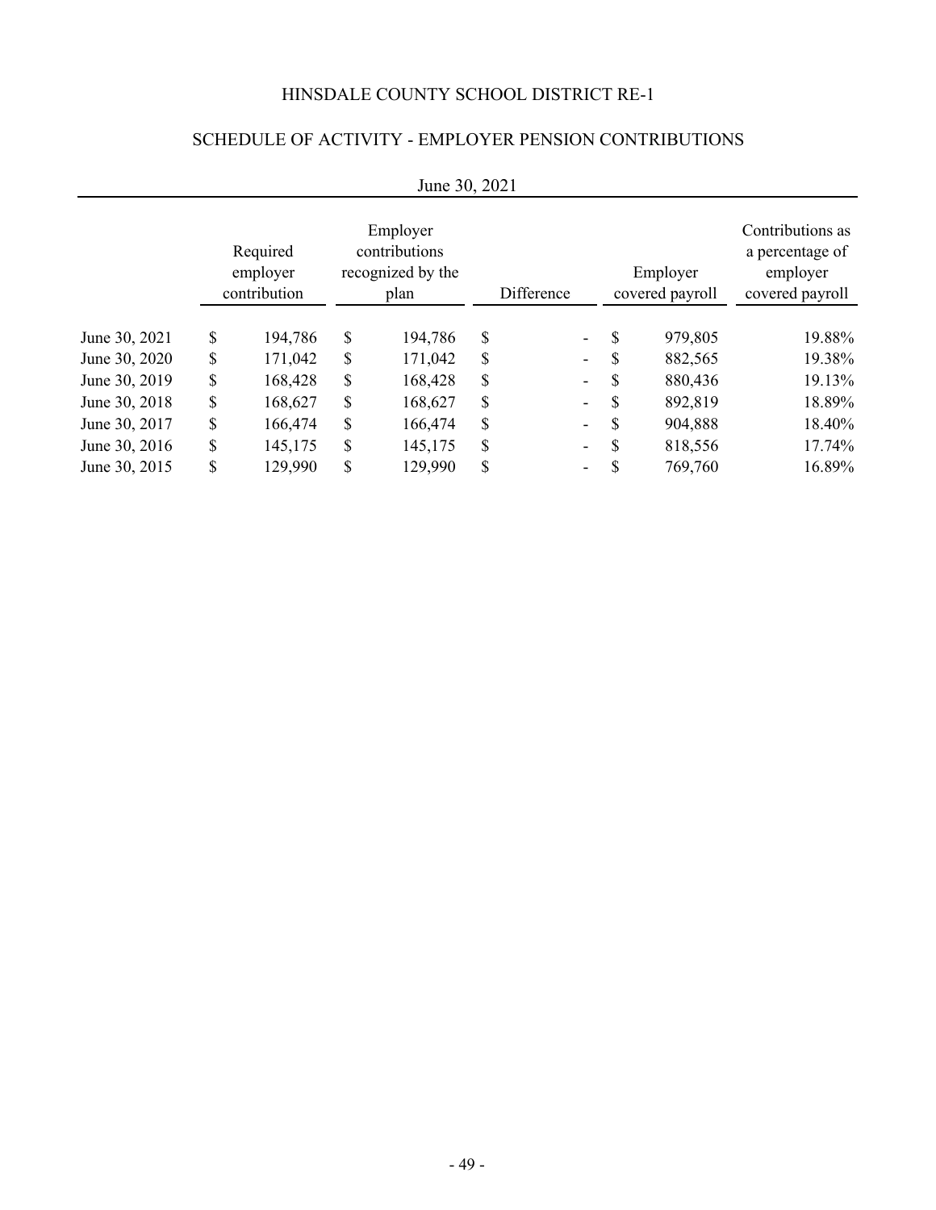# HINSDALE COUNTY SCHOOL DISTRICT RE-1

## SCHEDULE OF ACTIVITY - EMPLOYER PENSION CONTRIBUTIONS

June 30, 2021

| | Required employer contribution | Employer contributions recognized by the plan | Difference | Employer covered payroll | Contributions as a percentage of employer covered payroll |
|---|---|---|---|---|---|
| June 30, 2021 | $ 194,786 | $ 194,786 | $ - | $ 979,805 | 19.88% |
| June 30, 2020 | $ 171,042 | $ 171,042 | $ - | $ 882,565 | 19.38% |
| June 30, 2019 | $ 168,428 | $ 168,428 | $ - | $ 880,436 | 19.13% |
| June 30, 2018 | $ 168,627 | $ 168,627 | $ - | $ 892,819 | 18.89% |
| June 30, 2017 | $ 166,474 | $ 166,474 | $ - | $ 904,888 | 18.40% |
| June 30, 2016 | $ 145,175 | $ 145,175 | $ - | $ 818,556 | 17.74% |
| June 30, 2015 | $ 129,990 | $ 129,990 | $ - | $ 769,760 | 16.89% |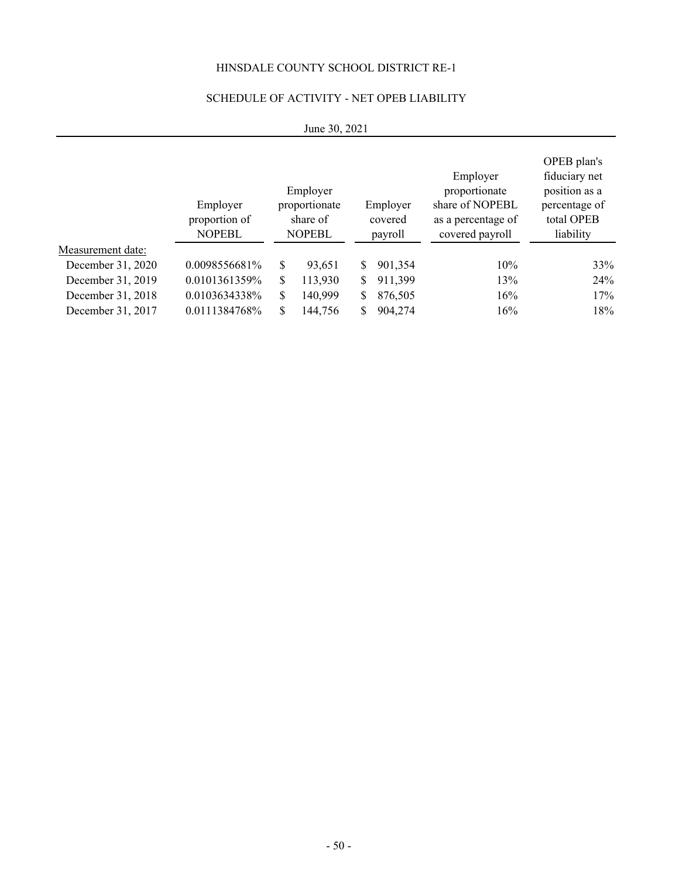HINSDALE COUNTY SCHOOL DISTRICT RE-1

SCHEDULE OF ACTIVITY - NET OPEB LIABILITY

June 30, 2021

| | Employer proportion of NOPEBL | Employer proportionate share of NOPEBL | Employer covered payroll | Employer proportionate share of NOPEBL as a percentage of covered payroll | OPEB plan's fiduciary net position as a percentage of total OPEB liability |
|---|---|---|---|---|---|
| Measurement date: | | | | | |
| December 31, 2020 | 0.0098556681% | $ 93,651 | $ 901,354 | 10% | 33% |
| December 31, 2019 | 0.0101361359% | $ 113,930 | $ 911,399 | 13% | 24% |
| December 31, 2018 | 0.0103634338% | $ 140,999 | $ 876,505 | 16% | 17% |
| December 31, 2017 | 0.0111384768% | $ 144,756 | $ 904,274 | 16% | 18% |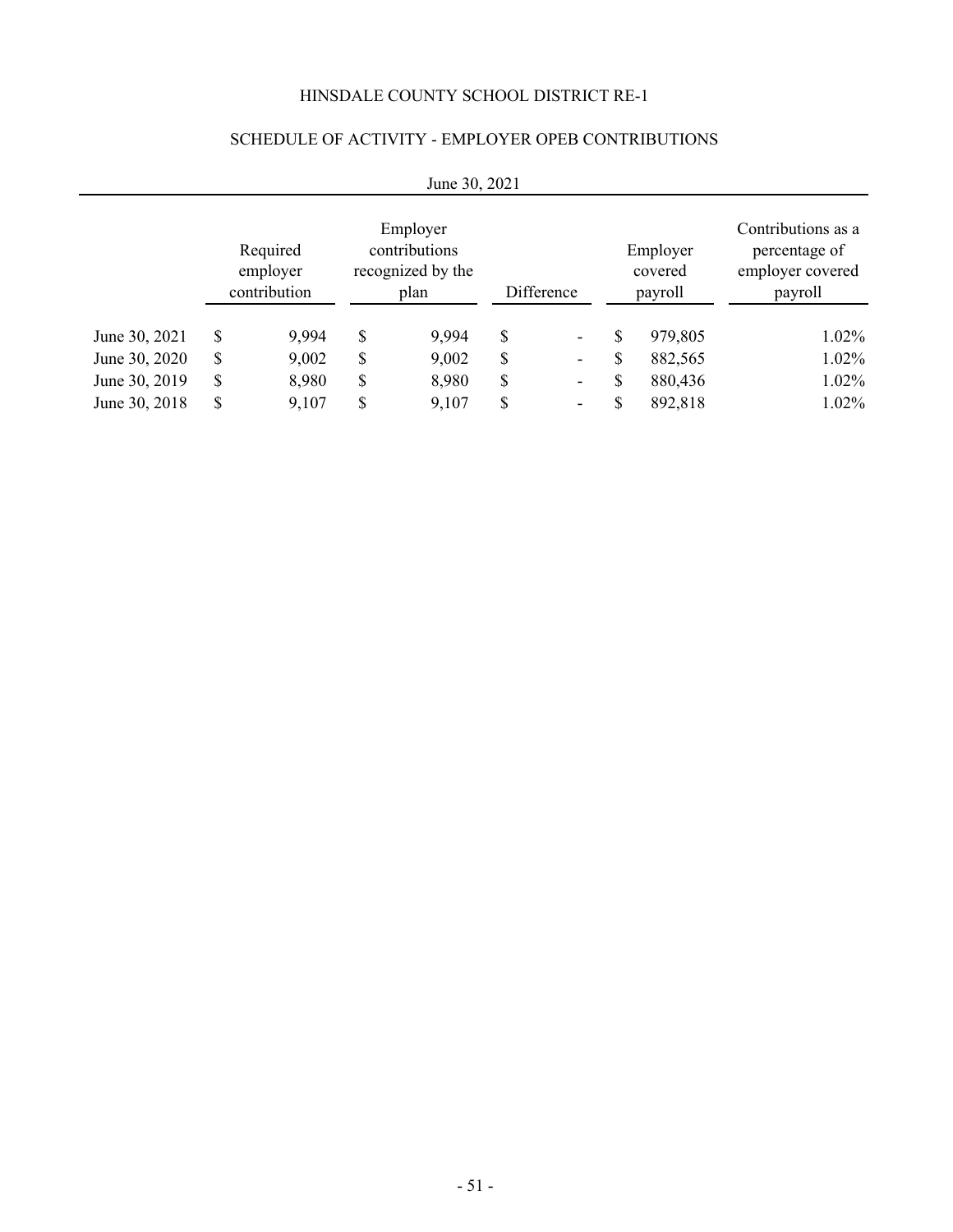HINSDALE COUNTY SCHOOL DISTRICT RE-1

SCHEDULE OF ACTIVITY - EMPLOYER OPEB CONTRIBUTIONS

June 30, 2021

| | Required employer contribution | Employer contributions recognized by the plan | Difference | Employer covered payroll | Contributions as a percentage of employer covered payroll |
|---|---|---|---|---|---|
| June 30, 2021 | $ 9,994 | $ 9,994 | $ - | $ 979,805 | 1.02% |
| June 30, 2020 | $ 9,002 | $ 9,002 | $ - | $ 882,565 | 1.02% |
| June 30, 2019 | $ 8,980 | $ 8,980 | $ - | $ 880,436 | 1.02% |
| June 30, 2018 | $ 9,107 | $ 9,107 | $ - | $ 892,818 | 1.02% |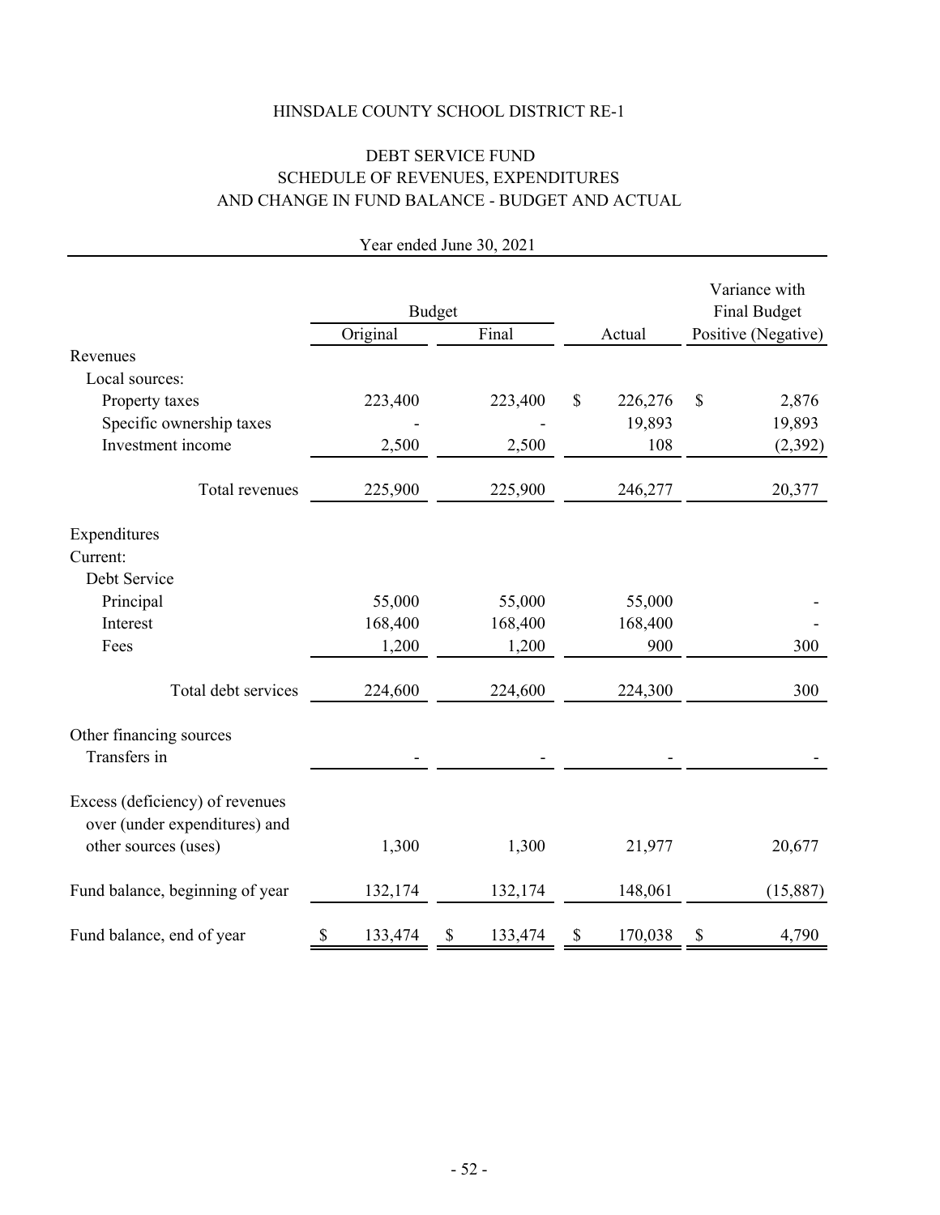# HINSDALE COUNTY SCHOOL DISTRICT RE-1

## DEBT SERVICE FUND
## SCHEDULE OF REVENUES, EXPENDITURES AND CHANGE IN FUND BALANCE - BUDGET AND ACTUAL

Year ended June 30, 2021

| | Budget | | | Variance with Final Budget |
|---|---|---|---|---|
| | Original | Final | Actual | Positive (Negative) |
| Revenues | | | | |
| Local sources: | | | | |
| Property taxes | 223,400 | 223,400 | $ 226,276 | $ 2,876 |
| Specific ownership taxes | - | - | 19,893 | 19,893 |
| Investment income | 2,500 | 2,500 | 108 | (2,392) |
| Total revenues | 225,900 | 225,900 | 246,277 | 20,377 |
| Expenditures | | | | |
| Current: | | | | |
| Debt Service | | | | |
| Principal | 55,000 | 55,000 | 55,000 | - |
| Interest | 168,400 | 168,400 | 168,400 | - |
| Fees | 1,200 | 1,200 | 900 | 300 |
| Total debt services | 224,600 | 224,600 | 224,300 | 300 |
| Other financing sources | | | | |
| Transfers in | - | - | - | - |
| Excess (deficiency) of revenues over (under expenditures) and other sources (uses) | 1,300 | 1,300 | 21,977 | 20,677 |
| Fund balance, beginning of year | 132,174 | 132,174 | 148,061 | (15,887) |
| Fund balance, end of year | $ 133,474 | $ 133,474 | $ 170,038 | $ 4,790 |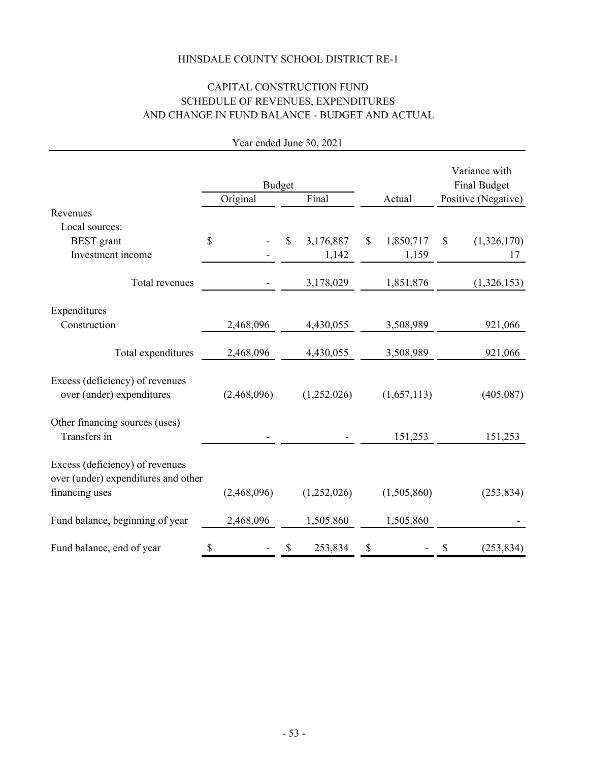# HINSDALE COUNTY SCHOOL DISTRICT RE-1

## CAPITAL CONSTRUCTION FUND
## SCHEDULE OF REVENUES, EXPENDITURES AND CHANGE IN FUND BALANCE - BUDGET AND ACTUAL

Year ended June 30, 2021

| | Budget | | | Variance with Final Budget |
|---|---|---|---|---|
| | Original | Final | Actual | Positive (Negative) |
| **Revenues** | | | | |
| Local sources: | | | | |
| BEST grant | $ - | $ 3,176,887 | $ 1,850,717 | $ (1,326,170) |
| Investment income | - | 1,142 | 1,159 | 17 |
| Total revenues | - | 3,178,029 | 1,851,876 | (1,326,153) |
| **Expenditures** | | | | |
| Construction | 2,468,096 | 4,430,055 | 3,508,989 | 921,066 |
| Total expenditures | 2,468,096 | 4,430,055 | 3,508,989 | 921,066 |
| Excess (deficiency) of revenues over (under) expenditures | (2,468,096) | (1,252,026) | (1,657,113) | (405,087) |
| **Other financing sources (uses)** | | | | |
| Transfers in | - | - | 151,253 | 151,253 |
| Excess (deficiency) of revenues over (under) expenditures and other financing uses | (2,468,096) | (1,252,026) | (1,505,860) | (253,834) |
| Fund balance, beginning of year | 2,468,096 | 1,505,860 | 1,505,860 | - |
| Fund balance, end of year | $ - | $ 253,834 | $ - | $ (253,834) |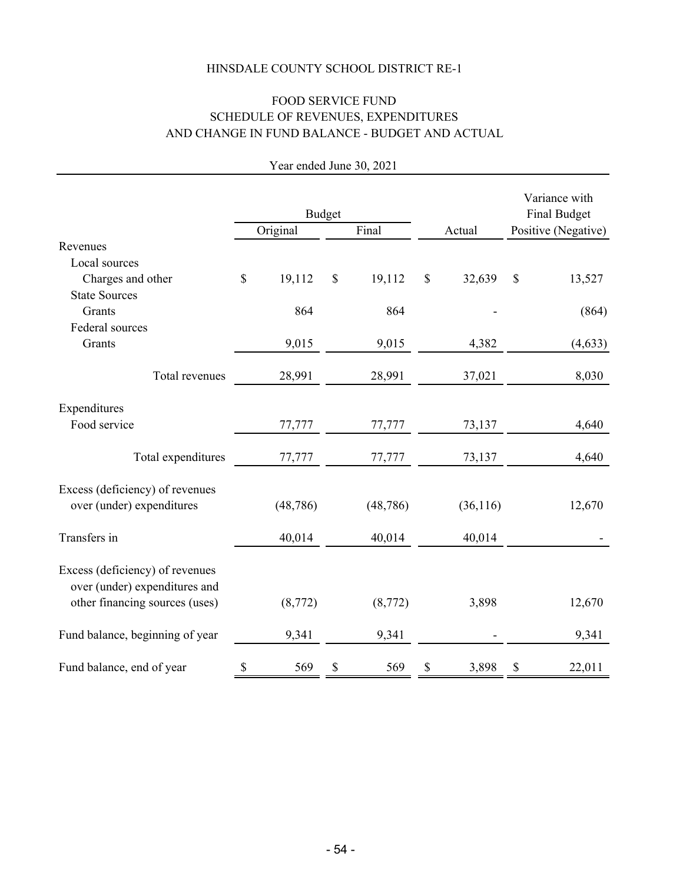# HINSDALE COUNTY SCHOOL DISTRICT RE-1

## FOOD SERVICE FUND
## SCHEDULE OF REVENUES, EXPENDITURES AND CHANGE IN FUND BALANCE - BUDGET AND ACTUAL

Year ended June 30, 2021

| | Budget | | | Variance with Final Budget |
|---|---|---|---|---|
| | Original | Final | Actual | Positive (Negative) |
| Revenues | | | | |
| Local sources | | | | |
| Charges and other | $ 19,112 | $ 19,112 | $ 32,639 | $ 13,527 |
| State Sources | | | | |
| Grants | 864 | 864 | - | (864) |
| Federal sources | | | | |
| Grants | 9,015 | 9,015 | 4,382 | (4,633) |
| Total revenues | 28,991 | 28,991 | 37,021 | 8,030 |
| Expenditures | | | | |
| Food service | 77,777 | 77,777 | 73,137 | 4,640 |
| Total expenditures | 77,777 | 77,777 | 73,137 | 4,640 |
| Excess (deficiency) of revenues over (under) expenditures | (48,786) | (48,786) | (36,116) | 12,670 |
| Transfers in | 40,014 | 40,014 | 40,014 | - |
| Excess (deficiency) of revenues over (under) expenditures and other financing sources (uses) | (8,772) | (8,772) | 3,898 | 12,670 |
| Fund balance, beginning of year | 9,341 | 9,341 | - | 9,341 |
| Fund balance, end of year | $ 569 | $ 569 | $ 3,898 | $ 22,011 |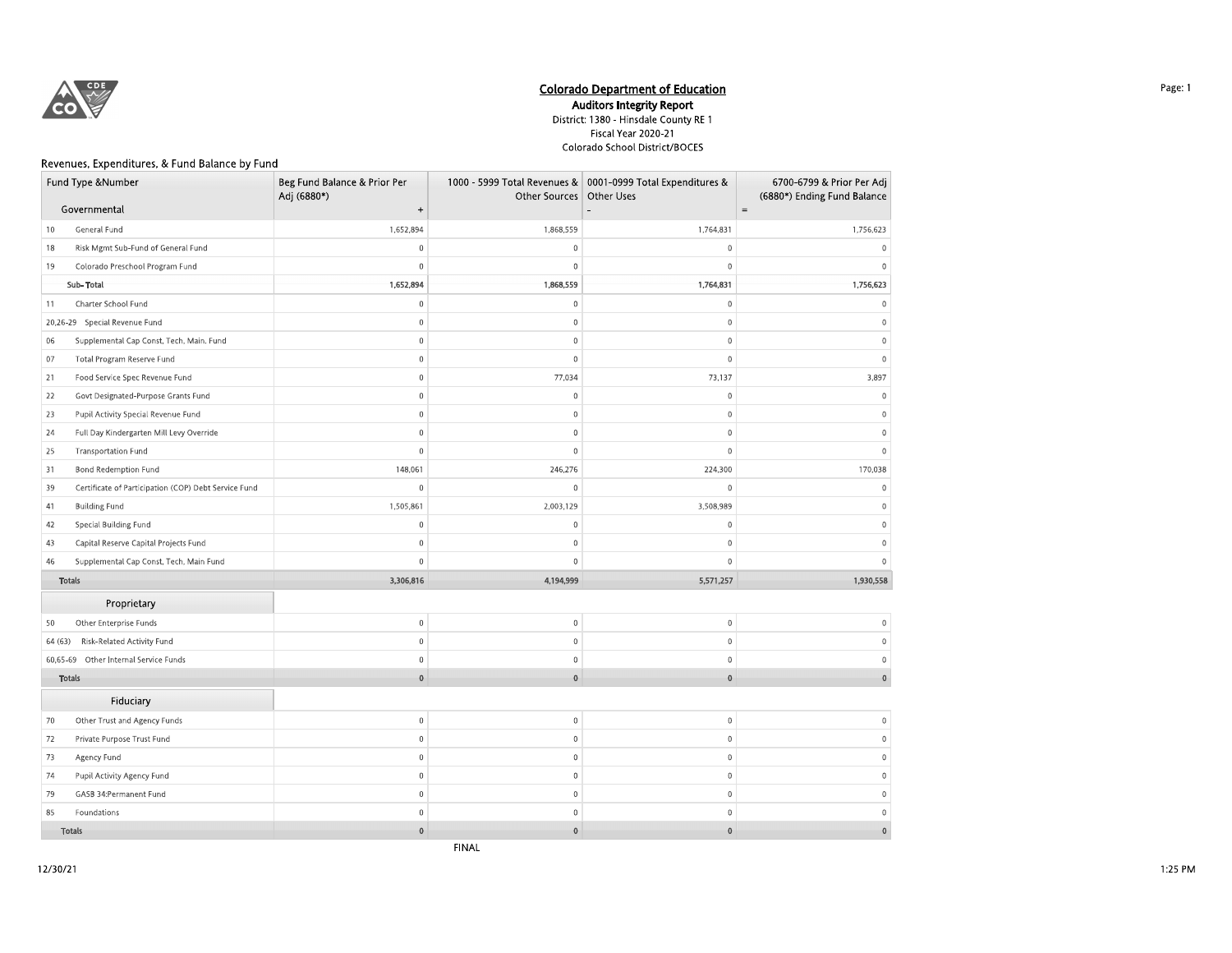# Colorado Department of Education

**Auditors Integrity Report**

District: 1380 - Hinsdale County RE 1

Fiscal Year 2020-21

Colorado School District/BOCES

## Revenues, Expenditures, & Fund Balance by Fund

| Fund Type &Number | Beg Fund Balance & Prior Per Adj (6880*) + | 1000 - 5999 Total Revenues & Other Sources | 0001-0999 Total Expenditures & Other Uses - | 6700-6799 & Prior Per Adj (6880*) Ending Fund Balance = |
|---|---|---|---|---|
| **Governmental** | | | | |
| 10 General Fund | 1,652,894 | 1,868,559 | 1,764,831 | 1,756,623 |
| 18 Risk Mgmt Sub-Fund of General Fund | 0 | 0 | 0 | 0 |
| 19 Colorado Preschool Program Fund | 0 | 0 | 0 | 0 |
| Sub- Total | 1,652,894 | 1,868,559 | 1,764,831 | 1,756,623 |
| 11 Charter School Fund | 0 | 0 | 0 | 0 |
| 20,26-29 Special Revenue Fund | 0 | 0 | 0 | 0 |
| 06 Supplemental Cap Const, Tech, Main, Fund | 0 | 0 | 0 | 0 |
| 07 Total Program Reserve Fund | 0 | 0 | 0 | 0 |
| 21 Food Service Spec Revenue Fund | 0 | 77,034 | 73,137 | 3,897 |
| 22 Govt Designated-Purpose Grants Fund | 0 | 0 | 0 | 0 |
| 23 Pupil Activity Special Revenue Fund | 0 | 0 | 0 | 0 |
| 24 Full Day Kindergarten Mill Levy Override | 0 | 0 | 0 | 0 |
| 25 Transportation Fund | 0 | 0 | 0 | 0 |
| 31 Bond Redemption Fund | 148,061 | 246,276 | 224,300 | 170,038 |
| 39 Certificate of Participation (COP) Debt Service Fund | 0 | 0 | 0 | 0 |
| 41 Building Fund | 1,505,861 | 2,003,129 | 3,508,989 | 0 |
| 42 Special Building Fund | 0 | 0 | 0 | 0 |
| 43 Capital Reserve Capital Projects Fund | 0 | 0 | 0 | 0 |
| 46 Supplemental Cap Const, Tech, Main Fund | 0 | 0 | 0 | 0 |
| Totals | 3,306,816 | 4,194,999 | 5,571,257 | 1,930,558 |
| **Proprietary** | | | | |
| 50 Other Enterprise Funds | 0 | 0 | 0 | 0 |
| 64 (63) Risk-Related Activity Fund | 0 | 0 | 0 | 0 |
| 60,65-69 Other Internal Service Funds | 0 | 0 | 0 | 0 |
| Totals | 0 | 0 | 0 | 0 |
| **Fiduciary** | | | | |
| 70 Other Trust and Agency Funds | 0 | 0 | 0 | 0 |
| 72 Private Purpose Trust Fund | 0 | 0 | 0 | 0 |
| 73 Agency Fund | 0 | 0 | 0 | 0 |
| 74 Pupil Activity Agency Fund | 0 | 0 | 0 | 0 |
| 79 GASB 34:Permanent Fund | 0 | 0 | 0 | 0 |
| 85 Foundations | 0 | 0 | 0 | 0 |
| Totals | 0 | 0 | 0 | 0 |

FINAL